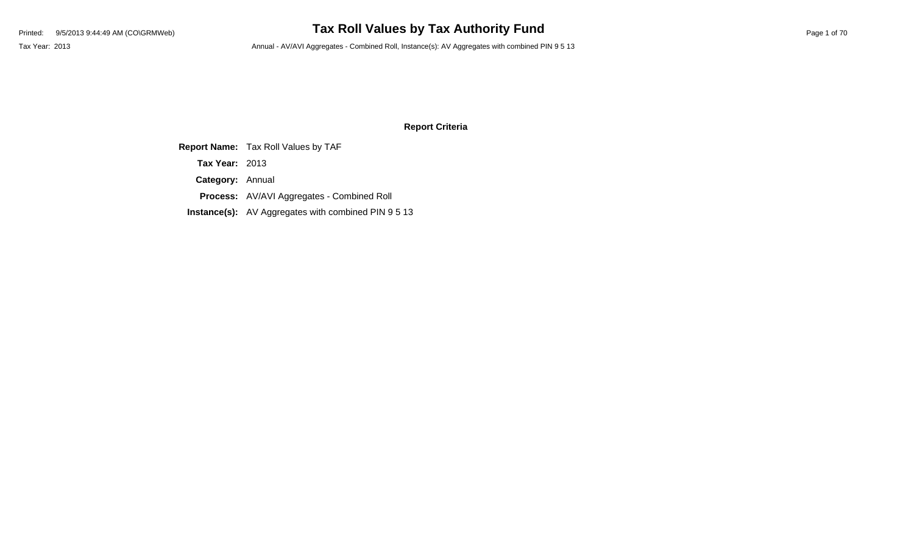# Tax Roll Values by Tax Authority Fund

Printed: 9/5/2013 9:44:49 AM (CO\GRMWeb)

Tax Year: 2013

Annual - AV/AVI Aggregates - Combined Roll, Instance(s): AV Aggregates with combined PIN 9 5 13

## Report Criteria

**Report Name:** Tax Roll Values by TAF

**Tax Year:** 2013

**Category:** Annual

**Process:** AV/AVI Aggregates - Combined Roll

**Instance(s):** AV Aggregates with combined PIN 9 5 13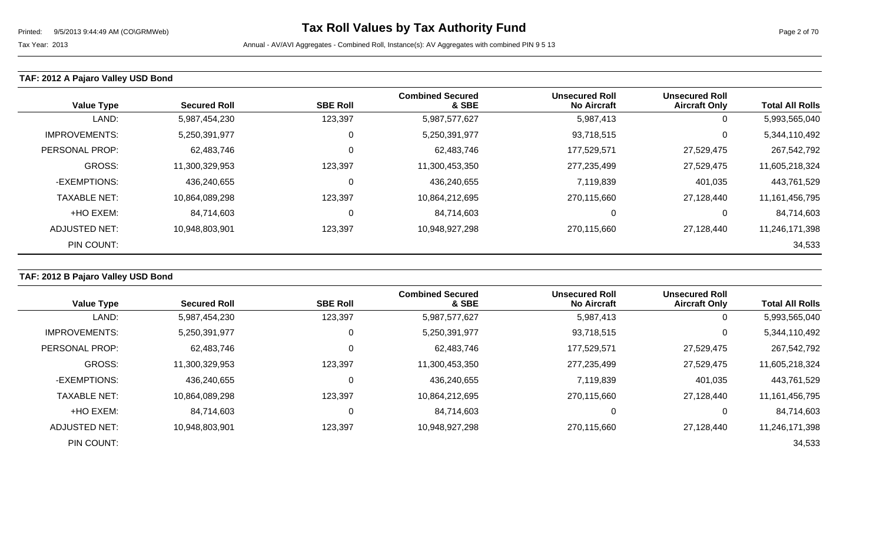## TAF: 2012 A Pajaro Valley USD Bond

| Value Type | Secured Roll | SBE Roll | Combined Secured & SBE | Unsecured Roll No Aircraft | Unsecured Roll Aircraft Only | Total All Rolls |
|---|---|---|---|---|---|---|
| LAND: | 5,987,454,230 | 123,397 | 5,987,577,627 | 5,987,413 | 0 | 5,993,565,040 |
| IMPROVEMENTS: | 5,250,391,977 | 0 | 5,250,391,977 | 93,718,515 | 0 | 5,344,110,492 |
| PERSONAL PROP: | 62,483,746 | 0 | 62,483,746 | 177,529,571 | 27,529,475 | 267,542,792 |
| GROSS: | 11,300,329,953 | 123,397 | 11,300,453,350 | 277,235,499 | 27,529,475 | 11,605,218,324 |
| -EXEMPTIONS: | 436,240,655 | 0 | 436,240,655 | 7,119,839 | 401,035 | 443,761,529 |
| TAXABLE NET: | 10,864,089,298 | 123,397 | 10,864,212,695 | 270,115,660 | 27,128,440 | 11,161,456,795 |
| +HO EXEM: | 84,714,603 | 0 | 84,714,603 | 0 | 0 | 84,714,603 |
| ADJUSTED NET: | 10,948,803,901 | 123,397 | 10,948,927,298 | 270,115,660 | 27,128,440 | 11,246,171,398 |
| PIN COUNT: | | | | | | 34,533 |

## TAF: 2012 B Pajaro Valley USD Bond

| Value Type | Secured Roll | SBE Roll | Combined Secured & SBE | Unsecured Roll No Aircraft | Unsecured Roll Aircraft Only | Total All Rolls |
|---|---|---|---|---|---|---|
| LAND: | 5,987,454,230 | 123,397 | 5,987,577,627 | 5,987,413 | 0 | 5,993,565,040 |
| IMPROVEMENTS: | 5,250,391,977 | 0 | 5,250,391,977 | 93,718,515 | 0 | 5,344,110,492 |
| PERSONAL PROP: | 62,483,746 | 0 | 62,483,746 | 177,529,571 | 27,529,475 | 267,542,792 |
| GROSS: | 11,300,329,953 | 123,397 | 11,300,453,350 | 277,235,499 | 27,529,475 | 11,605,218,324 |
| -EXEMPTIONS: | 436,240,655 | 0 | 436,240,655 | 7,119,839 | 401,035 | 443,761,529 |
| TAXABLE NET: | 10,864,089,298 | 123,397 | 10,864,212,695 | 270,115,660 | 27,128,440 | 11,161,456,795 |
| +HO EXEM: | 84,714,603 | 0 | 84,714,603 | 0 | 0 | 84,714,603 |
| ADJUSTED NET: | 10,948,803,901 | 123,397 | 10,948,927,298 | 270,115,660 | 27,128,440 | 11,246,171,398 |
| PIN COUNT: | | | | | | 34,533 |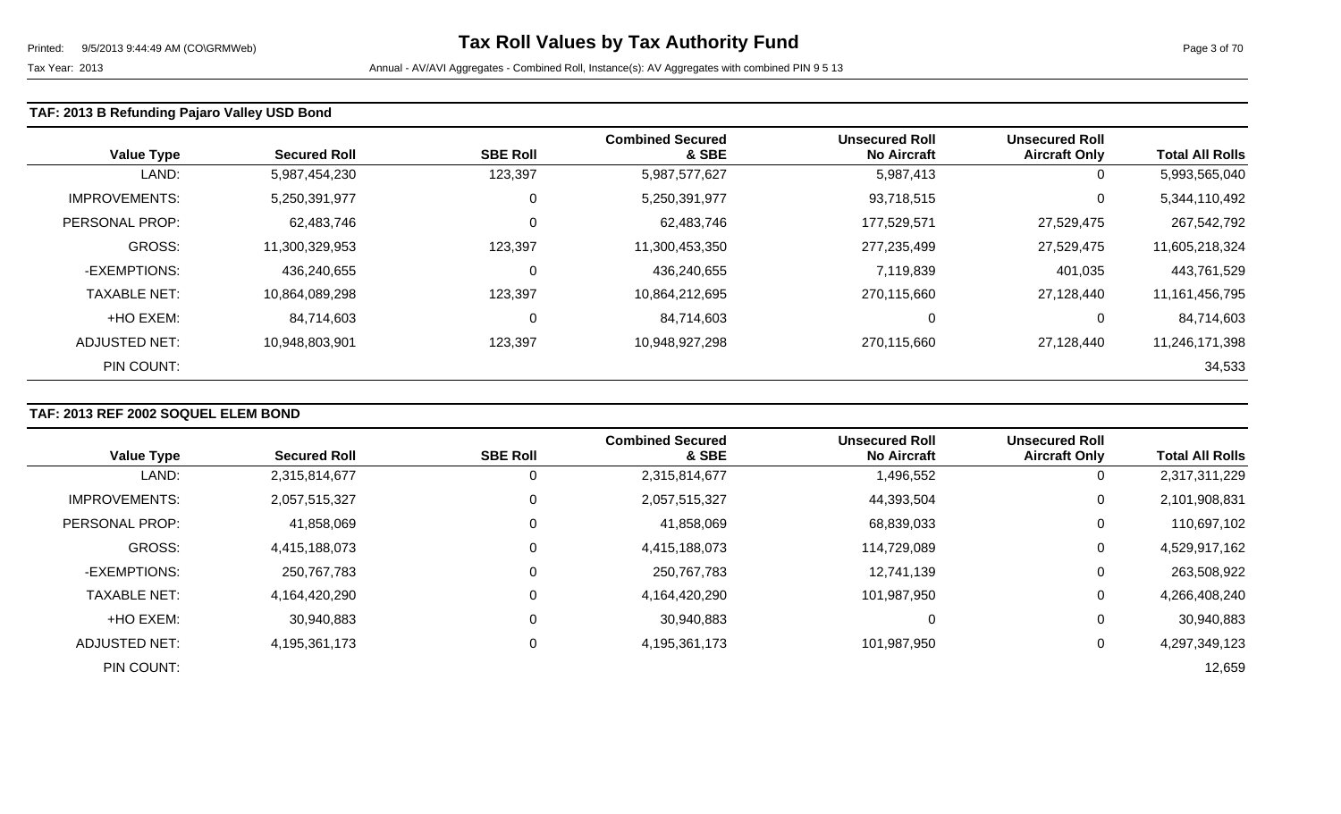### TAF: 2013 B Refunding Pajaro Valley USD Bond

| Value Type | Secured Roll | SBE Roll | Combined Secured & SBE | Unsecured Roll No Aircraft | Unsecured Roll Aircraft Only | Total All Rolls |
|---|---|---|---|---|---|---|
| LAND: | 5,987,454,230 | 123,397 | 5,987,577,627 | 5,987,413 | 0 | 5,993,565,040 |
| IMPROVEMENTS: | 5,250,391,977 | 0 | 5,250,391,977 | 93,718,515 | 0 | 5,344,110,492 |
| PERSONAL PROP: | 62,483,746 | 0 | 62,483,746 | 177,529,571 | 27,529,475 | 267,542,792 |
| GROSS: | 11,300,329,953 | 123,397 | 11,300,453,350 | 277,235,499 | 27,529,475 | 11,605,218,324 |
| -EXEMPTIONS: | 436,240,655 | 0 | 436,240,655 | 7,119,839 | 401,035 | 443,761,529 |
| TAXABLE NET: | 10,864,089,298 | 123,397 | 10,864,212,695 | 270,115,660 | 27,128,440 | 11,161,456,795 |
| +HO EXEM: | 84,714,603 | 0 | 84,714,603 | 0 | 0 | 84,714,603 |
| ADJUSTED NET: | 10,948,803,901 | 123,397 | 10,948,927,298 | 270,115,660 | 27,128,440 | 11,246,171,398 |
| PIN COUNT: | | | | | | 34,533 |

### TAF: 2013 REF 2002 SOQUEL ELEM BOND

| Value Type | Secured Roll | SBE Roll | Combined Secured & SBE | Unsecured Roll No Aircraft | Unsecured Roll Aircraft Only | Total All Rolls |
|---|---|---|---|---|---|---|
| LAND: | 2,315,814,677 | 0 | 2,315,814,677 | 1,496,552 | 0 | 2,317,311,229 |
| IMPROVEMENTS: | 2,057,515,327 | 0 | 2,057,515,327 | 44,393,504 | 0 | 2,101,908,831 |
| PERSONAL PROP: | 41,858,069 | 0 | 41,858,069 | 68,839,033 | 0 | 110,697,102 |
| GROSS: | 4,415,188,073 | 0 | 4,415,188,073 | 114,729,089 | 0 | 4,529,917,162 |
| -EXEMPTIONS: | 250,767,783 | 0 | 250,767,783 | 12,741,139 | 0 | 263,508,922 |
| TAXABLE NET: | 4,164,420,290 | 0 | 4,164,420,290 | 101,987,950 | 0 | 4,266,408,240 |
| +HO EXEM: | 30,940,883 | 0 | 30,940,883 | 0 | 0 | 30,940,883 |
| ADJUSTED NET: | 4,195,361,173 | 0 | 4,195,361,173 | 101,987,950 | 0 | 4,297,349,123 |
| PIN COUNT: | | | | | | 12,659 |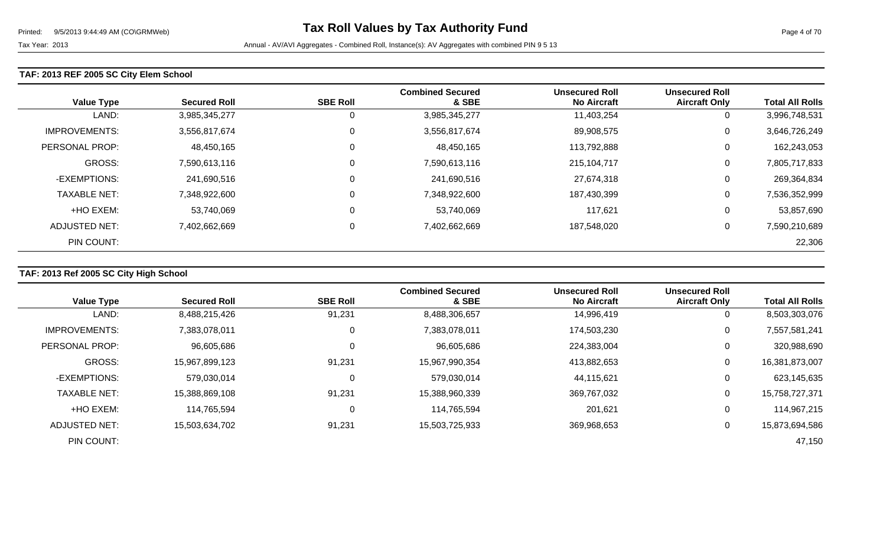## TAF: 2013 REF 2005 SC City Elem School

| Value Type | Secured Roll | SBE Roll | Combined Secured & SBE | Unsecured Roll No Aircraft | Unsecured Roll Aircraft Only | Total All Rolls |
|---|---|---|---|---|---|---|
| LAND: | 3,985,345,277 | 0 | 3,985,345,277 | 11,403,254 | 0 | 3,996,748,531 |
| IMPROVEMENTS: | 3,556,817,674 | 0 | 3,556,817,674 | 89,908,575 | 0 | 3,646,726,249 |
| PERSONAL PROP: | 48,450,165 | 0 | 48,450,165 | 113,792,888 | 0 | 162,243,053 |
| GROSS: | 7,590,613,116 | 0 | 7,590,613,116 | 215,104,717 | 0 | 7,805,717,833 |
| -EXEMPTIONS: | 241,690,516 | 0 | 241,690,516 | 27,674,318 | 0 | 269,364,834 |
| TAXABLE NET: | 7,348,922,600 | 0 | 7,348,922,600 | 187,430,399 | 0 | 7,536,352,999 |
| +HO EXEM: | 53,740,069 | 0 | 53,740,069 | 117,621 | 0 | 53,857,690 |
| ADJUSTED NET: | 7,402,662,669 | 0 | 7,402,662,669 | 187,548,020 | 0 | 7,590,210,689 |
| PIN COUNT: | | | | | | 22,306 |

## TAF: 2013 Ref 2005 SC City High School

| Value Type | Secured Roll | SBE Roll | Combined Secured & SBE | Unsecured Roll No Aircraft | Unsecured Roll Aircraft Only | Total All Rolls |
|---|---|---|---|---|---|---|
| LAND: | 8,488,215,426 | 91,231 | 8,488,306,657 | 14,996,419 | 0 | 8,503,303,076 |
| IMPROVEMENTS: | 7,383,078,011 | 0 | 7,383,078,011 | 174,503,230 | 0 | 7,557,581,241 |
| PERSONAL PROP: | 96,605,686 | 0 | 96,605,686 | 224,383,004 | 0 | 320,988,690 |
| GROSS: | 15,967,899,123 | 91,231 | 15,967,990,354 | 413,882,653 | 0 | 16,381,873,007 |
| -EXEMPTIONS: | 579,030,014 | 0 | 579,030,014 | 44,115,621 | 0 | 623,145,635 |
| TAXABLE NET: | 15,388,869,108 | 91,231 | 15,388,960,339 | 369,767,032 | 0 | 15,758,727,371 |
| +HO EXEM: | 114,765,594 | 0 | 114,765,594 | 201,621 | 0 | 114,967,215 |
| ADJUSTED NET: | 15,503,634,702 | 91,231 | 15,503,725,933 | 369,968,653 | 0 | 15,873,694,586 |
| PIN COUNT: | | | | | | 47,150 |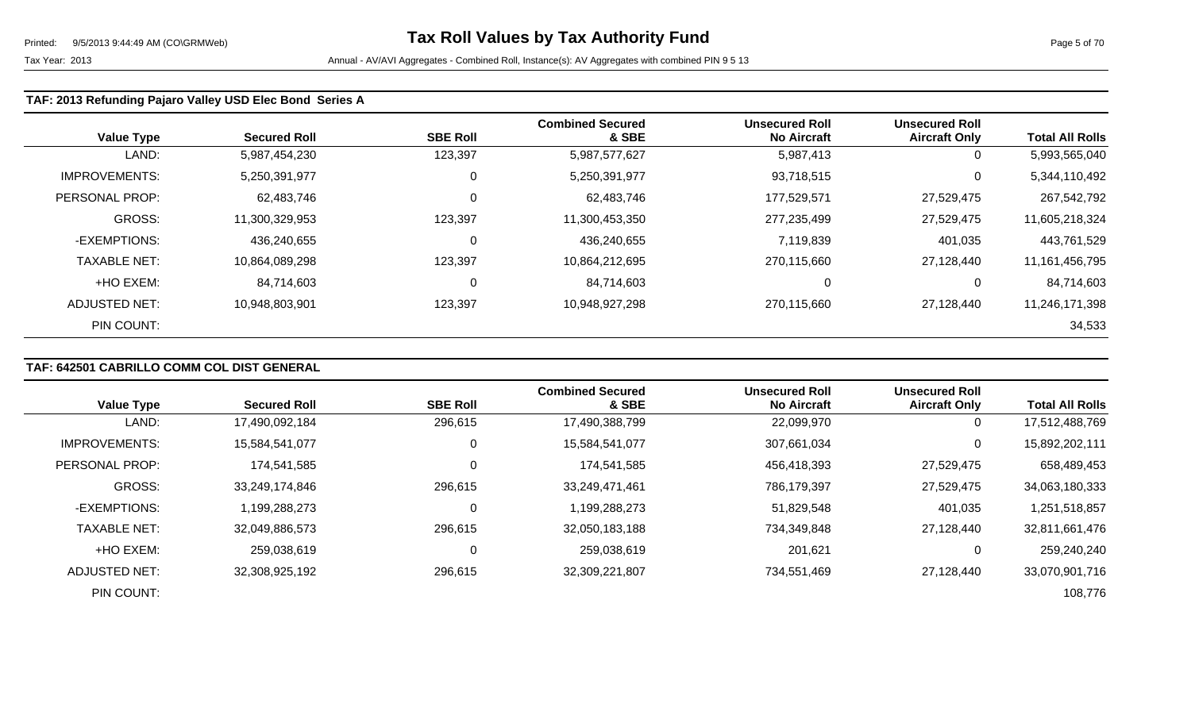### TAF: 2013 Refunding Pajaro Valley USD Elec Bond Series A

| Value Type | Secured Roll | SBE Roll | Combined Secured & SBE | Unsecured Roll No Aircraft | Unsecured Roll Aircraft Only | Total All Rolls |
|---|---|---|---|---|---|---|
| LAND: | 5,987,454,230 | 123,397 | 5,987,577,627 | 5,987,413 | 0 | 5,993,565,040 |
| IMPROVEMENTS: | 5,250,391,977 | 0 | 5,250,391,977 | 93,718,515 | 0 | 5,344,110,492 |
| PERSONAL PROP: | 62,483,746 | 0 | 62,483,746 | 177,529,571 | 27,529,475 | 267,542,792 |
| GROSS: | 11,300,329,953 | 123,397 | 11,300,453,350 | 277,235,499 | 27,529,475 | 11,605,218,324 |
| -EXEMPTIONS: | 436,240,655 | 0 | 436,240,655 | 7,119,839 | 401,035 | 443,761,529 |
| TAXABLE NET: | 10,864,089,298 | 123,397 | 10,864,212,695 | 270,115,660 | 27,128,440 | 11,161,456,795 |
| +HO EXEM: | 84,714,603 | 0 | 84,714,603 | 0 | 0 | 84,714,603 |
| ADJUSTED NET: | 10,948,803,901 | 123,397 | 10,948,927,298 | 270,115,660 | 27,128,440 | 11,246,171,398 |
| PIN COUNT: | | | | | | 34,533 |

### TAF: 642501 CABRILLO COMM COL DIST GENERAL

| Value Type | Secured Roll | SBE Roll | Combined Secured & SBE | Unsecured Roll No Aircraft | Unsecured Roll Aircraft Only | Total All Rolls |
|---|---|---|---|---|---|---|
| LAND: | 17,490,092,184 | 296,615 | 17,490,388,799 | 22,099,970 | 0 | 17,512,488,769 |
| IMPROVEMENTS: | 15,584,541,077 | 0 | 15,584,541,077 | 307,661,034 | 0 | 15,892,202,111 |
| PERSONAL PROP: | 174,541,585 | 0 | 174,541,585 | 456,418,393 | 27,529,475 | 658,489,453 |
| GROSS: | 33,249,174,846 | 296,615 | 33,249,471,461 | 786,179,397 | 27,529,475 | 34,063,180,333 |
| -EXEMPTIONS: | 1,199,288,273 | 0 | 1,199,288,273 | 51,829,548 | 401,035 | 1,251,518,857 |
| TAXABLE NET: | 32,049,886,573 | 296,615 | 32,050,183,188 | 734,349,848 | 27,128,440 | 32,811,661,476 |
| +HO EXEM: | 259,038,619 | 0 | 259,038,619 | 201,621 | 0 | 259,240,240 |
| ADJUSTED NET: | 32,308,925,192 | 296,615 | 32,309,221,807 | 734,551,469 | 27,128,440 | 33,070,901,716 |
| PIN COUNT: | | | | | | 108,776 |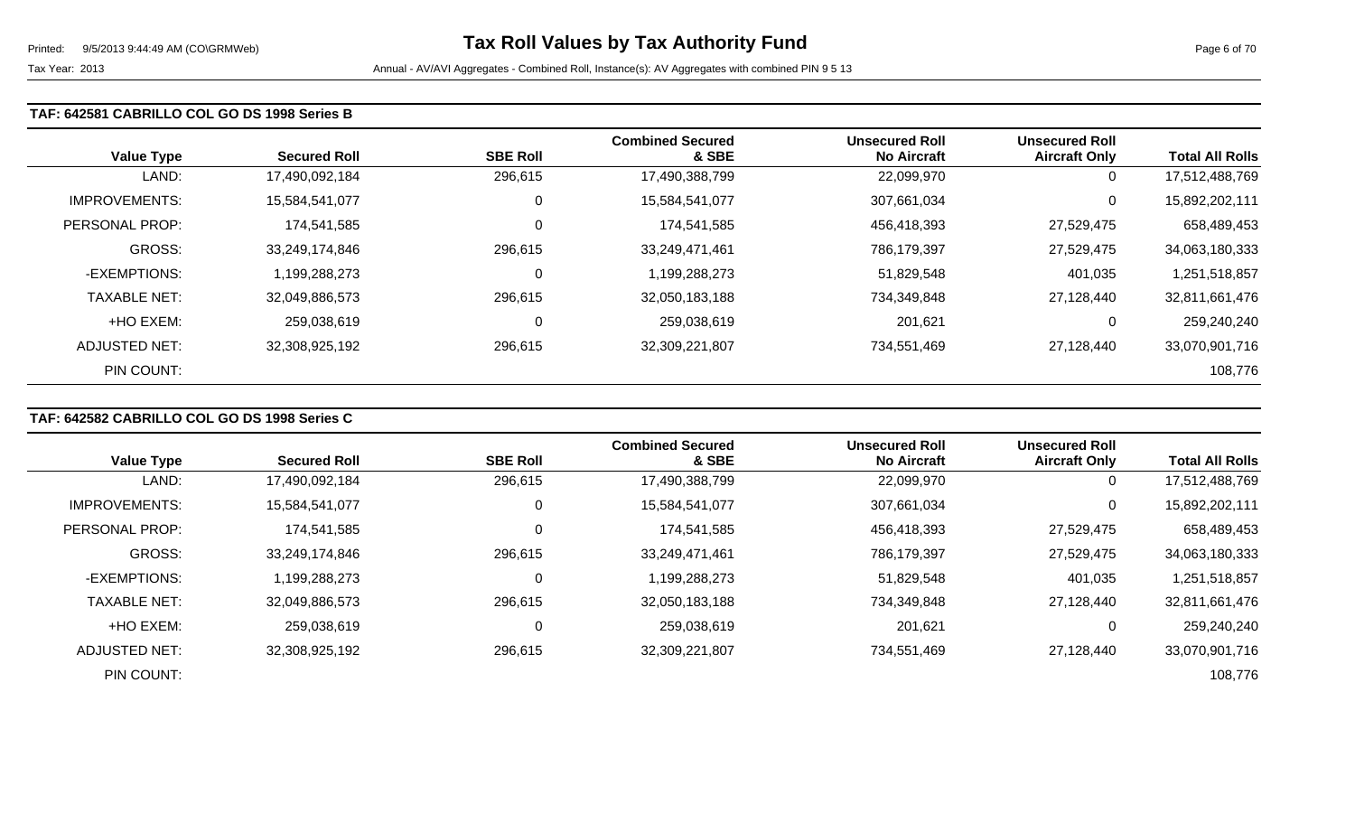## TAF: 642581 CABRILLO COL GO DS 1998 Series B

| Value Type | Secured Roll | SBE Roll | Combined Secured & SBE | Unsecured Roll No Aircraft | Unsecured Roll Aircraft Only | Total All Rolls |
|---|---|---|---|---|---|---|
| LAND: | 17,490,092,184 | 296,615 | 17,490,388,799 | 22,099,970 | 0 | 17,512,488,769 |
| IMPROVEMENTS: | 15,584,541,077 | 0 | 15,584,541,077 | 307,661,034 | 0 | 15,892,202,111 |
| PERSONAL PROP: | 174,541,585 | 0 | 174,541,585 | 456,418,393 | 27,529,475 | 658,489,453 |
| GROSS: | 33,249,174,846 | 296,615 | 33,249,471,461 | 786,179,397 | 27,529,475 | 34,063,180,333 |
| -EXEMPTIONS: | 1,199,288,273 | 0 | 1,199,288,273 | 51,829,548 | 401,035 | 1,251,518,857 |
| TAXABLE NET: | 32,049,886,573 | 296,615 | 32,050,183,188 | 734,349,848 | 27,128,440 | 32,811,661,476 |
| +HO EXEM: | 259,038,619 | 0 | 259,038,619 | 201,621 | 0 | 259,240,240 |
| ADJUSTED NET: | 32,308,925,192 | 296,615 | 32,309,221,807 | 734,551,469 | 27,128,440 | 33,070,901,716 |
| PIN COUNT: | | | | | | 108,776 |

## TAF: 642582 CABRILLO COL GO DS 1998 Series C

| Value Type | Secured Roll | SBE Roll | Combined Secured & SBE | Unsecured Roll No Aircraft | Unsecured Roll Aircraft Only | Total All Rolls |
|---|---|---|---|---|---|---|
| LAND: | 17,490,092,184 | 296,615 | 17,490,388,799 | 22,099,970 | 0 | 17,512,488,769 |
| IMPROVEMENTS: | 15,584,541,077 | 0 | 15,584,541,077 | 307,661,034 | 0 | 15,892,202,111 |
| PERSONAL PROP: | 174,541,585 | 0 | 174,541,585 | 456,418,393 | 27,529,475 | 658,489,453 |
| GROSS: | 33,249,174,846 | 296,615 | 33,249,471,461 | 786,179,397 | 27,529,475 | 34,063,180,333 |
| -EXEMPTIONS: | 1,199,288,273 | 0 | 1,199,288,273 | 51,829,548 | 401,035 | 1,251,518,857 |
| TAXABLE NET: | 32,049,886,573 | 296,615 | 32,050,183,188 | 734,349,848 | 27,128,440 | 32,811,661,476 |
| +HO EXEM: | 259,038,619 | 0 | 259,038,619 | 201,621 | 0 | 259,240,240 |
| ADJUSTED NET: | 32,308,925,192 | 296,615 | 32,309,221,807 | 734,551,469 | 27,128,440 | 33,070,901,716 |
| PIN COUNT: | | | | | | 108,776 |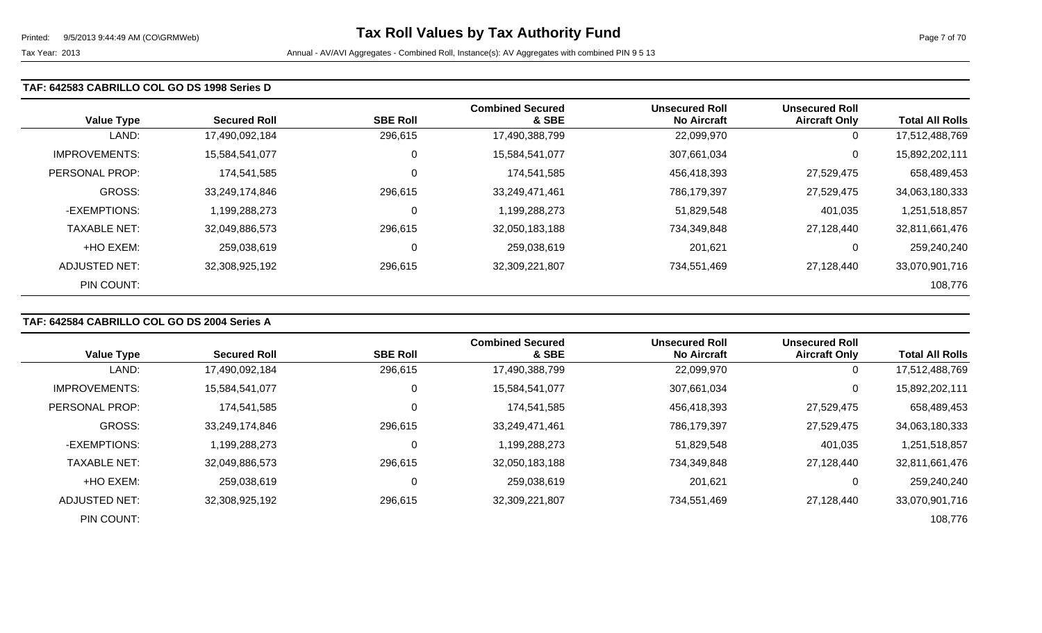# Tax Roll Values by Tax Authority Fund

Tax Year: 2013

Annual - AV/AVI Aggregates - Combined Roll, Instance(s): AV Aggregates with combined PIN 9 5 13

## TAF: 642583 CABRILLO COL GO DS 1998 Series D

| Value Type | Secured Roll | SBE Roll | Combined Secured & SBE | Unsecured Roll No Aircraft | Unsecured Roll Aircraft Only | Total All Rolls |
|---|---|---|---|---|---|---|
| LAND: | 17,490,092,184 | 296,615 | 17,490,388,799 | 22,099,970 | 0 | 17,512,488,769 |
| IMPROVEMENTS: | 15,584,541,077 | 0 | 15,584,541,077 | 307,661,034 | 0 | 15,892,202,111 |
| PERSONAL PROP: | 174,541,585 | 0 | 174,541,585 | 456,418,393 | 27,529,475 | 658,489,453 |
| GROSS: | 33,249,174,846 | 296,615 | 33,249,471,461 | 786,179,397 | 27,529,475 | 34,063,180,333 |
| -EXEMPTIONS: | 1,199,288,273 | 0 | 1,199,288,273 | 51,829,548 | 401,035 | 1,251,518,857 |
| TAXABLE NET: | 32,049,886,573 | 296,615 | 32,050,183,188 | 734,349,848 | 27,128,440 | 32,811,661,476 |
| +HO EXEM: | 259,038,619 | 0 | 259,038,619 | 201,621 | 0 | 259,240,240 |
| ADJUSTED NET: | 32,308,925,192 | 296,615 | 32,309,221,807 | 734,551,469 | 27,128,440 | 33,070,901,716 |
| PIN COUNT: | | | | | | 108,776 |

## TAF: 642584 CABRILLO COL GO DS 2004 Series A

| Value Type | Secured Roll | SBE Roll | Combined Secured & SBE | Unsecured Roll No Aircraft | Unsecured Roll Aircraft Only | Total All Rolls |
|---|---|---|---|---|---|---|
| LAND: | 17,490,092,184 | 296,615 | 17,490,388,799 | 22,099,970 | 0 | 17,512,488,769 |
| IMPROVEMENTS: | 15,584,541,077 | 0 | 15,584,541,077 | 307,661,034 | 0 | 15,892,202,111 |
| PERSONAL PROP: | 174,541,585 | 0 | 174,541,585 | 456,418,393 | 27,529,475 | 658,489,453 |
| GROSS: | 33,249,174,846 | 296,615 | 33,249,471,461 | 786,179,397 | 27,529,475 | 34,063,180,333 |
| -EXEMPTIONS: | 1,199,288,273 | 0 | 1,199,288,273 | 51,829,548 | 401,035 | 1,251,518,857 |
| TAXABLE NET: | 32,049,886,573 | 296,615 | 32,050,183,188 | 734,349,848 | 27,128,440 | 32,811,661,476 |
| +HO EXEM: | 259,038,619 | 0 | 259,038,619 | 201,621 | 0 | 259,240,240 |
| ADJUSTED NET: | 32,308,925,192 | 296,615 | 32,309,221,807 | 734,551,469 | 27,128,440 | 33,070,901,716 |
| PIN COUNT: | | | | | | 108,776 |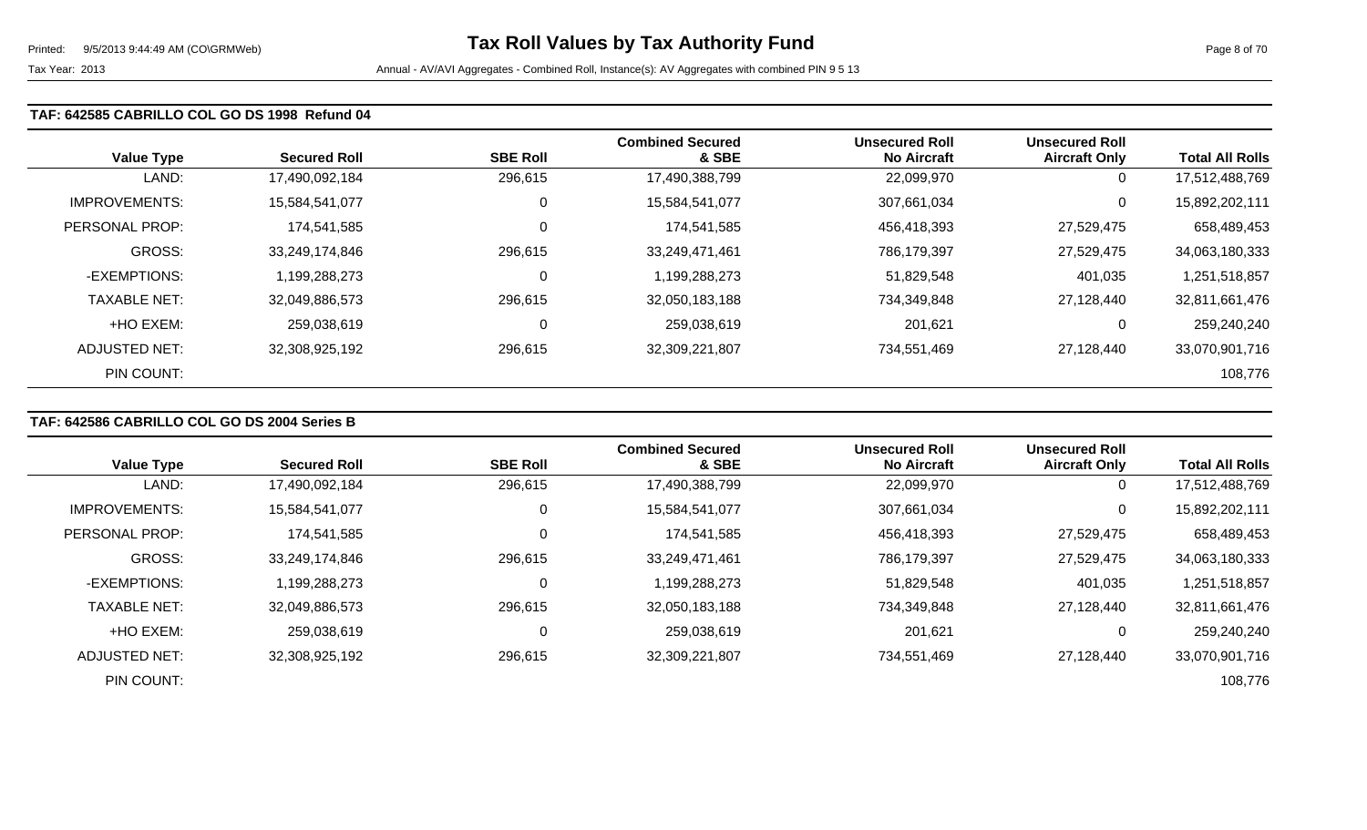### TAF: 642585 CABRILLO COL GO DS 1998 Refund 04

| Value Type | Secured Roll | SBE Roll | Combined Secured & SBE | Unsecured Roll No Aircraft | Unsecured Roll Aircraft Only | Total All Rolls |
|---|---|---|---|---|---|---|
| LAND: | 17,490,092,184 | 296,615 | 17,490,388,799 | 22,099,970 | 0 | 17,512,488,769 |
| IMPROVEMENTS: | 15,584,541,077 | 0 | 15,584,541,077 | 307,661,034 | 0 | 15,892,202,111 |
| PERSONAL PROP: | 174,541,585 | 0 | 174,541,585 | 456,418,393 | 27,529,475 | 658,489,453 |
| GROSS: | 33,249,174,846 | 296,615 | 33,249,471,461 | 786,179,397 | 27,529,475 | 34,063,180,333 |
| -EXEMPTIONS: | 1,199,288,273 | 0 | 1,199,288,273 | 51,829,548 | 401,035 | 1,251,518,857 |
| TAXABLE NET: | 32,049,886,573 | 296,615 | 32,050,183,188 | 734,349,848 | 27,128,440 | 32,811,661,476 |
| +HO EXEM: | 259,038,619 | 0 | 259,038,619 | 201,621 | 0 | 259,240,240 |
| ADJUSTED NET: | 32,308,925,192 | 296,615 | 32,309,221,807 | 734,551,469 | 27,128,440 | 33,070,901,716 |
| PIN COUNT: | | | | | | 108,776 |

### TAF: 642586 CABRILLO COL GO DS 2004 Series B

| Value Type | Secured Roll | SBE Roll | Combined Secured & SBE | Unsecured Roll No Aircraft | Unsecured Roll Aircraft Only | Total All Rolls |
|---|---|---|---|---|---|---|
| LAND: | 17,490,092,184 | 296,615 | 17,490,388,799 | 22,099,970 | 0 | 17,512,488,769 |
| IMPROVEMENTS: | 15,584,541,077 | 0 | 15,584,541,077 | 307,661,034 | 0 | 15,892,202,111 |
| PERSONAL PROP: | 174,541,585 | 0 | 174,541,585 | 456,418,393 | 27,529,475 | 658,489,453 |
| GROSS: | 33,249,174,846 | 296,615 | 33,249,471,461 | 786,179,397 | 27,529,475 | 34,063,180,333 |
| -EXEMPTIONS: | 1,199,288,273 | 0 | 1,199,288,273 | 51,829,548 | 401,035 | 1,251,518,857 |
| TAXABLE NET: | 32,049,886,573 | 296,615 | 32,050,183,188 | 734,349,848 | 27,128,440 | 32,811,661,476 |
| +HO EXEM: | 259,038,619 | 0 | 259,038,619 | 201,621 | 0 | 259,240,240 |
| ADJUSTED NET: | 32,308,925,192 | 296,615 | 32,309,221,807 | 734,551,469 | 27,128,440 | 33,070,901,716 |
| PIN COUNT: | | | | | | 108,776 |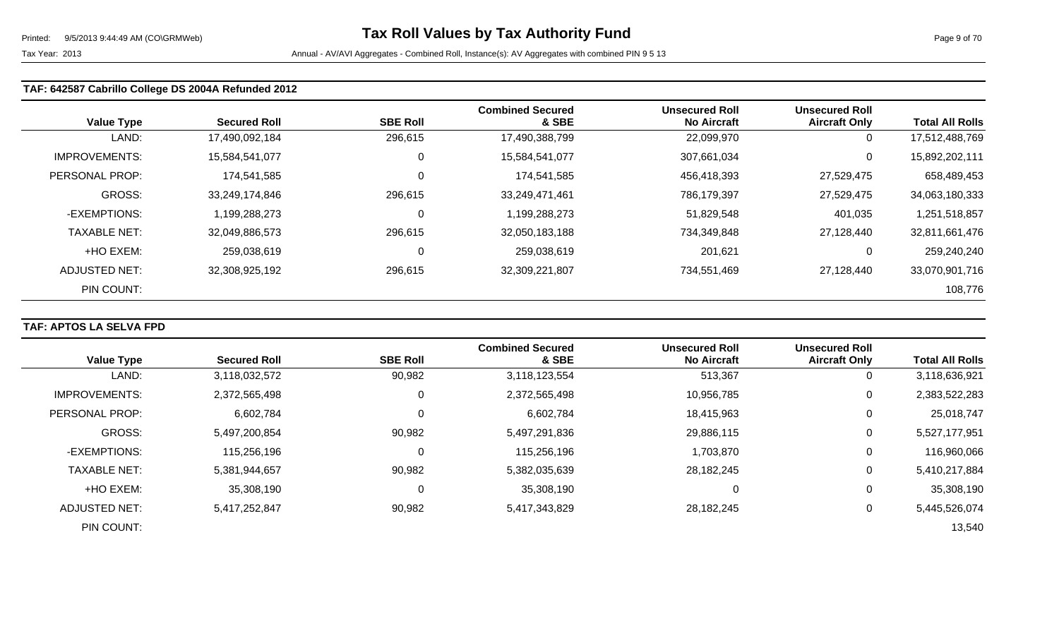# Tax Roll Values by Tax Authority Fund

Tax Year: 2013

Annual - AV/AVI Aggregates - Combined Roll, Instance(s): AV Aggregates with combined PIN 9 5 13

## TAF: 642587 Cabrillo College DS 2004A Refunded 2012

| Value Type | Secured Roll | SBE Roll | Combined Secured & SBE | Unsecured Roll No Aircraft | Unsecured Roll Aircraft Only | Total All Rolls |
|---|---|---|---|---|---|---|
| LAND: | 17,490,092,184 | 296,615 | 17,490,388,799 | 22,099,970 | 0 | 17,512,488,769 |
| IMPROVEMENTS: | 15,584,541,077 | 0 | 15,584,541,077 | 307,661,034 | 0 | 15,892,202,111 |
| PERSONAL PROP: | 174,541,585 | 0 | 174,541,585 | 456,418,393 | 27,529,475 | 658,489,453 |
| GROSS: | 33,249,174,846 | 296,615 | 33,249,471,461 | 786,179,397 | 27,529,475 | 34,063,180,333 |
| -EXEMPTIONS: | 1,199,288,273 | 0 | 1,199,288,273 | 51,829,548 | 401,035 | 1,251,518,857 |
| TAXABLE NET: | 32,049,886,573 | 296,615 | 32,050,183,188 | 734,349,848 | 27,128,440 | 32,811,661,476 |
| +HO EXEM: | 259,038,619 | 0 | 259,038,619 | 201,621 | 0 | 259,240,240 |
| ADJUSTED NET: | 32,308,925,192 | 296,615 | 32,309,221,807 | 734,551,469 | 27,128,440 | 33,070,901,716 |
| PIN COUNT: | | | | | | 108,776 |

## TAF: APTOS LA SELVA FPD

| Value Type | Secured Roll | SBE Roll | Combined Secured & SBE | Unsecured Roll No Aircraft | Unsecured Roll Aircraft Only | Total All Rolls |
|---|---|---|---|---|---|---|
| LAND: | 3,118,032,572 | 90,982 | 3,118,123,554 | 513,367 | 0 | 3,118,636,921 |
| IMPROVEMENTS: | 2,372,565,498 | 0 | 2,372,565,498 | 10,956,785 | 0 | 2,383,522,283 |
| PERSONAL PROP: | 6,602,784 | 0 | 6,602,784 | 18,415,963 | 0 | 25,018,747 |
| GROSS: | 5,497,200,854 | 90,982 | 5,497,291,836 | 29,886,115 | 0 | 5,527,177,951 |
| -EXEMPTIONS: | 115,256,196 | 0 | 115,256,196 | 1,703,870 | 0 | 116,960,066 |
| TAXABLE NET: | 5,381,944,657 | 90,982 | 5,382,035,639 | 28,182,245 | 0 | 5,410,217,884 |
| +HO EXEM: | 35,308,190 | 0 | 35,308,190 | 0 | 0 | 35,308,190 |
| ADJUSTED NET: | 5,417,252,847 | 90,982 | 5,417,343,829 | 28,182,245 | 0 | 5,445,526,074 |
| PIN COUNT: | | | | | | 13,540 |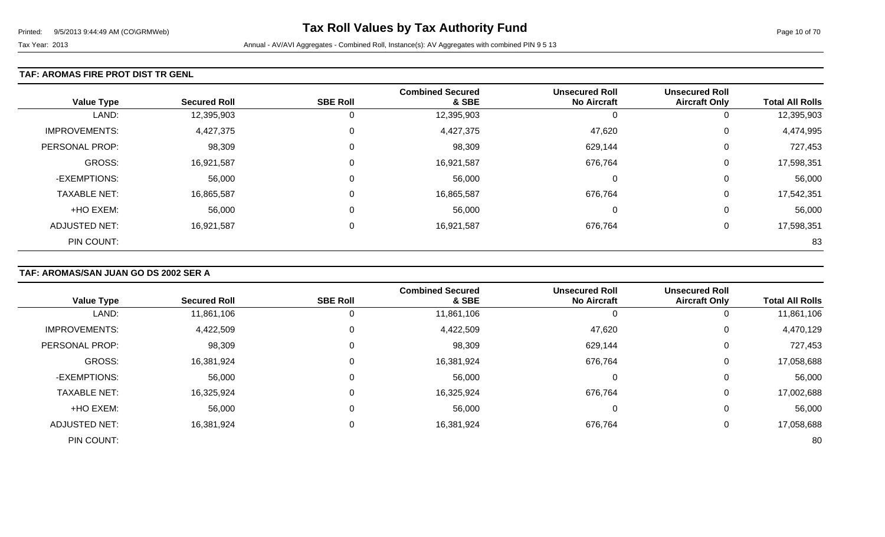## TAF: AROMAS FIRE PROT DIST TR GENL

| Value Type | Secured Roll | SBE Roll | Combined Secured & SBE | Unsecured Roll No Aircraft | Unsecured Roll Aircraft Only | Total All Rolls |
|---|---|---|---|---|---|---|
| LAND: | 12,395,903 | 0 | 12,395,903 | 0 | 0 | 12,395,903 |
| IMPROVEMENTS: | 4,427,375 | 0 | 4,427,375 | 47,620 | 0 | 4,474,995 |
| PERSONAL PROP: | 98,309 | 0 | 98,309 | 629,144 | 0 | 727,453 |
| GROSS: | 16,921,587 | 0 | 16,921,587 | 676,764 | 0 | 17,598,351 |
| -EXEMPTIONS: | 56,000 | 0 | 56,000 | 0 | 0 | 56,000 |
| TAXABLE NET: | 16,865,587 | 0 | 16,865,587 | 676,764 | 0 | 17,542,351 |
| +HO EXEM: | 56,000 | 0 | 56,000 | 0 | 0 | 56,000 |
| ADJUSTED NET: | 16,921,587 | 0 | 16,921,587 | 676,764 | 0 | 17,598,351 |
| PIN COUNT: | | | | | | 83 |

## TAF: AROMAS/SAN JUAN GO DS 2002 SER A

| Value Type | Secured Roll | SBE Roll | Combined Secured & SBE | Unsecured Roll No Aircraft | Unsecured Roll Aircraft Only | Total All Rolls |
|---|---|---|---|---|---|---|
| LAND: | 11,861,106 | 0 | 11,861,106 | 0 | 0 | 11,861,106 |
| IMPROVEMENTS: | 4,422,509 | 0 | 4,422,509 | 47,620 | 0 | 4,470,129 |
| PERSONAL PROP: | 98,309 | 0 | 98,309 | 629,144 | 0 | 727,453 |
| GROSS: | 16,381,924 | 0 | 16,381,924 | 676,764 | 0 | 17,058,688 |
| -EXEMPTIONS: | 56,000 | 0 | 56,000 | 0 | 0 | 56,000 |
| TAXABLE NET: | 16,325,924 | 0 | 16,325,924 | 676,764 | 0 | 17,002,688 |
| +HO EXEM: | 56,000 | 0 | 56,000 | 0 | 0 | 56,000 |
| ADJUSTED NET: | 16,381,924 | 0 | 16,381,924 | 676,764 | 0 | 17,058,688 |
| PIN COUNT: | | | | | | 80 |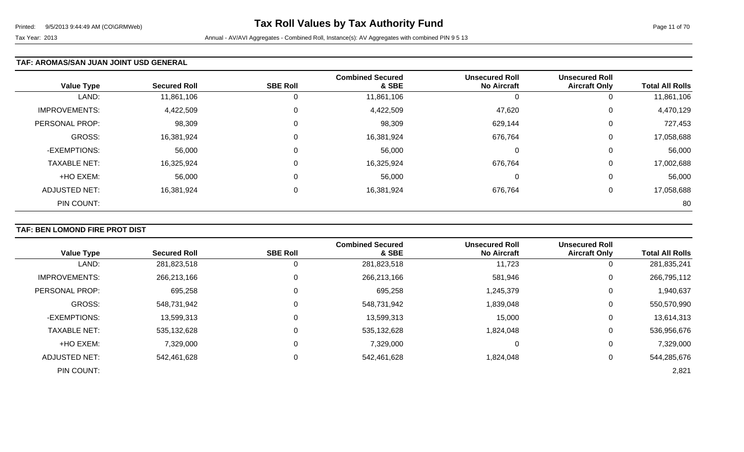# Tax Roll Values by Tax Authority Fund

Tax Year: 2013

Annual - AV/AVI Aggregates - Combined Roll, Instance(s): AV Aggregates with combined PIN 9 5 13

## TAF: AROMAS/SAN JUAN JOINT USD GENERAL

| Value Type | Secured Roll | SBE Roll | Combined Secured & SBE | Unsecured Roll No Aircraft | Unsecured Roll Aircraft Only | Total All Rolls |
|---|---|---|---|---|---|---|
| LAND: | 11,861,106 | 0 | 11,861,106 | 0 | 0 | 11,861,106 |
| IMPROVEMENTS: | 4,422,509 | 0 | 4,422,509 | 47,620 | 0 | 4,470,129 |
| PERSONAL PROP: | 98,309 | 0 | 98,309 | 629,144 | 0 | 727,453 |
| GROSS: | 16,381,924 | 0 | 16,381,924 | 676,764 | 0 | 17,058,688 |
| -EXEMPTIONS: | 56,000 | 0 | 56,000 | 0 | 0 | 56,000 |
| TAXABLE NET: | 16,325,924 | 0 | 16,325,924 | 676,764 | 0 | 17,002,688 |
| +HO EXEM: | 56,000 | 0 | 56,000 | 0 | 0 | 56,000 |
| ADJUSTED NET: | 16,381,924 | 0 | 16,381,924 | 676,764 | 0 | 17,058,688 |
| PIN COUNT: | | | | | | 80 |

## TAF: BEN LOMOND FIRE PROT DIST

| Value Type | Secured Roll | SBE Roll | Combined Secured & SBE | Unsecured Roll No Aircraft | Unsecured Roll Aircraft Only | Total All Rolls |
|---|---|---|---|---|---|---|
| LAND: | 281,823,518 | 0 | 281,823,518 | 11,723 | 0 | 281,835,241 |
| IMPROVEMENTS: | 266,213,166 | 0 | 266,213,166 | 581,946 | 0 | 266,795,112 |
| PERSONAL PROP: | 695,258 | 0 | 695,258 | 1,245,379 | 0 | 1,940,637 |
| GROSS: | 548,731,942 | 0 | 548,731,942 | 1,839,048 | 0 | 550,570,990 |
| -EXEMPTIONS: | 13,599,313 | 0 | 13,599,313 | 15,000 | 0 | 13,614,313 |
| TAXABLE NET: | 535,132,628 | 0 | 535,132,628 | 1,824,048 | 0 | 536,956,676 |
| +HO EXEM: | 7,329,000 | 0 | 7,329,000 | 0 | 0 | 7,329,000 |
| ADJUSTED NET: | 542,461,628 | 0 | 542,461,628 | 1,824,048 | 0 | 544,285,676 |
| PIN COUNT: | | | | | | 2,821 |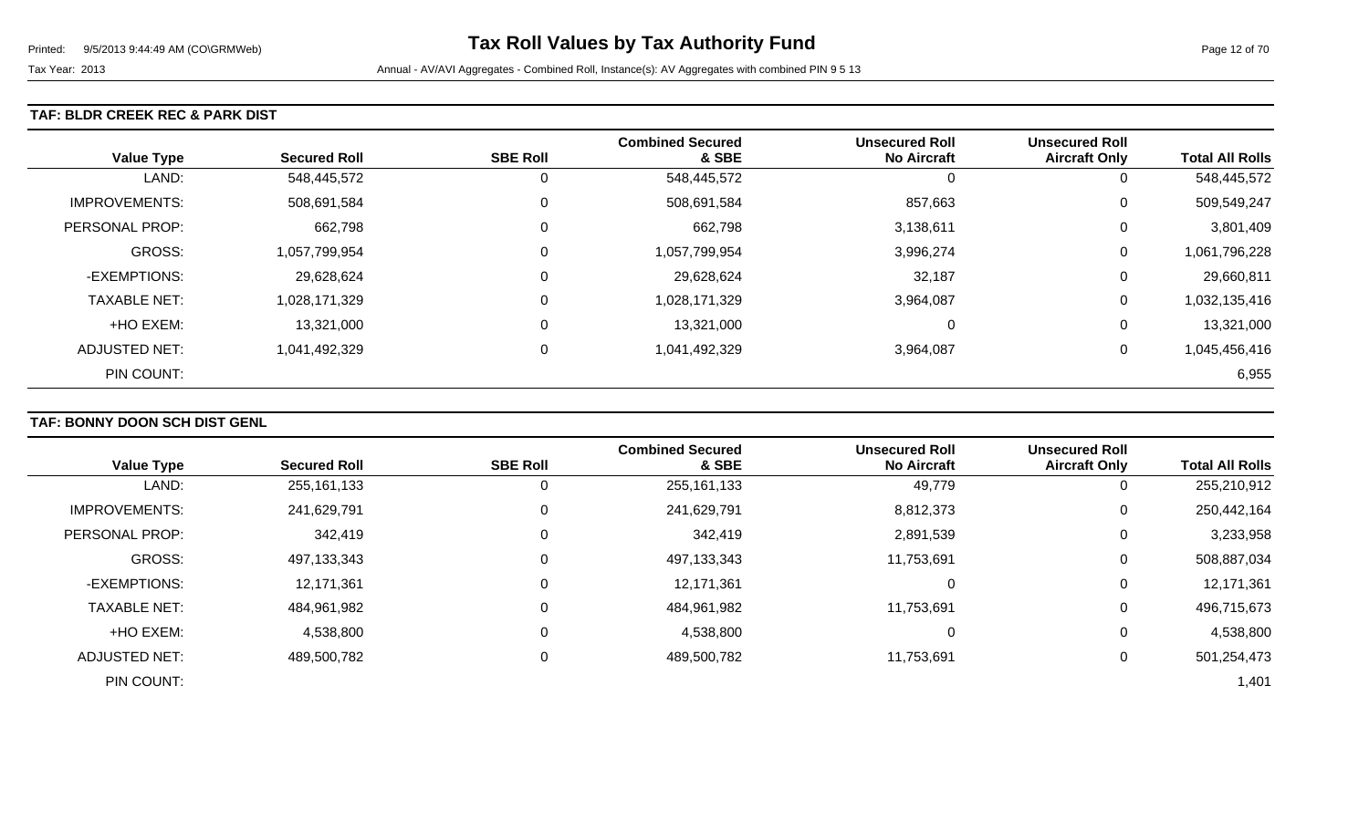# Tax Roll Values by Tax Authority Fund

Tax Year: 2013

Annual - AV/AVI Aggregates - Combined Roll, Instance(s): AV Aggregates with combined PIN 9 5 13

## TAF: BLDR CREEK REC & PARK DIST

| Value Type | Secured Roll | SBE Roll | Combined Secured & SBE | Unsecured Roll No Aircraft | Unsecured Roll Aircraft Only | Total All Rolls |
|---|---|---|---|---|---|---|
| LAND: | 548,445,572 | 0 | 548,445,572 | 0 | 0 | 548,445,572 |
| IMPROVEMENTS: | 508,691,584 | 0 | 508,691,584 | 857,663 | 0 | 509,549,247 |
| PERSONAL PROP: | 662,798 | 0 | 662,798 | 3,138,611 | 0 | 3,801,409 |
| GROSS: | 1,057,799,954 | 0 | 1,057,799,954 | 3,996,274 | 0 | 1,061,796,228 |
| -EXEMPTIONS: | 29,628,624 | 0 | 29,628,624 | 32,187 | 0 | 29,660,811 |
| TAXABLE NET: | 1,028,171,329 | 0 | 1,028,171,329 | 3,964,087 | 0 | 1,032,135,416 |
| +HO EXEM: | 13,321,000 | 0 | 13,321,000 | 0 | 0 | 13,321,000 |
| ADJUSTED NET: | 1,041,492,329 | 0 | 1,041,492,329 | 3,964,087 | 0 | 1,045,456,416 |
| PIN COUNT: | | | | | | 6,955 |

## TAF: BONNY DOON SCH DIST GENL

| Value Type | Secured Roll | SBE Roll | Combined Secured & SBE | Unsecured Roll No Aircraft | Unsecured Roll Aircraft Only | Total All Rolls |
|---|---|---|---|---|---|---|
| LAND: | 255,161,133 | 0 | 255,161,133 | 49,779 | 0 | 255,210,912 |
| IMPROVEMENTS: | 241,629,791 | 0 | 241,629,791 | 8,812,373 | 0 | 250,442,164 |
| PERSONAL PROP: | 342,419 | 0 | 342,419 | 2,891,539 | 0 | 3,233,958 |
| GROSS: | 497,133,343 | 0 | 497,133,343 | 11,753,691 | 0 | 508,887,034 |
| -EXEMPTIONS: | 12,171,361 | 0 | 12,171,361 | 0 | 0 | 12,171,361 |
| TAXABLE NET: | 484,961,982 | 0 | 484,961,982 | 11,753,691 | 0 | 496,715,673 |
| +HO EXEM: | 4,538,800 | 0 | 4,538,800 | 0 | 0 | 4,538,800 |
| ADJUSTED NET: | 489,500,782 | 0 | 489,500,782 | 11,753,691 | 0 | 501,254,473 |
| PIN COUNT: | | | | | | 1,401 |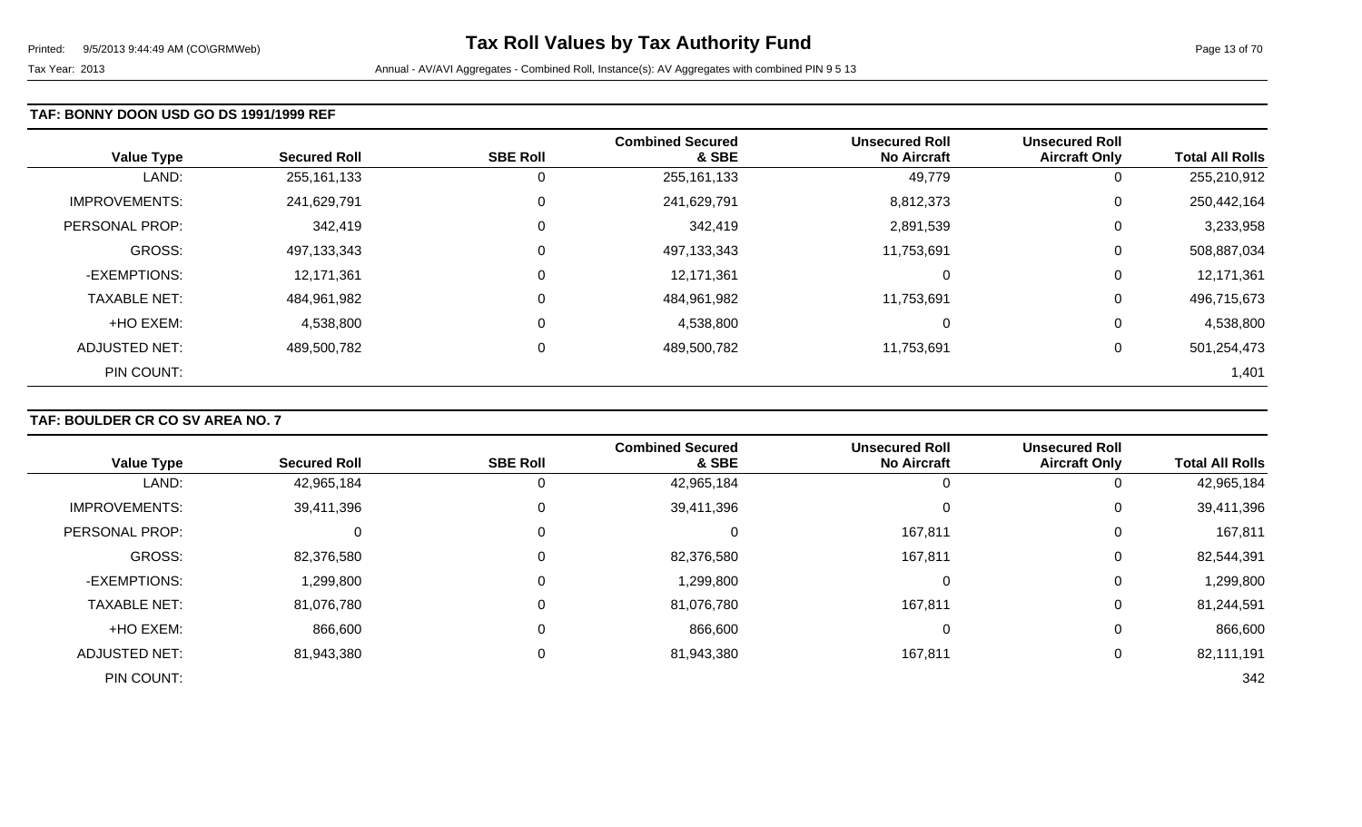### TAF: BONNY DOON USD GO DS 1991/1999 REF

| Value Type | Secured Roll | SBE Roll | Combined Secured & SBE | Unsecured Roll No Aircraft | Unsecured Roll Aircraft Only | Total All Rolls |
|---|---|---|---|---|---|---|
| LAND: | 255,161,133 | 0 | 255,161,133 | 49,779 | 0 | 255,210,912 |
| IMPROVEMENTS: | 241,629,791 | 0 | 241,629,791 | 8,812,373 | 0 | 250,442,164 |
| PERSONAL PROP: | 342,419 | 0 | 342,419 | 2,891,539 | 0 | 3,233,958 |
| GROSS: | 497,133,343 | 0 | 497,133,343 | 11,753,691 | 0 | 508,887,034 |
| -EXEMPTIONS: | 12,171,361 | 0 | 12,171,361 | 0 | 0 | 12,171,361 |
| TAXABLE NET: | 484,961,982 | 0 | 484,961,982 | 11,753,691 | 0 | 496,715,673 |
| +HO EXEM: | 4,538,800 | 0 | 4,538,800 | 0 | 0 | 4,538,800 |
| ADJUSTED NET: | 489,500,782 | 0 | 489,500,782 | 11,753,691 | 0 | 501,254,473 |
| PIN COUNT: | | | | | | 1,401 |

### TAF: BOULDER CR CO SV AREA NO. 7

| Value Type | Secured Roll | SBE Roll | Combined Secured & SBE | Unsecured Roll No Aircraft | Unsecured Roll Aircraft Only | Total All Rolls |
|---|---|---|---|---|---|---|
| LAND: | 42,965,184 | 0 | 42,965,184 | 0 | 0 | 42,965,184 |
| IMPROVEMENTS: | 39,411,396 | 0 | 39,411,396 | 0 | 0 | 39,411,396 |
| PERSONAL PROP: | 0 | 0 | 0 | 167,811 | 0 | 167,811 |
| GROSS: | 82,376,580 | 0 | 82,376,580 | 167,811 | 0 | 82,544,391 |
| -EXEMPTIONS: | 1,299,800 | 0 | 1,299,800 | 0 | 0 | 1,299,800 |
| TAXABLE NET: | 81,076,780 | 0 | 81,076,780 | 167,811 | 0 | 81,244,591 |
| +HO EXEM: | 866,600 | 0 | 866,600 | 0 | 0 | 866,600 |
| ADJUSTED NET: | 81,943,380 | 0 | 81,943,380 | 167,811 | 0 | 82,111,191 |
| PIN COUNT: | | | | | | 342 |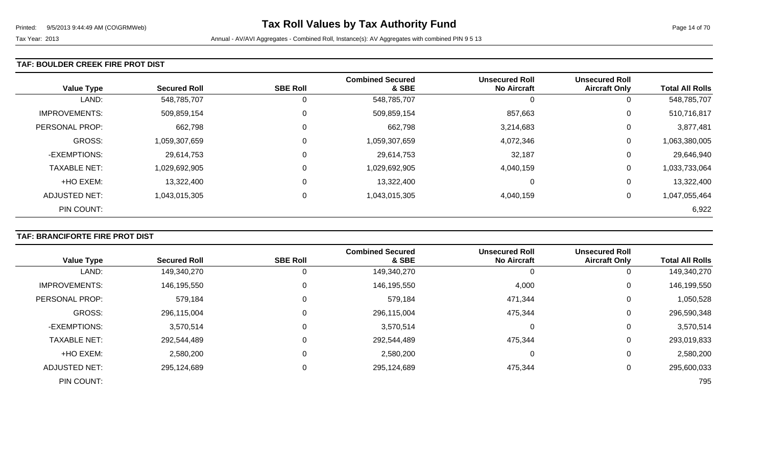## TAF: BOULDER CREEK FIRE PROT DIST

| Value Type | Secured Roll | SBE Roll | Combined Secured & SBE | Unsecured Roll No Aircraft | Unsecured Roll Aircraft Only | Total All Rolls |
|---|---|---|---|---|---|---|
| LAND: | 548,785,707 | 0 | 548,785,707 | 0 | 0 | 548,785,707 |
| IMPROVEMENTS: | 509,859,154 | 0 | 509,859,154 | 857,663 | 0 | 510,716,817 |
| PERSONAL PROP: | 662,798 | 0 | 662,798 | 3,214,683 | 0 | 3,877,481 |
| GROSS: | 1,059,307,659 | 0 | 1,059,307,659 | 4,072,346 | 0 | 1,063,380,005 |
| -EXEMPTIONS: | 29,614,753 | 0 | 29,614,753 | 32,187 | 0 | 29,646,940 |
| TAXABLE NET: | 1,029,692,905 | 0 | 1,029,692,905 | 4,040,159 | 0 | 1,033,733,064 |
| +HO EXEM: | 13,322,400 | 0 | 13,322,400 | 0 | 0 | 13,322,400 |
| ADJUSTED NET: | 1,043,015,305 | 0 | 1,043,015,305 | 4,040,159 | 0 | 1,047,055,464 |
| PIN COUNT: | | | | | | 6,922 |

## TAF: BRANCIFORTE FIRE PROT DIST

| Value Type | Secured Roll | SBE Roll | Combined Secured & SBE | Unsecured Roll No Aircraft | Unsecured Roll Aircraft Only | Total All Rolls |
|---|---|---|---|---|---|---|
| LAND: | 149,340,270 | 0 | 149,340,270 | 0 | 0 | 149,340,270 |
| IMPROVEMENTS: | 146,195,550 | 0 | 146,195,550 | 4,000 | 0 | 146,199,550 |
| PERSONAL PROP: | 579,184 | 0 | 579,184 | 471,344 | 0 | 1,050,528 |
| GROSS: | 296,115,004 | 0 | 296,115,004 | 475,344 | 0 | 296,590,348 |
| -EXEMPTIONS: | 3,570,514 | 0 | 3,570,514 | 0 | 0 | 3,570,514 |
| TAXABLE NET: | 292,544,489 | 0 | 292,544,489 | 475,344 | 0 | 293,019,833 |
| +HO EXEM: | 2,580,200 | 0 | 2,580,200 | 0 | 0 | 2,580,200 |
| ADJUSTED NET: | 295,124,689 | 0 | 295,124,689 | 475,344 | 0 | 295,600,033 |
| PIN COUNT: | | | | | | 795 |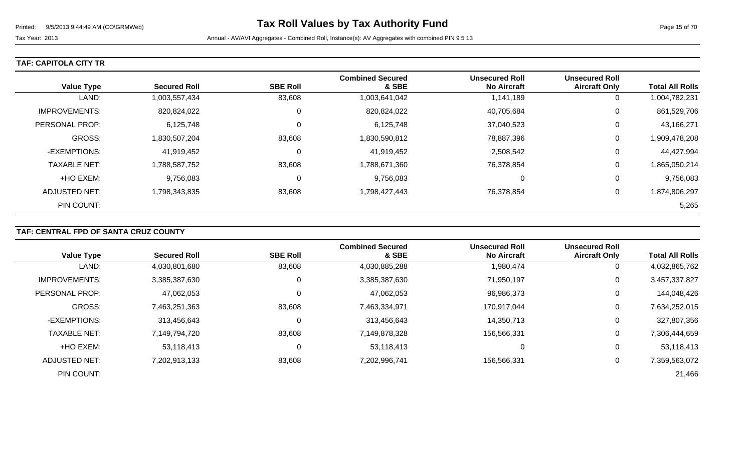# Tax Roll Values by Tax Authority Fund

Tax Year: 2013

Annual - AV/AVI Aggregates - Combined Roll, Instance(s): AV Aggregates with combined PIN 9 5 13

## TAF: CAPITOLA CITY TR

| Value Type | Secured Roll | SBE Roll | Combined Secured & SBE | Unsecured Roll No Aircraft | Unsecured Roll Aircraft Only | Total All Rolls |
|---|---|---|---|---|---|---|
| LAND: | 1,003,557,434 | 83,608 | 1,003,641,042 | 1,141,189 | 0 | 1,004,782,231 |
| IMPROVEMENTS: | 820,824,022 | 0 | 820,824,022 | 40,705,684 | 0 | 861,529,706 |
| PERSONAL PROP: | 6,125,748 | 0 | 6,125,748 | 37,040,523 | 0 | 43,166,271 |
| GROSS: | 1,830,507,204 | 83,608 | 1,830,590,812 | 78,887,396 | 0 | 1,909,478,208 |
| -EXEMPTIONS: | 41,919,452 | 0 | 41,919,452 | 2,508,542 | 0 | 44,427,994 |
| TAXABLE NET: | 1,788,587,752 | 83,608 | 1,788,671,360 | 76,378,854 | 0 | 1,865,050,214 |
| +HO EXEM: | 9,756,083 | 0 | 9,756,083 | 0 | 0 | 9,756,083 |
| ADJUSTED NET: | 1,798,343,835 | 83,608 | 1,798,427,443 | 76,378,854 | 0 | 1,874,806,297 |
| PIN COUNT: | | | | | | 5,265 |

## TAF: CENTRAL FPD OF SANTA CRUZ COUNTY

| Value Type | Secured Roll | SBE Roll | Combined Secured & SBE | Unsecured Roll No Aircraft | Unsecured Roll Aircraft Only | Total All Rolls |
|---|---|---|---|---|---|---|
| LAND: | 4,030,801,680 | 83,608 | 4,030,885,288 | 1,980,474 | 0 | 4,032,865,762 |
| IMPROVEMENTS: | 3,385,387,630 | 0 | 3,385,387,630 | 71,950,197 | 0 | 3,457,337,827 |
| PERSONAL PROP: | 47,062,053 | 0 | 47,062,053 | 96,986,373 | 0 | 144,048,426 |
| GROSS: | 7,463,251,363 | 83,608 | 7,463,334,971 | 170,917,044 | 0 | 7,634,252,015 |
| -EXEMPTIONS: | 313,456,643 | 0 | 313,456,643 | 14,350,713 | 0 | 327,807,356 |
| TAXABLE NET: | 7,149,794,720 | 83,608 | 7,149,878,328 | 156,566,331 | 0 | 7,306,444,659 |
| +HO EXEM: | 53,118,413 | 0 | 53,118,413 | 0 | 0 | 53,118,413 |
| ADJUSTED NET: | 7,202,913,133 | 83,608 | 7,202,996,741 | 156,566,331 | 0 | 7,359,563,072 |
| PIN COUNT: | | | | | | 21,466 |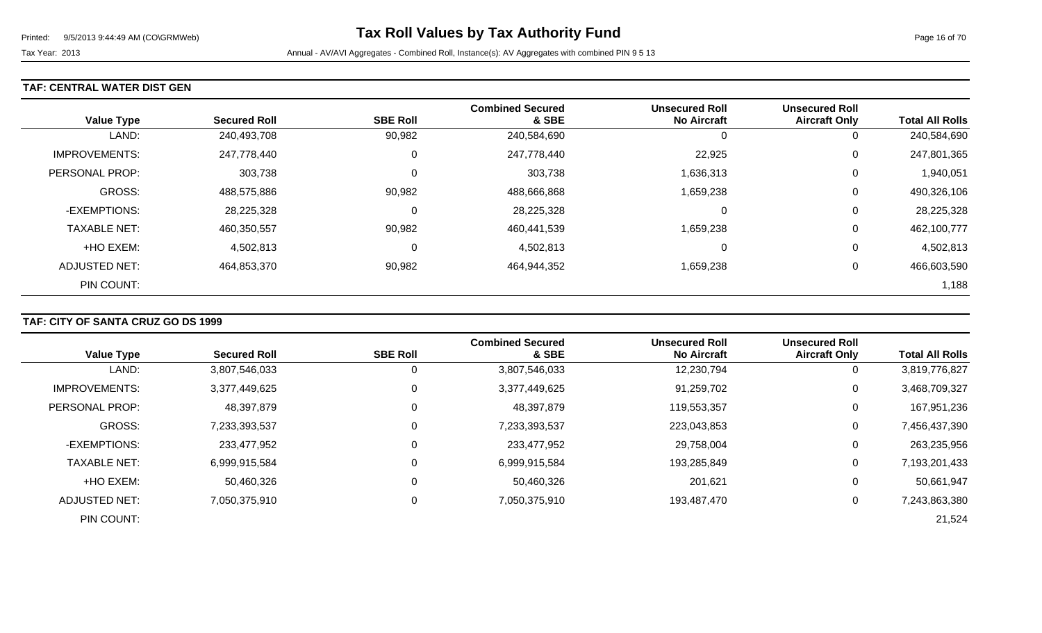Printed: 9/5/2013 9:44:49 AM (CO\GRMWeb)

# Tax Roll Values by Tax Authority Fund

Tax Year: 2013

Annual - AV/AVI Aggregates - Combined Roll, Instance(s): AV Aggregates with combined PIN 9 5 13

## TAF: CENTRAL WATER DIST GEN

| Value Type | Secured Roll | SBE Roll | Combined Secured & SBE | Unsecured Roll No Aircraft | Unsecured Roll Aircraft Only | Total All Rolls |
|---|---|---|---|---|---|---|
| LAND: | 240,493,708 | 90,982 | 240,584,690 | 0 | 0 | 240,584,690 |
| IMPROVEMENTS: | 247,778,440 | 0 | 247,778,440 | 22,925 | 0 | 247,801,365 |
| PERSONAL PROP: | 303,738 | 0 | 303,738 | 1,636,313 | 0 | 1,940,051 |
| GROSS: | 488,575,886 | 90,982 | 488,666,868 | 1,659,238 | 0 | 490,326,106 |
| -EXEMPTIONS: | 28,225,328 | 0 | 28,225,328 | 0 | 0 | 28,225,328 |
| TAXABLE NET: | 460,350,557 | 90,982 | 460,441,539 | 1,659,238 | 0 | 462,100,777 |
| +HO EXEM: | 4,502,813 | 0 | 4,502,813 | 0 | 0 | 4,502,813 |
| ADJUSTED NET: | 464,853,370 | 90,982 | 464,944,352 | 1,659,238 | 0 | 466,603,590 |
| PIN COUNT: | | | | | | 1,188 |

## TAF: CITY OF SANTA CRUZ GO DS 1999

| Value Type | Secured Roll | SBE Roll | Combined Secured & SBE | Unsecured Roll No Aircraft | Unsecured Roll Aircraft Only | Total All Rolls |
|---|---|---|---|---|---|---|
| LAND: | 3,807,546,033 | 0 | 3,807,546,033 | 12,230,794 | 0 | 3,819,776,827 |
| IMPROVEMENTS: | 3,377,449,625 | 0 | 3,377,449,625 | 91,259,702 | 0 | 3,468,709,327 |
| PERSONAL PROP: | 48,397,879 | 0 | 48,397,879 | 119,553,357 | 0 | 167,951,236 |
| GROSS: | 7,233,393,537 | 0 | 7,233,393,537 | 223,043,853 | 0 | 7,456,437,390 |
| -EXEMPTIONS: | 233,477,952 | 0 | 233,477,952 | 29,758,004 | 0 | 263,235,956 |
| TAXABLE NET: | 6,999,915,584 | 0 | 6,999,915,584 | 193,285,849 | 0 | 7,193,201,433 |
| +HO EXEM: | 50,460,326 | 0 | 50,460,326 | 201,621 | 0 | 50,661,947 |
| ADJUSTED NET: | 7,050,375,910 | 0 | 7,050,375,910 | 193,487,470 | 0 | 7,243,863,380 |
| PIN COUNT: | | | | | | 21,524 |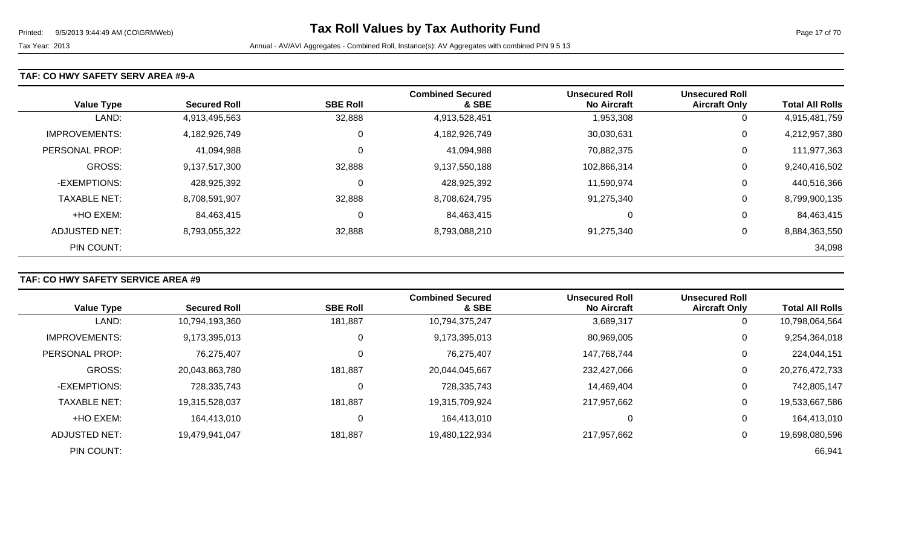**Tax Roll Values by Tax Authority Fund**

Tax Year: 2013

Annual - AV/AVI Aggregates - Combined Roll, Instance(s): AV Aggregates with combined PIN 9 5 13

### TAF: CO HWY SAFETY SERV AREA #9-A

| Value Type | Secured Roll | SBE Roll | Combined Secured & SBE | Unsecured Roll No Aircraft | Unsecured Roll Aircraft Only | Total All Rolls |
|---|---|---|---|---|---|---|
| LAND: | 4,913,495,563 | 32,888 | 4,913,528,451 | 1,953,308 | 0 | 4,915,481,759 |
| IMPROVEMENTS: | 4,182,926,749 | 0 | 4,182,926,749 | 30,030,631 | 0 | 4,212,957,380 |
| PERSONAL PROP: | 41,094,988 | 0 | 41,094,988 | 70,882,375 | 0 | 111,977,363 |
| GROSS: | 9,137,517,300 | 32,888 | 9,137,550,188 | 102,866,314 | 0 | 9,240,416,502 |
| -EXEMPTIONS: | 428,925,392 | 0 | 428,925,392 | 11,590,974 | 0 | 440,516,366 |
| TAXABLE NET: | 8,708,591,907 | 32,888 | 8,708,624,795 | 91,275,340 | 0 | 8,799,900,135 |
| +HO EXEM: | 84,463,415 | 0 | 84,463,415 | 0 | 0 | 84,463,415 |
| ADJUSTED NET: | 8,793,055,322 | 32,888 | 8,793,088,210 | 91,275,340 | 0 | 8,884,363,550 |
| PIN COUNT: | | | | | | 34,098 |

### TAF: CO HWY SAFETY SERVICE AREA #9

| Value Type | Secured Roll | SBE Roll | Combined Secured & SBE | Unsecured Roll No Aircraft | Unsecured Roll Aircraft Only | Total All Rolls |
|---|---|---|---|---|---|---|
| LAND: | 10,794,193,360 | 181,887 | 10,794,375,247 | 3,689,317 | 0 | 10,798,064,564 |
| IMPROVEMENTS: | 9,173,395,013 | 0 | 9,173,395,013 | 80,969,005 | 0 | 9,254,364,018 |
| PERSONAL PROP: | 76,275,407 | 0 | 76,275,407 | 147,768,744 | 0 | 224,044,151 |
| GROSS: | 20,043,863,780 | 181,887 | 20,044,045,667 | 232,427,066 | 0 | 20,276,472,733 |
| -EXEMPTIONS: | 728,335,743 | 0 | 728,335,743 | 14,469,404 | 0 | 742,805,147 |
| TAXABLE NET: | 19,315,528,037 | 181,887 | 19,315,709,924 | 217,957,662 | 0 | 19,533,667,586 |
| +HO EXEM: | 164,413,010 | 0 | 164,413,010 | 0 | 0 | 164,413,010 |
| ADJUSTED NET: | 19,479,941,047 | 181,887 | 19,480,122,934 | 217,957,662 | 0 | 19,698,080,596 |
| PIN COUNT: | | | | | | 66,941 |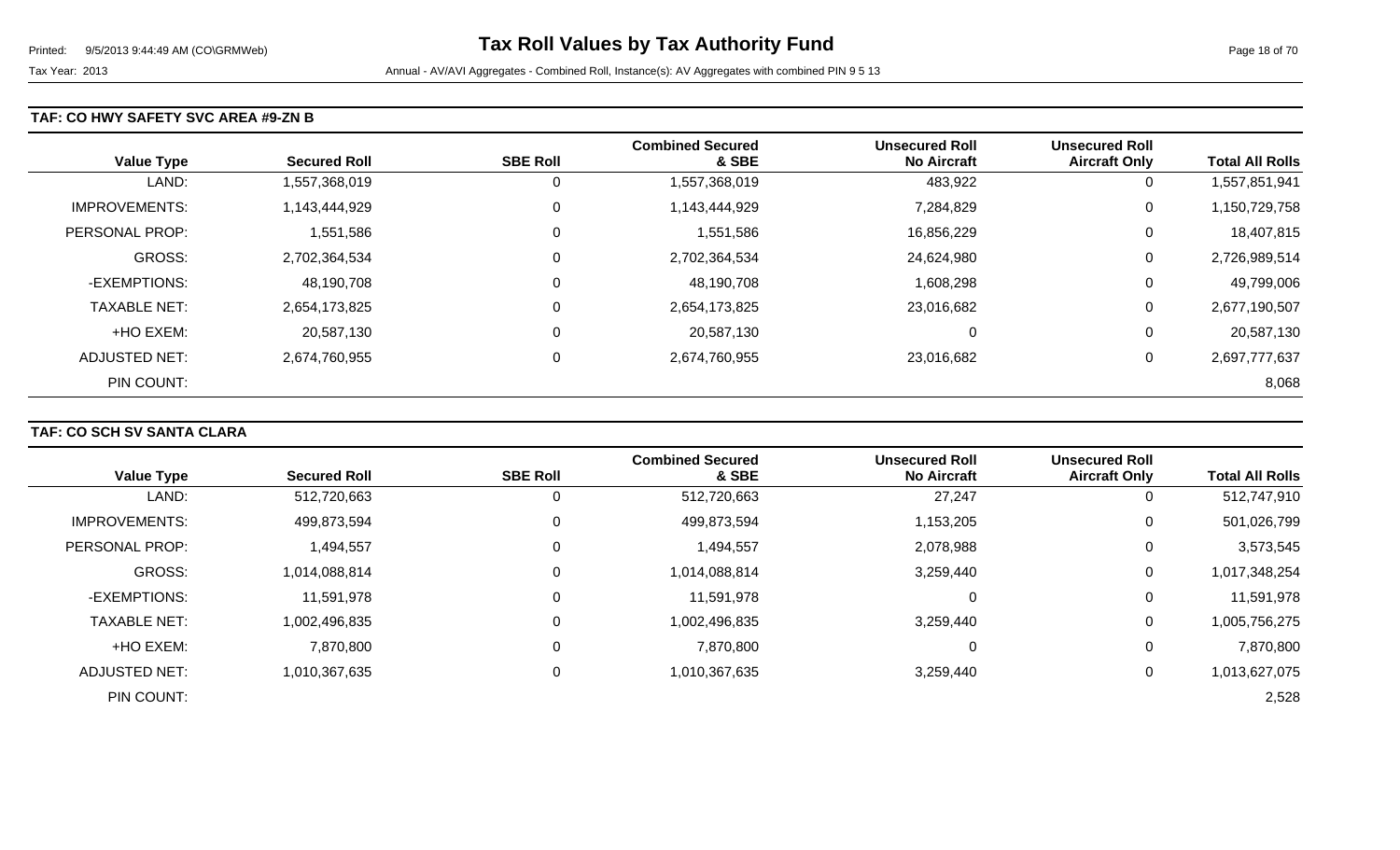## TAF: CO HWY SAFETY SVC AREA #9-ZN B

| Value Type | Secured Roll | SBE Roll | Combined Secured & SBE | Unsecured Roll No Aircraft | Unsecured Roll Aircraft Only | Total All Rolls |
|---|---|---|---|---|---|---|
| LAND: | 1,557,368,019 | 0 | 1,557,368,019 | 483,922 | 0 | 1,557,851,941 |
| IMPROVEMENTS: | 1,143,444,929 | 0 | 1,143,444,929 | 7,284,829 | 0 | 1,150,729,758 |
| PERSONAL PROP: | 1,551,586 | 0 | 1,551,586 | 16,856,229 | 0 | 18,407,815 |
| GROSS: | 2,702,364,534 | 0 | 2,702,364,534 | 24,624,980 | 0 | 2,726,989,514 |
| -EXEMPTIONS: | 48,190,708 | 0 | 48,190,708 | 1,608,298 | 0 | 49,799,006 |
| TAXABLE NET: | 2,654,173,825 | 0 | 2,654,173,825 | 23,016,682 | 0 | 2,677,190,507 |
| +HO EXEM: | 20,587,130 | 0 | 20,587,130 | 0 | 0 | 20,587,130 |
| ADJUSTED NET: | 2,674,760,955 | 0 | 2,674,760,955 | 23,016,682 | 0 | 2,697,777,637 |
| PIN COUNT: | | | | | | 8,068 |

## TAF: CO SCH SV SANTA CLARA

| Value Type | Secured Roll | SBE Roll | Combined Secured & SBE | Unsecured Roll No Aircraft | Unsecured Roll Aircraft Only | Total All Rolls |
|---|---|---|---|---|---|---|
| LAND: | 512,720,663 | 0 | 512,720,663 | 27,247 | 0 | 512,747,910 |
| IMPROVEMENTS: | 499,873,594 | 0 | 499,873,594 | 1,153,205 | 0 | 501,026,799 |
| PERSONAL PROP: | 1,494,557 | 0 | 1,494,557 | 2,078,988 | 0 | 3,573,545 |
| GROSS: | 1,014,088,814 | 0 | 1,014,088,814 | 3,259,440 | 0 | 1,017,348,254 |
| -EXEMPTIONS: | 11,591,978 | 0 | 11,591,978 | 0 | 0 | 11,591,978 |
| TAXABLE NET: | 1,002,496,835 | 0 | 1,002,496,835 | 3,259,440 | 0 | 1,005,756,275 |
| +HO EXEM: | 7,870,800 | 0 | 7,870,800 | 0 | 0 | 7,870,800 |
| ADJUSTED NET: | 1,010,367,635 | 0 | 1,010,367,635 | 3,259,440 | 0 | 1,013,627,075 |
| PIN COUNT: | | | | | | 2,528 |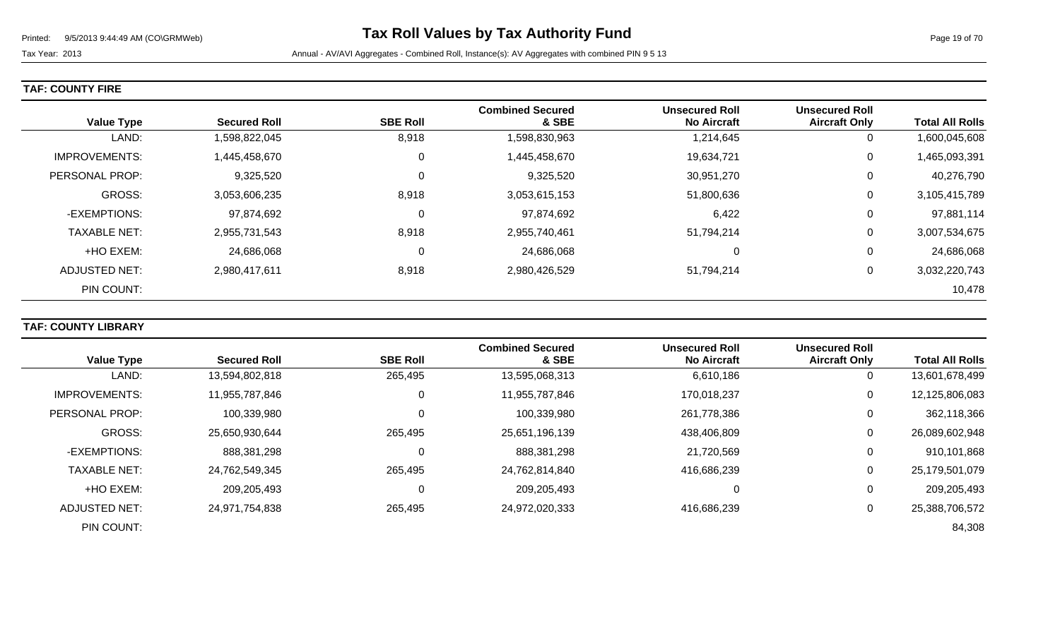## TAF: COUNTY FIRE

| Value Type | Secured Roll | SBE Roll | Combined Secured & SBE | Unsecured Roll No Aircraft | Unsecured Roll Aircraft Only | Total All Rolls |
|---|---|---|---|---|---|---|
| LAND: | 1,598,822,045 | 8,918 | 1,598,830,963 | 1,214,645 | 0 | 1,600,045,608 |
| IMPROVEMENTS: | 1,445,458,670 | 0 | 1,445,458,670 | 19,634,721 | 0 | 1,465,093,391 |
| PERSONAL PROP: | 9,325,520 | 0 | 9,325,520 | 30,951,270 | 0 | 40,276,790 |
| GROSS: | 3,053,606,235 | 8,918 | 3,053,615,153 | 51,800,636 | 0 | 3,105,415,789 |
| -EXEMPTIONS: | 97,874,692 | 0 | 97,874,692 | 6,422 | 0 | 97,881,114 |
| TAXABLE NET: | 2,955,731,543 | 8,918 | 2,955,740,461 | 51,794,214 | 0 | 3,007,534,675 |
| +HO EXEM: | 24,686,068 | 0 | 24,686,068 | 0 | 0 | 24,686,068 |
| ADJUSTED NET: | 2,980,417,611 | 8,918 | 2,980,426,529 | 51,794,214 | 0 | 3,032,220,743 |
| PIN COUNT: | | | | | | 10,478 |

## TAF: COUNTY LIBRARY

| Value Type | Secured Roll | SBE Roll | Combined Secured & SBE | Unsecured Roll No Aircraft | Unsecured Roll Aircraft Only | Total All Rolls |
|---|---|---|---|---|---|---|
| LAND: | 13,594,802,818 | 265,495 | 13,595,068,313 | 6,610,186 | 0 | 13,601,678,499 |
| IMPROVEMENTS: | 11,955,787,846 | 0 | 11,955,787,846 | 170,018,237 | 0 | 12,125,806,083 |
| PERSONAL PROP: | 100,339,980 | 0 | 100,339,980 | 261,778,386 | 0 | 362,118,366 |
| GROSS: | 25,650,930,644 | 265,495 | 25,651,196,139 | 438,406,809 | 0 | 26,089,602,948 |
| -EXEMPTIONS: | 888,381,298 | 0 | 888,381,298 | 21,720,569 | 0 | 910,101,868 |
| TAXABLE NET: | 24,762,549,345 | 265,495 | 24,762,814,840 | 416,686,239 | 0 | 25,179,501,079 |
| +HO EXEM: | 209,205,493 | 0 | 209,205,493 | 0 | 0 | 209,205,493 |
| ADJUSTED NET: | 24,971,754,838 | 265,495 | 24,972,020,333 | 416,686,239 | 0 | 25,388,706,572 |
| PIN COUNT: | | | | | | 84,308 |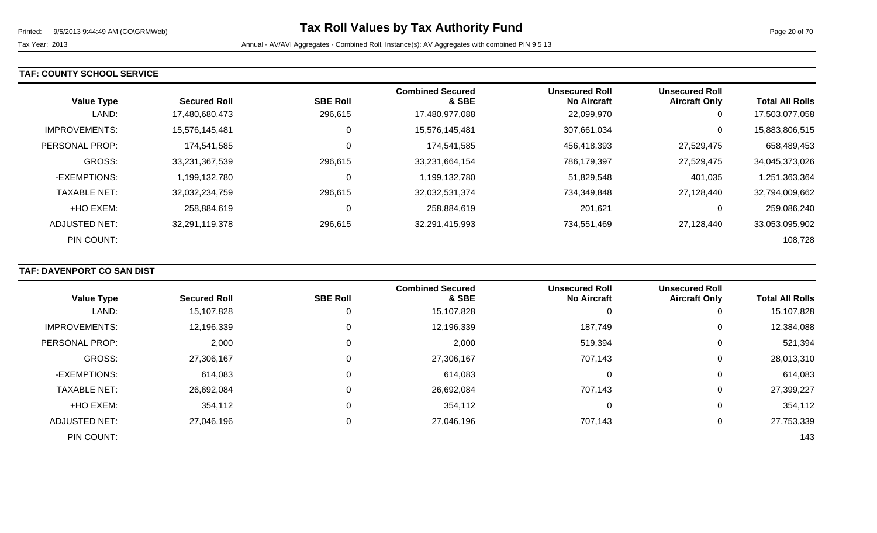## TAF: COUNTY SCHOOL SERVICE

| Value Type | Secured Roll | SBE Roll | Combined Secured & SBE | Unsecured Roll No Aircraft | Unsecured Roll Aircraft Only | Total All Rolls |
|---|---|---|---|---|---|---|
| LAND: | 17,480,680,473 | 296,615 | 17,480,977,088 | 22,099,970 | 0 | 17,503,077,058 |
| IMPROVEMENTS: | 15,576,145,481 | 0 | 15,576,145,481 | 307,661,034 | 0 | 15,883,806,515 |
| PERSONAL PROP: | 174,541,585 | 0 | 174,541,585 | 456,418,393 | 27,529,475 | 658,489,453 |
| GROSS: | 33,231,367,539 | 296,615 | 33,231,664,154 | 786,179,397 | 27,529,475 | 34,045,373,026 |
| -EXEMPTIONS: | 1,199,132,780 | 0 | 1,199,132,780 | 51,829,548 | 401,035 | 1,251,363,364 |
| TAXABLE NET: | 32,032,234,759 | 296,615 | 32,032,531,374 | 734,349,848 | 27,128,440 | 32,794,009,662 |
| +HO EXEM: | 258,884,619 | 0 | 258,884,619 | 201,621 | 0 | 259,086,240 |
| ADJUSTED NET: | 32,291,119,378 | 296,615 | 32,291,415,993 | 734,551,469 | 27,128,440 | 33,053,095,902 |
| PIN COUNT: | | | | | | 108,728 |

## TAF: DAVENPORT CO SAN DIST

| Value Type | Secured Roll | SBE Roll | Combined Secured & SBE | Unsecured Roll No Aircraft | Unsecured Roll Aircraft Only | Total All Rolls |
|---|---|---|---|---|---|---|
| LAND: | 15,107,828 | 0 | 15,107,828 | 0 | 0 | 15,107,828 |
| IMPROVEMENTS: | 12,196,339 | 0 | 12,196,339 | 187,749 | 0 | 12,384,088 |
| PERSONAL PROP: | 2,000 | 0 | 2,000 | 519,394 | 0 | 521,394 |
| GROSS: | 27,306,167 | 0 | 27,306,167 | 707,143 | 0 | 28,013,310 |
| -EXEMPTIONS: | 614,083 | 0 | 614,083 | 0 | 0 | 614,083 |
| TAXABLE NET: | 26,692,084 | 0 | 26,692,084 | 707,143 | 0 | 27,399,227 |
| +HO EXEM: | 354,112 | 0 | 354,112 | 0 | 0 | 354,112 |
| ADJUSTED NET: | 27,046,196 | 0 | 27,046,196 | 707,143 | 0 | 27,753,339 |
| PIN COUNT: | | | | | | 143 |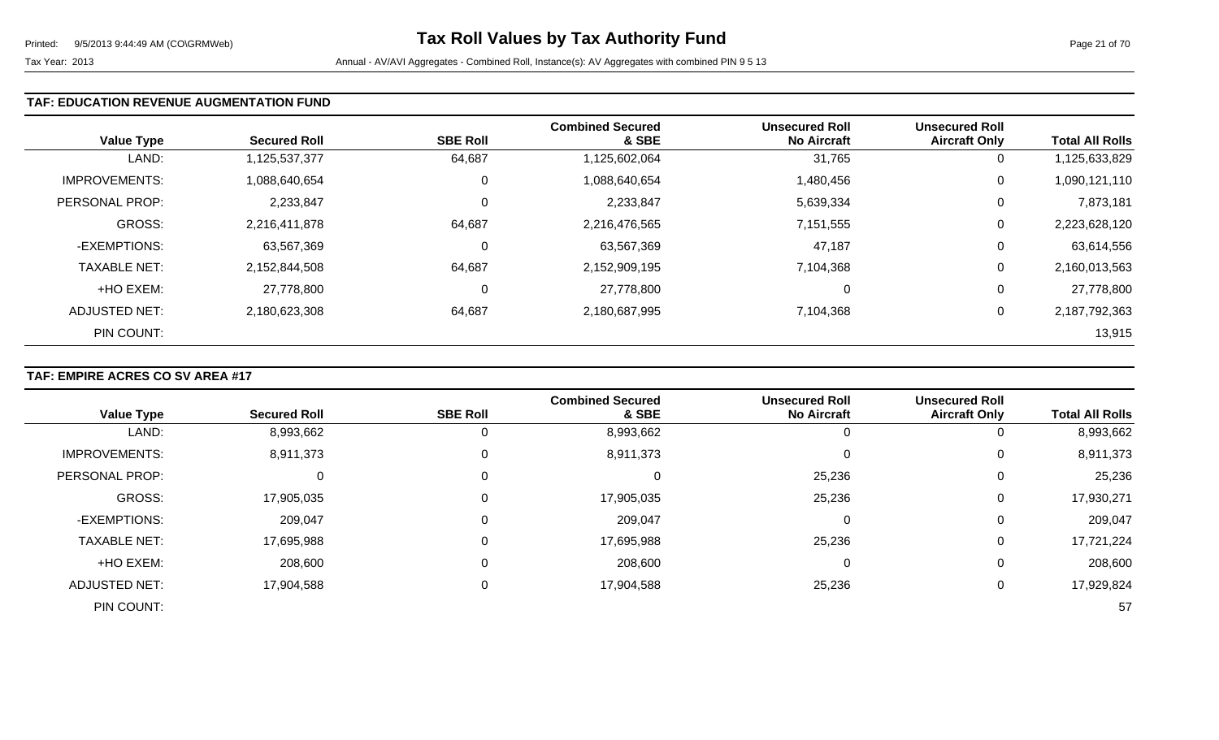## TAF: EDUCATION REVENUE AUGMENTATION FUND

| Value Type | Secured Roll | SBE Roll | Combined Secured & SBE | Unsecured Roll No Aircraft | Unsecured Roll Aircraft Only | Total All Rolls |
|---|---|---|---|---|---|---|
| LAND: | 1,125,537,377 | 64,687 | 1,125,602,064 | 31,765 | 0 | 1,125,633,829 |
| IMPROVEMENTS: | 1,088,640,654 | 0 | 1,088,640,654 | 1,480,456 | 0 | 1,090,121,110 |
| PERSONAL PROP: | 2,233,847 | 0 | 2,233,847 | 5,639,334 | 0 | 7,873,181 |
| GROSS: | 2,216,411,878 | 64,687 | 2,216,476,565 | 7,151,555 | 0 | 2,223,628,120 |
| -EXEMPTIONS: | 63,567,369 | 0 | 63,567,369 | 47,187 | 0 | 63,614,556 |
| TAXABLE NET: | 2,152,844,508 | 64,687 | 2,152,909,195 | 7,104,368 | 0 | 2,160,013,563 |
| +HO EXEM: | 27,778,800 | 0 | 27,778,800 | 0 | 0 | 27,778,800 |
| ADJUSTED NET: | 2,180,623,308 | 64,687 | 2,180,687,995 | 7,104,368 | 0 | 2,187,792,363 |
| PIN COUNT: | | | | | | 13,915 |

## TAF: EMPIRE ACRES CO SV AREA #17

| Value Type | Secured Roll | SBE Roll | Combined Secured & SBE | Unsecured Roll No Aircraft | Unsecured Roll Aircraft Only | Total All Rolls |
|---|---|---|---|---|---|---|
| LAND: | 8,993,662 | 0 | 8,993,662 | 0 | 0 | 8,993,662 |
| IMPROVEMENTS: | 8,911,373 | 0 | 8,911,373 | 0 | 0 | 8,911,373 |
| PERSONAL PROP: | 0 | 0 | 0 | 25,236 | 0 | 25,236 |
| GROSS: | 17,905,035 | 0 | 17,905,035 | 25,236 | 0 | 17,930,271 |
| -EXEMPTIONS: | 209,047 | 0 | 209,047 | 0 | 0 | 209,047 |
| TAXABLE NET: | 17,695,988 | 0 | 17,695,988 | 25,236 | 0 | 17,721,224 |
| +HO EXEM: | 208,600 | 0 | 208,600 | 0 | 0 | 208,600 |
| ADJUSTED NET: | 17,904,588 | 0 | 17,904,588 | 25,236 | 0 | 17,929,824 |
| PIN COUNT: | | | | | | 57 |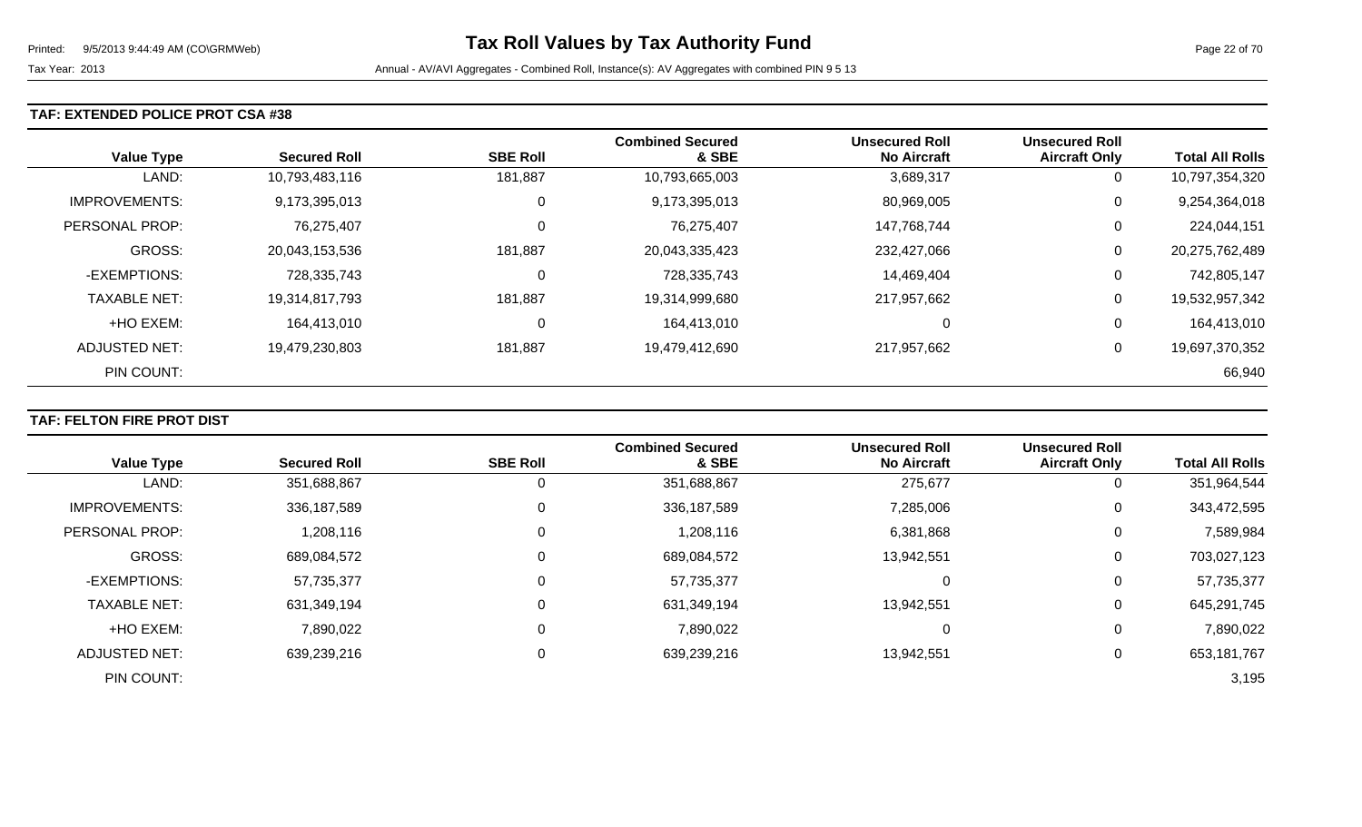# Tax Roll Values by Tax Authority Fund

Tax Year: 2013

Annual - AV/AVI Aggregates - Combined Roll, Instance(s): AV Aggregates with combined PIN 9 5 13

## TAF: EXTENDED POLICE PROT CSA #38

| Value Type | Secured Roll | SBE Roll | Combined Secured & SBE | Unsecured Roll No Aircraft | Unsecured Roll Aircraft Only | Total All Rolls |
|---|---|---|---|---|---|---|
| LAND: | 10,793,483,116 | 181,887 | 10,793,665,003 | 3,689,317 | 0 | 10,797,354,320 |
| IMPROVEMENTS: | 9,173,395,013 | 0 | 9,173,395,013 | 80,969,005 | 0 | 9,254,364,018 |
| PERSONAL PROP: | 76,275,407 | 0 | 76,275,407 | 147,768,744 | 0 | 224,044,151 |
| GROSS: | 20,043,153,536 | 181,887 | 20,043,335,423 | 232,427,066 | 0 | 20,275,762,489 |
| -EXEMPTIONS: | 728,335,743 | 0 | 728,335,743 | 14,469,404 | 0 | 742,805,147 |
| TAXABLE NET: | 19,314,817,793 | 181,887 | 19,314,999,680 | 217,957,662 | 0 | 19,532,957,342 |
| +HO EXEM: | 164,413,010 | 0 | 164,413,010 | 0 | 0 | 164,413,010 |
| ADJUSTED NET: | 19,479,230,803 | 181,887 | 19,479,412,690 | 217,957,662 | 0 | 19,697,370,352 |
| PIN COUNT: | | | | | | 66,940 |

## TAF: FELTON FIRE PROT DIST

| Value Type | Secured Roll | SBE Roll | Combined Secured & SBE | Unsecured Roll No Aircraft | Unsecured Roll Aircraft Only | Total All Rolls |
|---|---|---|---|---|---|---|
| LAND: | 351,688,867 | 0 | 351,688,867 | 275,677 | 0 | 351,964,544 |
| IMPROVEMENTS: | 336,187,589 | 0 | 336,187,589 | 7,285,006 | 0 | 343,472,595 |
| PERSONAL PROP: | 1,208,116 | 0 | 1,208,116 | 6,381,868 | 0 | 7,589,984 |
| GROSS: | 689,084,572 | 0 | 689,084,572 | 13,942,551 | 0 | 703,027,123 |
| -EXEMPTIONS: | 57,735,377 | 0 | 57,735,377 | 0 | 0 | 57,735,377 |
| TAXABLE NET: | 631,349,194 | 0 | 631,349,194 | 13,942,551 | 0 | 645,291,745 |
| +HO EXEM: | 7,890,022 | 0 | 7,890,022 | 0 | 0 | 7,890,022 |
| ADJUSTED NET: | 639,239,216 | 0 | 639,239,216 | 13,942,551 | 0 | 653,181,767 |
| PIN COUNT: | | | | | | 3,195 |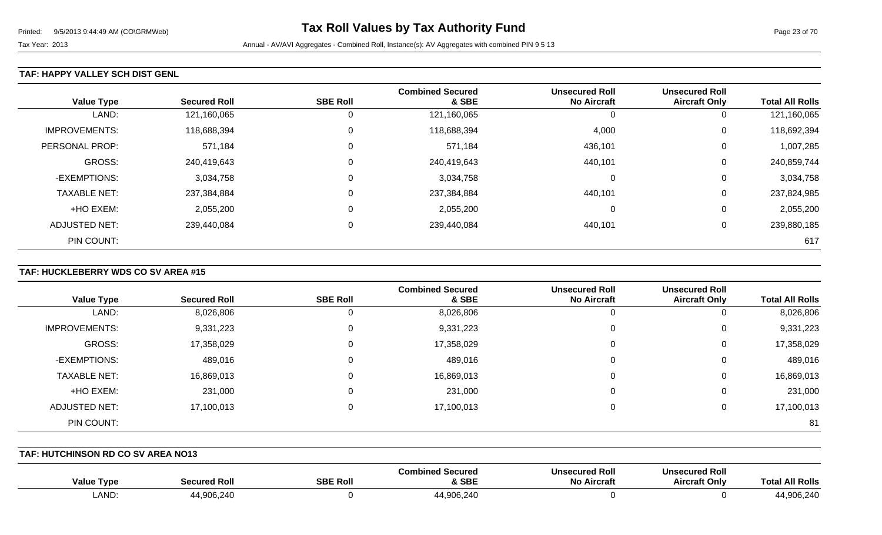## TAF: HAPPY VALLEY SCH DIST GENL

| Value Type | Secured Roll | SBE Roll | Combined Secured & SBE | Unsecured Roll No Aircraft | Unsecured Roll Aircraft Only | Total All Rolls |
|---|---|---|---|---|---|---|
| LAND: | 121,160,065 | 0 | 121,160,065 | 0 | 0 | 121,160,065 |
| IMPROVEMENTS: | 118,688,394 | 0 | 118,688,394 | 4,000 | 0 | 118,692,394 |
| PERSONAL PROP: | 571,184 | 0 | 571,184 | 436,101 | 0 | 1,007,285 |
| GROSS: | 240,419,643 | 0 | 240,419,643 | 440,101 | 0 | 240,859,744 |
| -EXEMPTIONS: | 3,034,758 | 0 | 3,034,758 | 0 | 0 | 3,034,758 |
| TAXABLE NET: | 237,384,884 | 0 | 237,384,884 | 440,101 | 0 | 237,824,985 |
| +HO EXEM: | 2,055,200 | 0 | 2,055,200 | 0 | 0 | 2,055,200 |
| ADJUSTED NET: | 239,440,084 | 0 | 239,440,084 | 440,101 | 0 | 239,880,185 |
| PIN COUNT: | | | | | | 617 |

## TAF: HUCKLEBERRY WDS CO SV AREA #15

| Value Type | Secured Roll | SBE Roll | Combined Secured & SBE | Unsecured Roll No Aircraft | Unsecured Roll Aircraft Only | Total All Rolls |
|---|---|---|---|---|---|---|
| LAND: | 8,026,806 | 0 | 8,026,806 | 0 | 0 | 8,026,806 |
| IMPROVEMENTS: | 9,331,223 | 0 | 9,331,223 | 0 | 0 | 9,331,223 |
| GROSS: | 17,358,029 | 0 | 17,358,029 | 0 | 0 | 17,358,029 |
| -EXEMPTIONS: | 489,016 | 0 | 489,016 | 0 | 0 | 489,016 |
| TAXABLE NET: | 16,869,013 | 0 | 16,869,013 | 0 | 0 | 16,869,013 |
| +HO EXEM: | 231,000 | 0 | 231,000 | 0 | 0 | 231,000 |
| ADJUSTED NET: | 17,100,013 | 0 | 17,100,013 | 0 | 0 | 17,100,013 |
| PIN COUNT: | | | | | | 81 |

## TAF: HUTCHINSON RD CO SV AREA NO13

| Value Type | Secured Roll | SBE Roll | Combined Secured & SBE | Unsecured Roll No Aircraft | Unsecured Roll Aircraft Only | Total All Rolls |
|---|---|---|---|---|---|---|
| LAND: | 44,906,240 | 0 | 44,906,240 | 0 | 0 | 44,906,240 |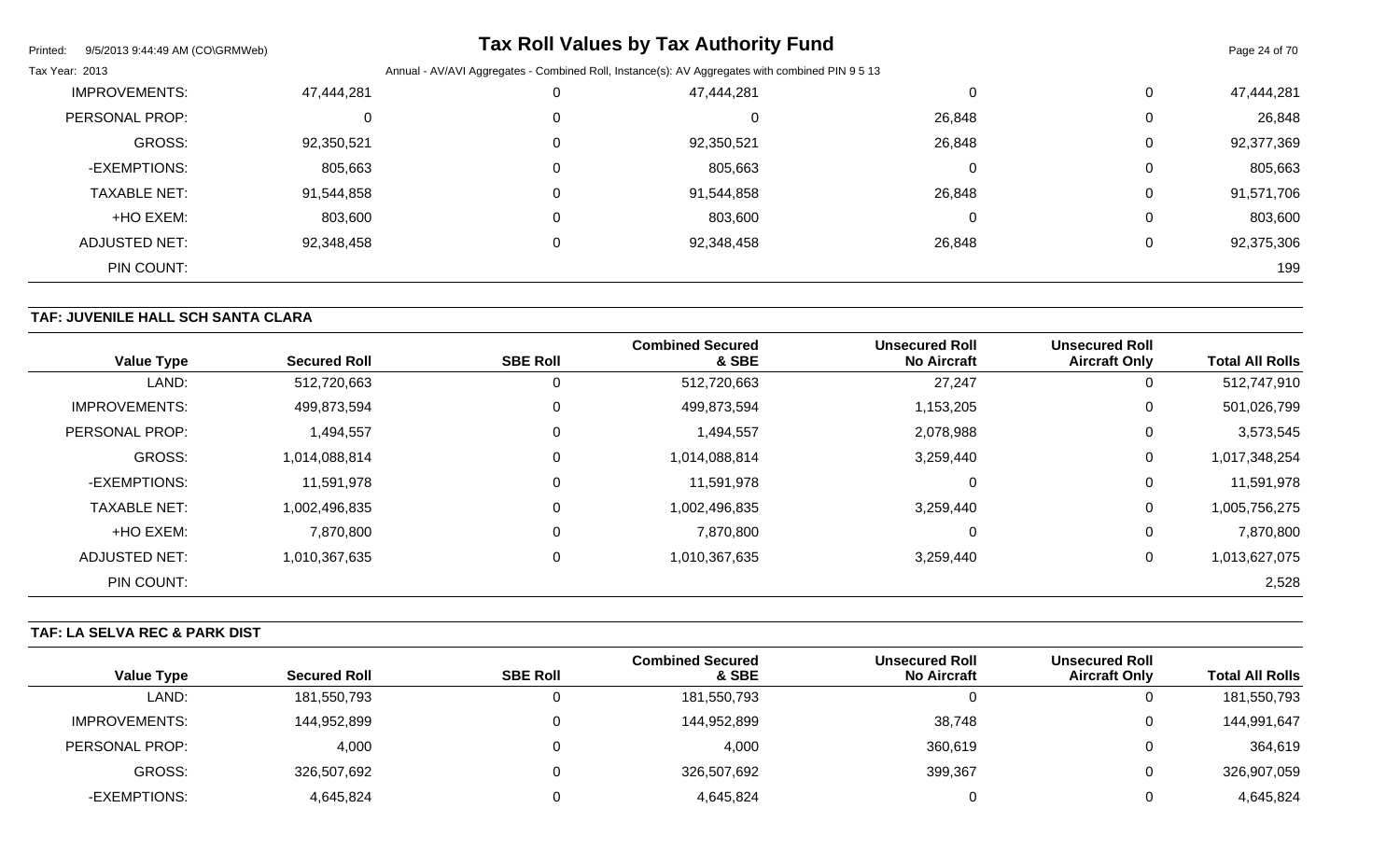| Value Type | Secured Roll | SBE Roll | Combined Secured & SBE | Unsecured Roll No Aircraft | Unsecured Roll Aircraft Only | Total All Rolls |
|---|---|---|---|---|---|---|
| IMPROVEMENTS: | 47,444,281 | 0 | 47,444,281 | 0 | 0 | 47,444,281 |
| PERSONAL PROP: | 0 | 0 | 0 | 26,848 | 0 | 26,848 |
| GROSS: | 92,350,521 | 0 | 92,350,521 | 26,848 | 0 | 92,377,369 |
| -EXEMPTIONS: | 805,663 | 0 | 805,663 | 0 | 0 | 805,663 |
| TAXABLE NET: | 91,544,858 | 0 | 91,544,858 | 26,848 | 0 | 91,571,706 |
| +HO EXEM: | 803,600 | 0 | 803,600 | 0 | 0 | 803,600 |
| ADJUSTED NET: | 92,348,458 | 0 | 92,348,458 | 26,848 | 0 | 92,375,306 |
| PIN COUNT: | | | | | | 199 |

## TAF: JUVENILE HALL SCH SANTA CLARA

| Value Type | Secured Roll | SBE Roll | Combined Secured & SBE | Unsecured Roll No Aircraft | Unsecured Roll Aircraft Only | Total All Rolls |
|---|---|---|---|---|---|---|
| LAND: | 512,720,663 | 0 | 512,720,663 | 27,247 | 0 | 512,747,910 |
| IMPROVEMENTS: | 499,873,594 | 0 | 499,873,594 | 1,153,205 | 0 | 501,026,799 |
| PERSONAL PROP: | 1,494,557 | 0 | 1,494,557 | 2,078,988 | 0 | 3,573,545 |
| GROSS: | 1,014,088,814 | 0 | 1,014,088,814 | 3,259,440 | 0 | 1,017,348,254 |
| -EXEMPTIONS: | 11,591,978 | 0 | 11,591,978 | 0 | 0 | 11,591,978 |
| TAXABLE NET: | 1,002,496,835 | 0 | 1,002,496,835 | 3,259,440 | 0 | 1,005,756,275 |
| +HO EXEM: | 7,870,800 | 0 | 7,870,800 | 0 | 0 | 7,870,800 |
| ADJUSTED NET: | 1,010,367,635 | 0 | 1,010,367,635 | 3,259,440 | 0 | 1,013,627,075 |
| PIN COUNT: | | | | | | 2,528 |

## TAF: LA SELVA REC & PARK DIST

| Value Type | Secured Roll | SBE Roll | Combined Secured & SBE | Unsecured Roll No Aircraft | Unsecured Roll Aircraft Only | Total All Rolls |
|---|---|---|---|---|---|---|
| LAND: | 181,550,793 | 0 | 181,550,793 | 0 | 0 | 181,550,793 |
| IMPROVEMENTS: | 144,952,899 | 0 | 144,952,899 | 38,748 | 0 | 144,991,647 |
| PERSONAL PROP: | 4,000 | 0 | 4,000 | 360,619 | 0 | 364,619 |
| GROSS: | 326,507,692 | 0 | 326,507,692 | 399,367 | 0 | 326,907,059 |
| -EXEMPTIONS: | 4,645,824 | 0 | 4,645,824 | 0 | 0 | 4,645,824 |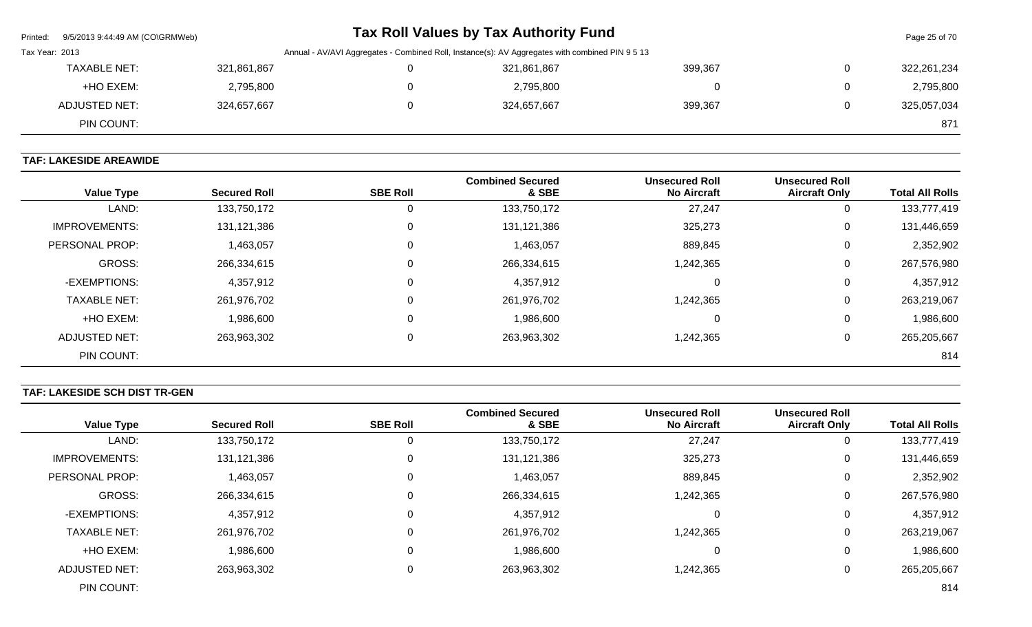# Tax Roll Values by Tax Authority Fund

Tax Year: 2013

Annual - AV/AVI Aggregates - Combined Roll, Instance(s): AV Aggregates with combined PIN 9 5 13

| Value Type | Secured Roll | SBE Roll | Combined Secured & SBE | Unsecured Roll No Aircraft | Unsecured Roll Aircraft Only | Total All Rolls |
|---|---|---|---|---|---|---|
| TAXABLE NET: | 321,861,867 | 0 | 321,861,867 | 399,367 | 0 | 322,261,234 |
| +HO EXEM: | 2,795,800 | 0 | 2,795,800 | 0 | 0 | 2,795,800 |
| ADJUSTED NET: | 324,657,667 | 0 | 324,657,667 | 399,367 | 0 | 325,057,034 |
| PIN COUNT: | | | | | | 871 |

## TAF: LAKESIDE AREAWIDE

| Value Type | Secured Roll | SBE Roll | Combined Secured & SBE | Unsecured Roll No Aircraft | Unsecured Roll Aircraft Only | Total All Rolls |
|---|---|---|---|---|---|---|
| LAND: | 133,750,172 | 0 | 133,750,172 | 27,247 | 0 | 133,777,419 |
| IMPROVEMENTS: | 131,121,386 | 0 | 131,121,386 | 325,273 | 0 | 131,446,659 |
| PERSONAL PROP: | 1,463,057 | 0 | 1,463,057 | 889,845 | 0 | 2,352,902 |
| GROSS: | 266,334,615 | 0 | 266,334,615 | 1,242,365 | 0 | 267,576,980 |
| -EXEMPTIONS: | 4,357,912 | 0 | 4,357,912 | 0 | 0 | 4,357,912 |
| TAXABLE NET: | 261,976,702 | 0 | 261,976,702 | 1,242,365 | 0 | 263,219,067 |
| +HO EXEM: | 1,986,600 | 0 | 1,986,600 | 0 | 0 | 1,986,600 |
| ADJUSTED NET: | 263,963,302 | 0 | 263,963,302 | 1,242,365 | 0 | 265,205,667 |
| PIN COUNT: | | | | | | 814 |

## TAF: LAKESIDE SCH DIST TR-GEN

| Value Type | Secured Roll | SBE Roll | Combined Secured & SBE | Unsecured Roll No Aircraft | Unsecured Roll Aircraft Only | Total All Rolls |
|---|---|---|---|---|---|---|
| LAND: | 133,750,172 | 0 | 133,750,172 | 27,247 | 0 | 133,777,419 |
| IMPROVEMENTS: | 131,121,386 | 0 | 131,121,386 | 325,273 | 0 | 131,446,659 |
| PERSONAL PROP: | 1,463,057 | 0 | 1,463,057 | 889,845 | 0 | 2,352,902 |
| GROSS: | 266,334,615 | 0 | 266,334,615 | 1,242,365 | 0 | 267,576,980 |
| -EXEMPTIONS: | 4,357,912 | 0 | 4,357,912 | 0 | 0 | 4,357,912 |
| TAXABLE NET: | 261,976,702 | 0 | 261,976,702 | 1,242,365 | 0 | 263,219,067 |
| +HO EXEM: | 1,986,600 | 0 | 1,986,600 | 0 | 0 | 1,986,600 |
| ADJUSTED NET: | 263,963,302 | 0 | 263,963,302 | 1,242,365 | 0 | 265,205,667 |
| PIN COUNT: | | | | | | 814 |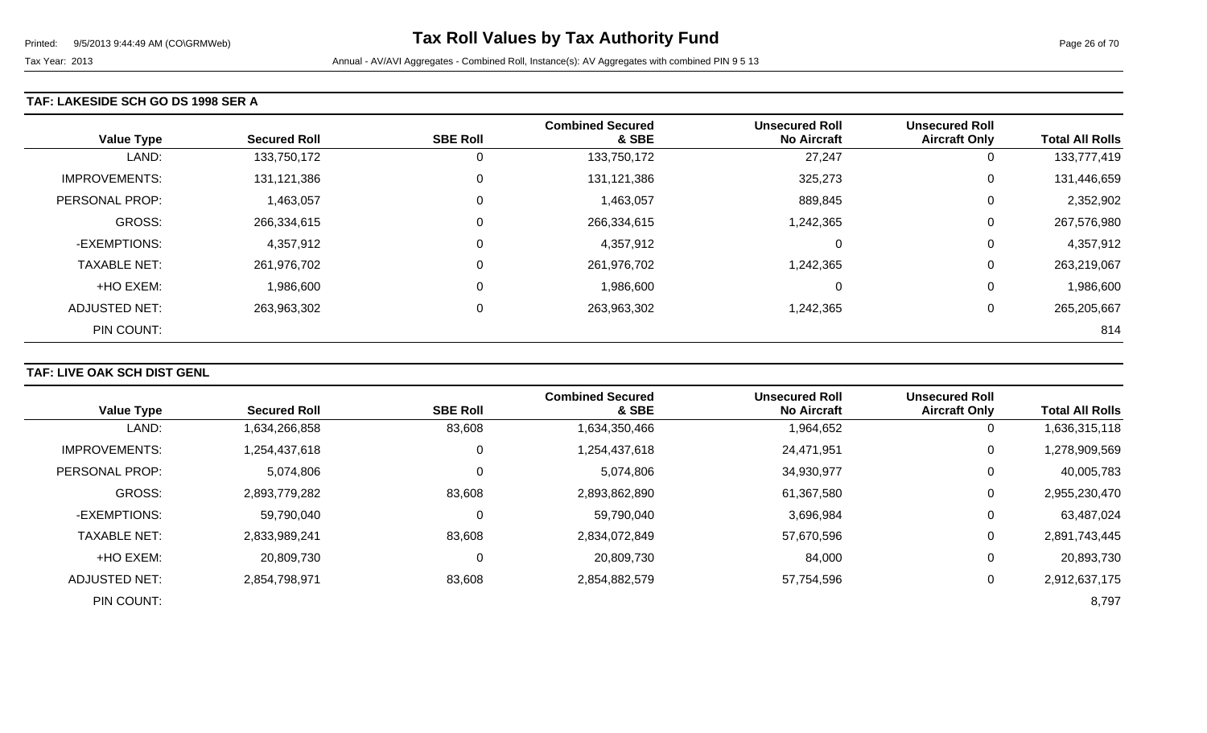### TAF: LAKESIDE SCH GO DS 1998 SER A

| Value Type | Secured Roll | SBE Roll | Combined Secured & SBE | Unsecured Roll No Aircraft | Unsecured Roll Aircraft Only | Total All Rolls |
|---|---|---|---|---|---|---|
| LAND: | 133,750,172 | 0 | 133,750,172 | 27,247 | 0 | 133,777,419 |
| IMPROVEMENTS: | 131,121,386 | 0 | 131,121,386 | 325,273 | 0 | 131,446,659 |
| PERSONAL PROP: | 1,463,057 | 0 | 1,463,057 | 889,845 | 0 | 2,352,902 |
| GROSS: | 266,334,615 | 0 | 266,334,615 | 1,242,365 | 0 | 267,576,980 |
| -EXEMPTIONS: | 4,357,912 | 0 | 4,357,912 | 0 | 0 | 4,357,912 |
| TAXABLE NET: | 261,976,702 | 0 | 261,976,702 | 1,242,365 | 0 | 263,219,067 |
| +HO EXEM: | 1,986,600 | 0 | 1,986,600 | 0 | 0 | 1,986,600 |
| ADJUSTED NET: | 263,963,302 | 0 | 263,963,302 | 1,242,365 | 0 | 265,205,667 |
| PIN COUNT: | | | | | | 814 |

### TAF: LIVE OAK SCH DIST GENL

| Value Type | Secured Roll | SBE Roll | Combined Secured & SBE | Unsecured Roll No Aircraft | Unsecured Roll Aircraft Only | Total All Rolls |
|---|---|---|---|---|---|---|
| LAND: | 1,634,266,858 | 83,608 | 1,634,350,466 | 1,964,652 | 0 | 1,636,315,118 |
| IMPROVEMENTS: | 1,254,437,618 | 0 | 1,254,437,618 | 24,471,951 | 0 | 1,278,909,569 |
| PERSONAL PROP: | 5,074,806 | 0 | 5,074,806 | 34,930,977 | 0 | 40,005,783 |
| GROSS: | 2,893,779,282 | 83,608 | 2,893,862,890 | 61,367,580 | 0 | 2,955,230,470 |
| -EXEMPTIONS: | 59,790,040 | 0 | 59,790,040 | 3,696,984 | 0 | 63,487,024 |
| TAXABLE NET: | 2,833,989,241 | 83,608 | 2,834,072,849 | 57,670,596 | 0 | 2,891,743,445 |
| +HO EXEM: | 20,809,730 | 0 | 20,809,730 | 84,000 | 0 | 20,893,730 |
| ADJUSTED NET: | 2,854,798,971 | 83,608 | 2,854,882,579 | 57,754,596 | 0 | 2,912,637,175 |
| PIN COUNT: | | | | | | 8,797 |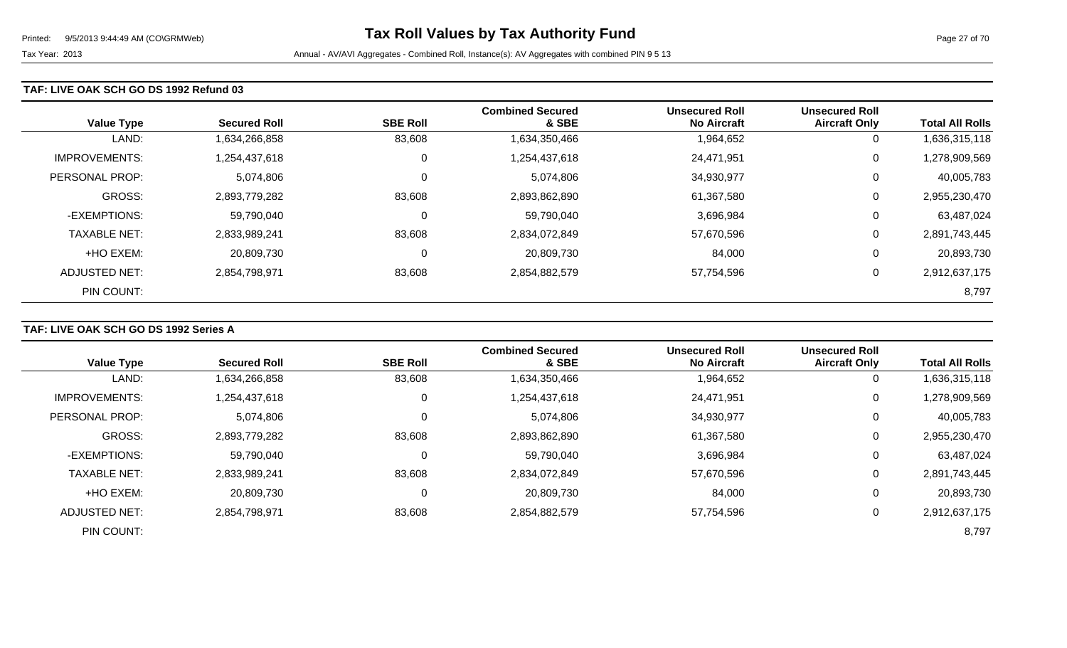# Tax Roll Values by Tax Authority Fund

Tax Year: 2013

Annual - AV/AVI Aggregates - Combined Roll, Instance(s): AV Aggregates with combined PIN 9 5 13

## TAF: LIVE OAK SCH GO DS 1992 Refund 03

| Value Type | Secured Roll | SBE Roll | Combined Secured & SBE | Unsecured Roll No Aircraft | Unsecured Roll Aircraft Only | Total All Rolls |
|---|---|---|---|---|---|---|
| LAND: | 1,634,266,858 | 83,608 | 1,634,350,466 | 1,964,652 | 0 | 1,636,315,118 |
| IMPROVEMENTS: | 1,254,437,618 | 0 | 1,254,437,618 | 24,471,951 | 0 | 1,278,909,569 |
| PERSONAL PROP: | 5,074,806 | 0 | 5,074,806 | 34,930,977 | 0 | 40,005,783 |
| GROSS: | 2,893,779,282 | 83,608 | 2,893,862,890 | 61,367,580 | 0 | 2,955,230,470 |
| -EXEMPTIONS: | 59,790,040 | 0 | 59,790,040 | 3,696,984 | 0 | 63,487,024 |
| TAXABLE NET: | 2,833,989,241 | 83,608 | 2,834,072,849 | 57,670,596 | 0 | 2,891,743,445 |
| +HO EXEM: | 20,809,730 | 0 | 20,809,730 | 84,000 | 0 | 20,893,730 |
| ADJUSTED NET: | 2,854,798,971 | 83,608 | 2,854,882,579 | 57,754,596 | 0 | 2,912,637,175 |
| PIN COUNT: | | | | | | 8,797 |

## TAF: LIVE OAK SCH GO DS 1992 Series A

| Value Type | Secured Roll | SBE Roll | Combined Secured & SBE | Unsecured Roll No Aircraft | Unsecured Roll Aircraft Only | Total All Rolls |
|---|---|---|---|---|---|---|
| LAND: | 1,634,266,858 | 83,608 | 1,634,350,466 | 1,964,652 | 0 | 1,636,315,118 |
| IMPROVEMENTS: | 1,254,437,618 | 0 | 1,254,437,618 | 24,471,951 | 0 | 1,278,909,569 |
| PERSONAL PROP: | 5,074,806 | 0 | 5,074,806 | 34,930,977 | 0 | 40,005,783 |
| GROSS: | 2,893,779,282 | 83,608 | 2,893,862,890 | 61,367,580 | 0 | 2,955,230,470 |
| -EXEMPTIONS: | 59,790,040 | 0 | 59,790,040 | 3,696,984 | 0 | 63,487,024 |
| TAXABLE NET: | 2,833,989,241 | 83,608 | 2,834,072,849 | 57,670,596 | 0 | 2,891,743,445 |
| +HO EXEM: | 20,809,730 | 0 | 20,809,730 | 84,000 | 0 | 20,893,730 |
| ADJUSTED NET: | 2,854,798,971 | 83,608 | 2,854,882,579 | 57,754,596 | 0 | 2,912,637,175 |
| PIN COUNT: | | | | | | 8,797 |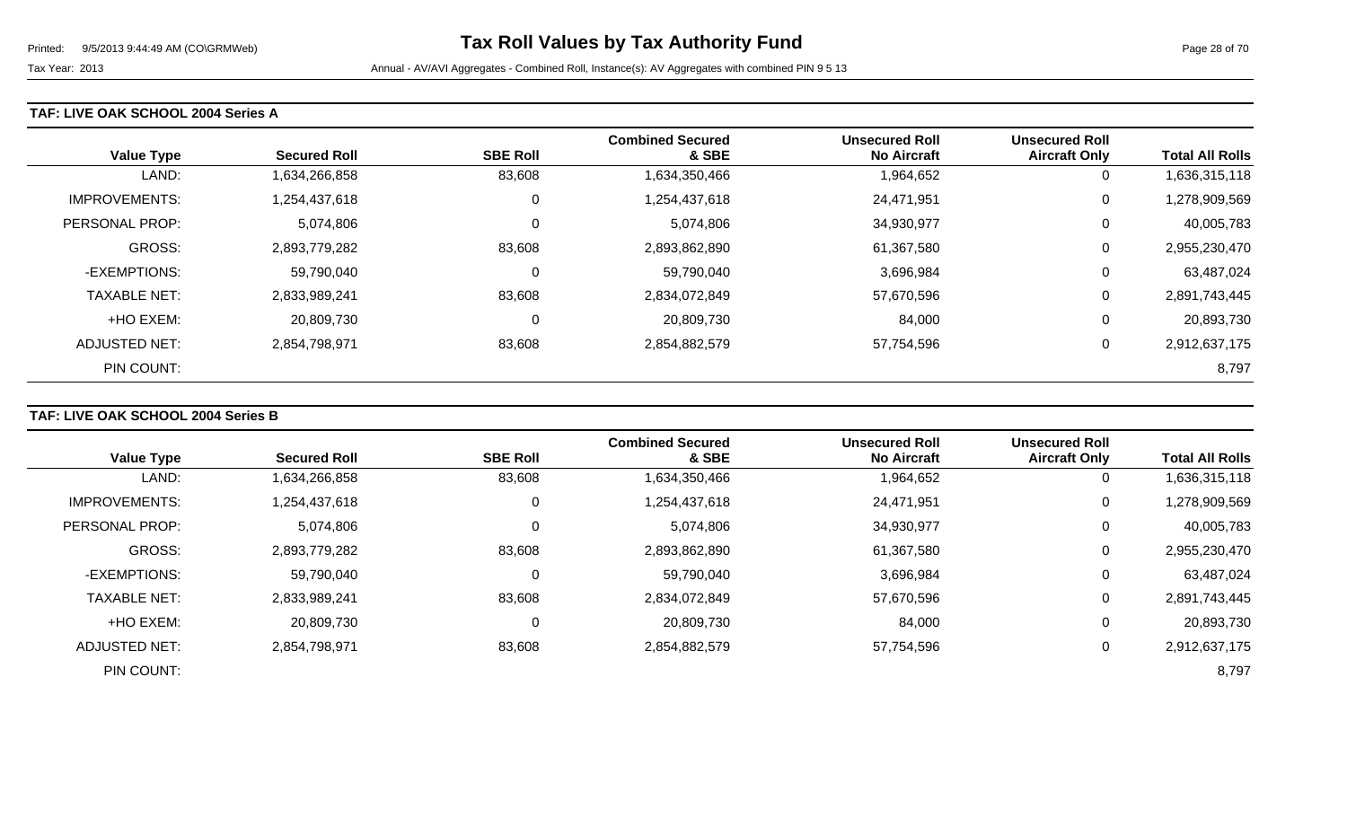# Tax Roll Values by Tax Authority Fund

Tax Year: 2013

Annual - AV/AVI Aggregates - Combined Roll, Instance(s): AV Aggregates with combined PIN 9 5 13

## TAF: LIVE OAK SCHOOL 2004 Series A

| Value Type | Secured Roll | SBE Roll | Combined Secured & SBE | Unsecured Roll No Aircraft | Unsecured Roll Aircraft Only | Total All Rolls |
|---|---|---|---|---|---|---|
| LAND: | 1,634,266,858 | 83,608 | 1,634,350,466 | 1,964,652 | 0 | 1,636,315,118 |
| IMPROVEMENTS: | 1,254,437,618 | 0 | 1,254,437,618 | 24,471,951 | 0 | 1,278,909,569 |
| PERSONAL PROP: | 5,074,806 | 0 | 5,074,806 | 34,930,977 | 0 | 40,005,783 |
| GROSS: | 2,893,779,282 | 83,608 | 2,893,862,890 | 61,367,580 | 0 | 2,955,230,470 |
| -EXEMPTIONS: | 59,790,040 | 0 | 59,790,040 | 3,696,984 | 0 | 63,487,024 |
| TAXABLE NET: | 2,833,989,241 | 83,608 | 2,834,072,849 | 57,670,596 | 0 | 2,891,743,445 |
| +HO EXEM: | 20,809,730 | 0 | 20,809,730 | 84,000 | 0 | 20,893,730 |
| ADJUSTED NET: | 2,854,798,971 | 83,608 | 2,854,882,579 | 57,754,596 | 0 | 2,912,637,175 |
| PIN COUNT: | | | | | | 8,797 |

## TAF: LIVE OAK SCHOOL 2004 Series B

| Value Type | Secured Roll | SBE Roll | Combined Secured & SBE | Unsecured Roll No Aircraft | Unsecured Roll Aircraft Only | Total All Rolls |
|---|---|---|---|---|---|---|
| LAND: | 1,634,266,858 | 83,608 | 1,634,350,466 | 1,964,652 | 0 | 1,636,315,118 |
| IMPROVEMENTS: | 1,254,437,618 | 0 | 1,254,437,618 | 24,471,951 | 0 | 1,278,909,569 |
| PERSONAL PROP: | 5,074,806 | 0 | 5,074,806 | 34,930,977 | 0 | 40,005,783 |
| GROSS: | 2,893,779,282 | 83,608 | 2,893,862,890 | 61,367,580 | 0 | 2,955,230,470 |
| -EXEMPTIONS: | 59,790,040 | 0 | 59,790,040 | 3,696,984 | 0 | 63,487,024 |
| TAXABLE NET: | 2,833,989,241 | 83,608 | 2,834,072,849 | 57,670,596 | 0 | 2,891,743,445 |
| +HO EXEM: | 20,809,730 | 0 | 20,809,730 | 84,000 | 0 | 20,893,730 |
| ADJUSTED NET: | 2,854,798,971 | 83,608 | 2,854,882,579 | 57,754,596 | 0 | 2,912,637,175 |
| PIN COUNT: | | | | | | 8,797 |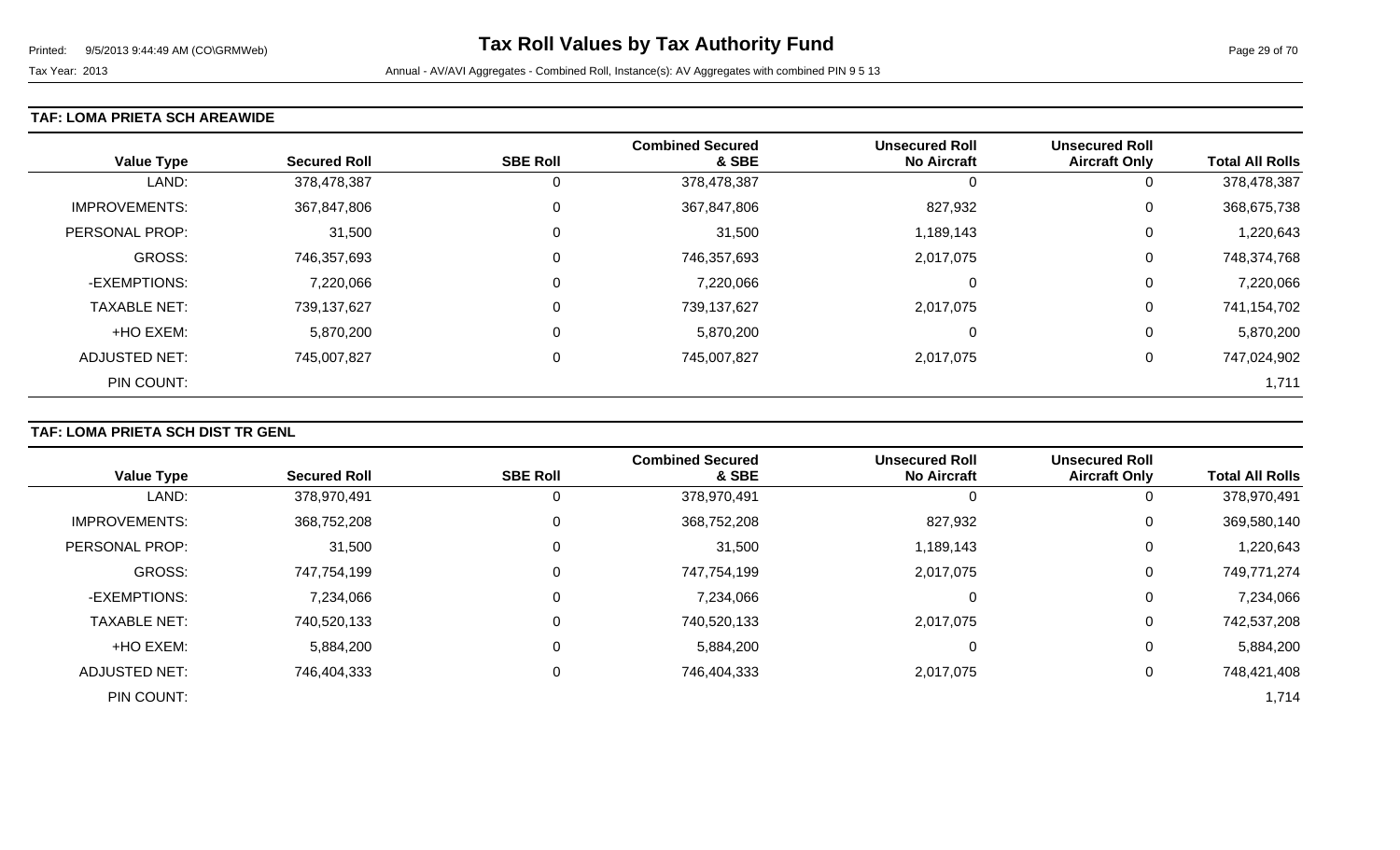### TAF: LOMA PRIETA SCH AREAWIDE

| Value Type | Secured Roll | SBE Roll | Combined Secured & SBE | Unsecured Roll No Aircraft | Unsecured Roll Aircraft Only | Total All Rolls |
|---|---|---|---|---|---|---|
| LAND: | 378,478,387 | 0 | 378,478,387 | 0 | 0 | 378,478,387 |
| IMPROVEMENTS: | 367,847,806 | 0 | 367,847,806 | 827,932 | 0 | 368,675,738 |
| PERSONAL PROP: | 31,500 | 0 | 31,500 | 1,189,143 | 0 | 1,220,643 |
| GROSS: | 746,357,693 | 0 | 746,357,693 | 2,017,075 | 0 | 748,374,768 |
| -EXEMPTIONS: | 7,220,066 | 0 | 7,220,066 | 0 | 0 | 7,220,066 |
| TAXABLE NET: | 739,137,627 | 0 | 739,137,627 | 2,017,075 | 0 | 741,154,702 |
| +HO EXEM: | 5,870,200 | 0 | 5,870,200 | 0 | 0 | 5,870,200 |
| ADJUSTED NET: | 745,007,827 | 0 | 745,007,827 | 2,017,075 | 0 | 747,024,902 |
| PIN COUNT: | | | | | | 1,711 |

### TAF: LOMA PRIETA SCH DIST TR GENL

| Value Type | Secured Roll | SBE Roll | Combined Secured & SBE | Unsecured Roll No Aircraft | Unsecured Roll Aircraft Only | Total All Rolls |
|---|---|---|---|---|---|---|
| LAND: | 378,970,491 | 0 | 378,970,491 | 0 | 0 | 378,970,491 |
| IMPROVEMENTS: | 368,752,208 | 0 | 368,752,208 | 827,932 | 0 | 369,580,140 |
| PERSONAL PROP: | 31,500 | 0 | 31,500 | 1,189,143 | 0 | 1,220,643 |
| GROSS: | 747,754,199 | 0 | 747,754,199 | 2,017,075 | 0 | 749,771,274 |
| -EXEMPTIONS: | 7,234,066 | 0 | 7,234,066 | 0 | 0 | 7,234,066 |
| TAXABLE NET: | 740,520,133 | 0 | 740,520,133 | 2,017,075 | 0 | 742,537,208 |
| +HO EXEM: | 5,884,200 | 0 | 5,884,200 | 0 | 0 | 5,884,200 |
| ADJUSTED NET: | 746,404,333 | 0 | 746,404,333 | 2,017,075 | 0 | 748,421,408 |
| PIN COUNT: | | | | | | 1,714 |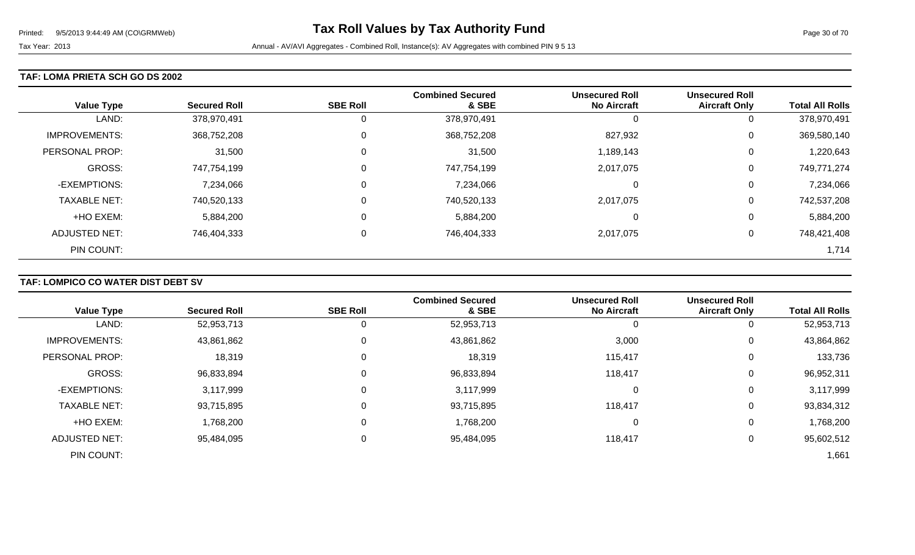# Tax Roll Values by Tax Authority Fund

Printed: 9/5/2013 9:44:49 AM (CO\GRMWeb)

Tax Year: 2013 — Annual - AV/AVI Aggregates - Combined Roll, Instance(s): AV Aggregates with combined PIN 9 5 13

## TAF: LOMA PRIETA SCH GO DS 2002

| Value Type | Secured Roll | SBE Roll | Combined Secured & SBE | Unsecured Roll No Aircraft | Unsecured Roll Aircraft Only | Total All Rolls |
|---|---|---|---|---|---|---|
| LAND: | 378,970,491 | 0 | 378,970,491 | 0 | 0 | 378,970,491 |
| IMPROVEMENTS: | 368,752,208 | 0 | 368,752,208 | 827,932 | 0 | 369,580,140 |
| PERSONAL PROP: | 31,500 | 0 | 31,500 | 1,189,143 | 0 | 1,220,643 |
| GROSS: | 747,754,199 | 0 | 747,754,199 | 2,017,075 | 0 | 749,771,274 |
| -EXEMPTIONS: | 7,234,066 | 0 | 7,234,066 | 0 | 0 | 7,234,066 |
| TAXABLE NET: | 740,520,133 | 0 | 740,520,133 | 2,017,075 | 0 | 742,537,208 |
| +HO EXEM: | 5,884,200 | 0 | 5,884,200 | 0 | 0 | 5,884,200 |
| ADJUSTED NET: | 746,404,333 | 0 | 746,404,333 | 2,017,075 | 0 | 748,421,408 |
| PIN COUNT: | | | | | | 1,714 |

## TAF: LOMPICO CO WATER DIST DEBT SV

| Value Type | Secured Roll | SBE Roll | Combined Secured & SBE | Unsecured Roll No Aircraft | Unsecured Roll Aircraft Only | Total All Rolls |
|---|---|---|---|---|---|---|
| LAND: | 52,953,713 | 0 | 52,953,713 | 0 | 0 | 52,953,713 |
| IMPROVEMENTS: | 43,861,862 | 0 | 43,861,862 | 3,000 | 0 | 43,864,862 |
| PERSONAL PROP: | 18,319 | 0 | 18,319 | 115,417 | 0 | 133,736 |
| GROSS: | 96,833,894 | 0 | 96,833,894 | 118,417 | 0 | 96,952,311 |
| -EXEMPTIONS: | 3,117,999 | 0 | 3,117,999 | 0 | 0 | 3,117,999 |
| TAXABLE NET: | 93,715,895 | 0 | 93,715,895 | 118,417 | 0 | 93,834,312 |
| +HO EXEM: | 1,768,200 | 0 | 1,768,200 | 0 | 0 | 1,768,200 |
| ADJUSTED NET: | 95,484,095 | 0 | 95,484,095 | 118,417 | 0 | 95,602,512 |
| PIN COUNT: | | | | | | 1,661 |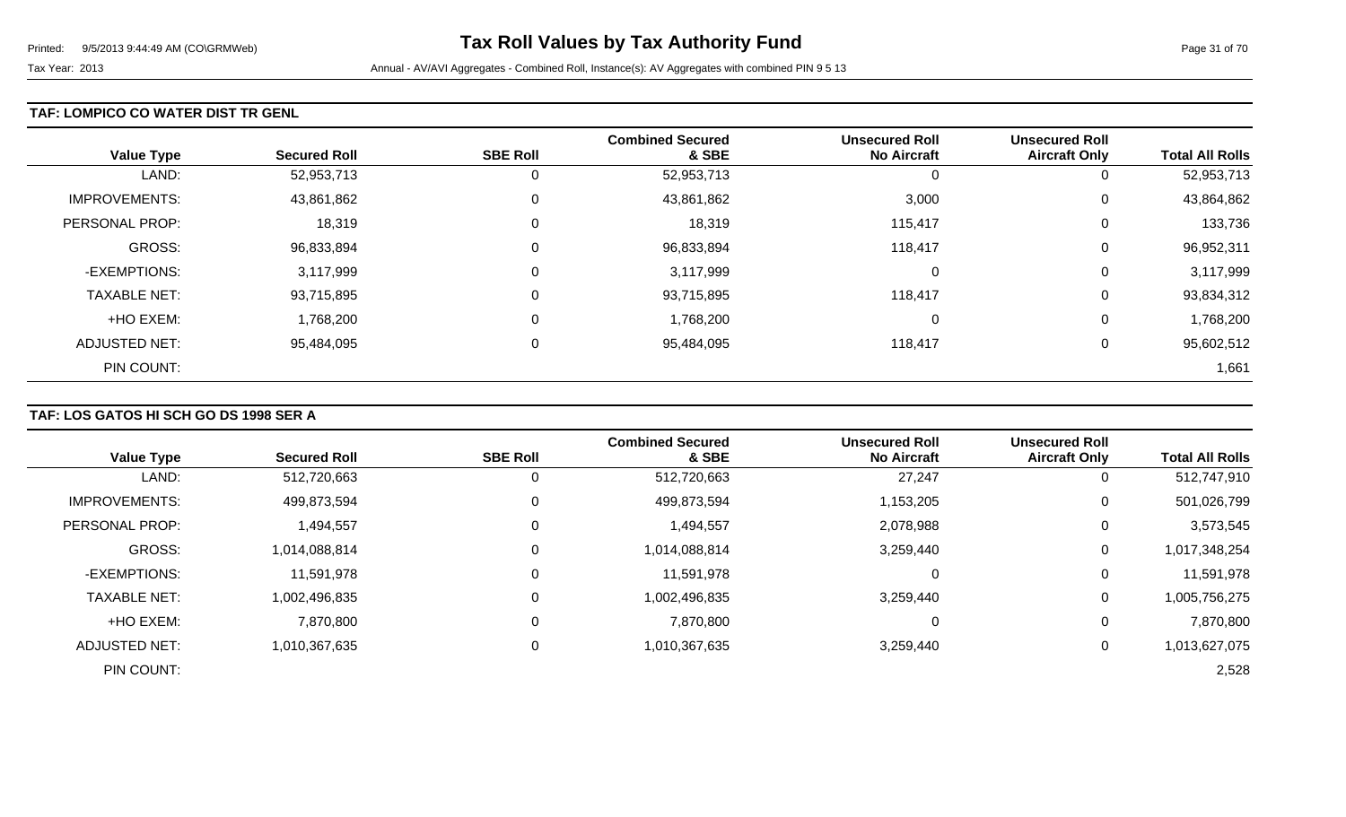## TAF: LOMPICO CO WATER DIST TR GENL

| Value Type | Secured Roll | SBE Roll | Combined Secured & SBE | Unsecured Roll No Aircraft | Unsecured Roll Aircraft Only | Total All Rolls |
|---|---|---|---|---|---|---|
| LAND: | 52,953,713 | 0 | 52,953,713 | 0 | 0 | 52,953,713 |
| IMPROVEMENTS: | 43,861,862 | 0 | 43,861,862 | 3,000 | 0 | 43,864,862 |
| PERSONAL PROP: | 18,319 | 0 | 18,319 | 115,417 | 0 | 133,736 |
| GROSS: | 96,833,894 | 0 | 96,833,894 | 118,417 | 0 | 96,952,311 |
| -EXEMPTIONS: | 3,117,999 | 0 | 3,117,999 | 0 | 0 | 3,117,999 |
| TAXABLE NET: | 93,715,895 | 0 | 93,715,895 | 118,417 | 0 | 93,834,312 |
| +HO EXEM: | 1,768,200 | 0 | 1,768,200 | 0 | 0 | 1,768,200 |
| ADJUSTED NET: | 95,484,095 | 0 | 95,484,095 | 118,417 | 0 | 95,602,512 |
| PIN COUNT: | | | | | | 1,661 |

## TAF: LOS GATOS HI SCH GO DS 1998 SER A

| Value Type | Secured Roll | SBE Roll | Combined Secured & SBE | Unsecured Roll No Aircraft | Unsecured Roll Aircraft Only | Total All Rolls |
|---|---|---|---|---|---|---|
| LAND: | 512,720,663 | 0 | 512,720,663 | 27,247 | 0 | 512,747,910 |
| IMPROVEMENTS: | 499,873,594 | 0 | 499,873,594 | 1,153,205 | 0 | 501,026,799 |
| PERSONAL PROP: | 1,494,557 | 0 | 1,494,557 | 2,078,988 | 0 | 3,573,545 |
| GROSS: | 1,014,088,814 | 0 | 1,014,088,814 | 3,259,440 | 0 | 1,017,348,254 |
| -EXEMPTIONS: | 11,591,978 | 0 | 11,591,978 | 0 | 0 | 11,591,978 |
| TAXABLE NET: | 1,002,496,835 | 0 | 1,002,496,835 | 3,259,440 | 0 | 1,005,756,275 |
| +HO EXEM: | 7,870,800 | 0 | 7,870,800 | 0 | 0 | 7,870,800 |
| ADJUSTED NET: | 1,010,367,635 | 0 | 1,010,367,635 | 3,259,440 | 0 | 1,013,627,075 |
| PIN COUNT: | | | | | | 2,528 |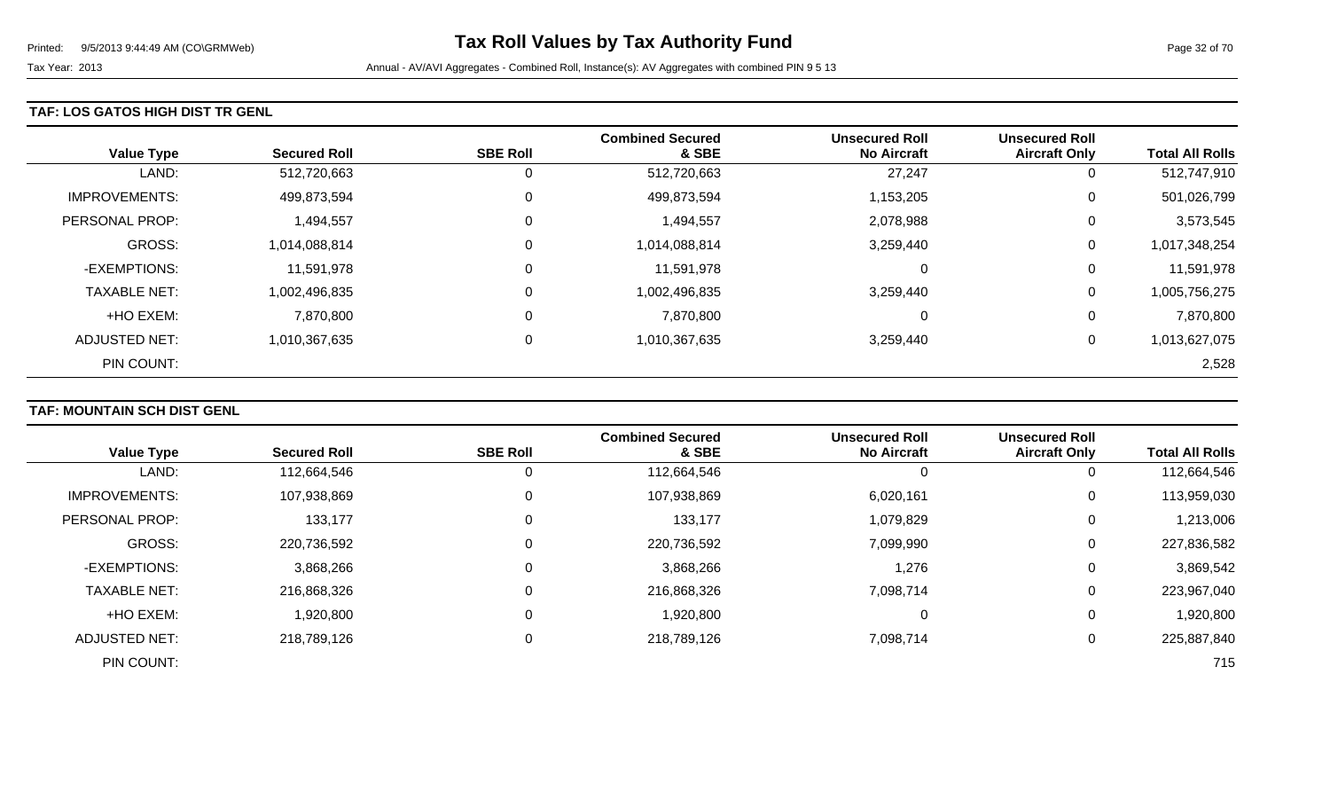**Tax Roll Values by Tax Authority Fund**

Tax Year: 2013

Annual - AV/AVI Aggregates - Combined Roll, Instance(s): AV Aggregates with combined PIN 9 5 13

### TAF: LOS GATOS HIGH DIST TR GENL

| Value Type | Secured Roll | SBE Roll | Combined Secured & SBE | Unsecured Roll No Aircraft | Unsecured Roll Aircraft Only | Total All Rolls |
|---|---|---|---|---|---|---|
| LAND: | 512,720,663 | 0 | 512,720,663 | 27,247 | 0 | 512,747,910 |
| IMPROVEMENTS: | 499,873,594 | 0 | 499,873,594 | 1,153,205 | 0 | 501,026,799 |
| PERSONAL PROP: | 1,494,557 | 0 | 1,494,557 | 2,078,988 | 0 | 3,573,545 |
| GROSS: | 1,014,088,814 | 0 | 1,014,088,814 | 3,259,440 | 0 | 1,017,348,254 |
| -EXEMPTIONS: | 11,591,978 | 0 | 11,591,978 | 0 | 0 | 11,591,978 |
| TAXABLE NET: | 1,002,496,835 | 0 | 1,002,496,835 | 3,259,440 | 0 | 1,005,756,275 |
| +HO EXEM: | 7,870,800 | 0 | 7,870,800 | 0 | 0 | 7,870,800 |
| ADJUSTED NET: | 1,010,367,635 | 0 | 1,010,367,635 | 3,259,440 | 0 | 1,013,627,075 |
| PIN COUNT: | | | | | | 2,528 |

### TAF: MOUNTAIN SCH DIST GENL

| Value Type | Secured Roll | SBE Roll | Combined Secured & SBE | Unsecured Roll No Aircraft | Unsecured Roll Aircraft Only | Total All Rolls |
|---|---|---|---|---|---|---|
| LAND: | 112,664,546 | 0 | 112,664,546 | 0 | 0 | 112,664,546 |
| IMPROVEMENTS: | 107,938,869 | 0 | 107,938,869 | 6,020,161 | 0 | 113,959,030 |
| PERSONAL PROP: | 133,177 | 0 | 133,177 | 1,079,829 | 0 | 1,213,006 |
| GROSS: | 220,736,592 | 0 | 220,736,592 | 7,099,990 | 0 | 227,836,582 |
| -EXEMPTIONS: | 3,868,266 | 0 | 3,868,266 | 1,276 | 0 | 3,869,542 |
| TAXABLE NET: | 216,868,326 | 0 | 216,868,326 | 7,098,714 | 0 | 223,967,040 |
| +HO EXEM: | 1,920,800 | 0 | 1,920,800 | 0 | 0 | 1,920,800 |
| ADJUSTED NET: | 218,789,126 | 0 | 218,789,126 | 7,098,714 | 0 | 225,887,840 |
| PIN COUNT: | | | | | | 715 |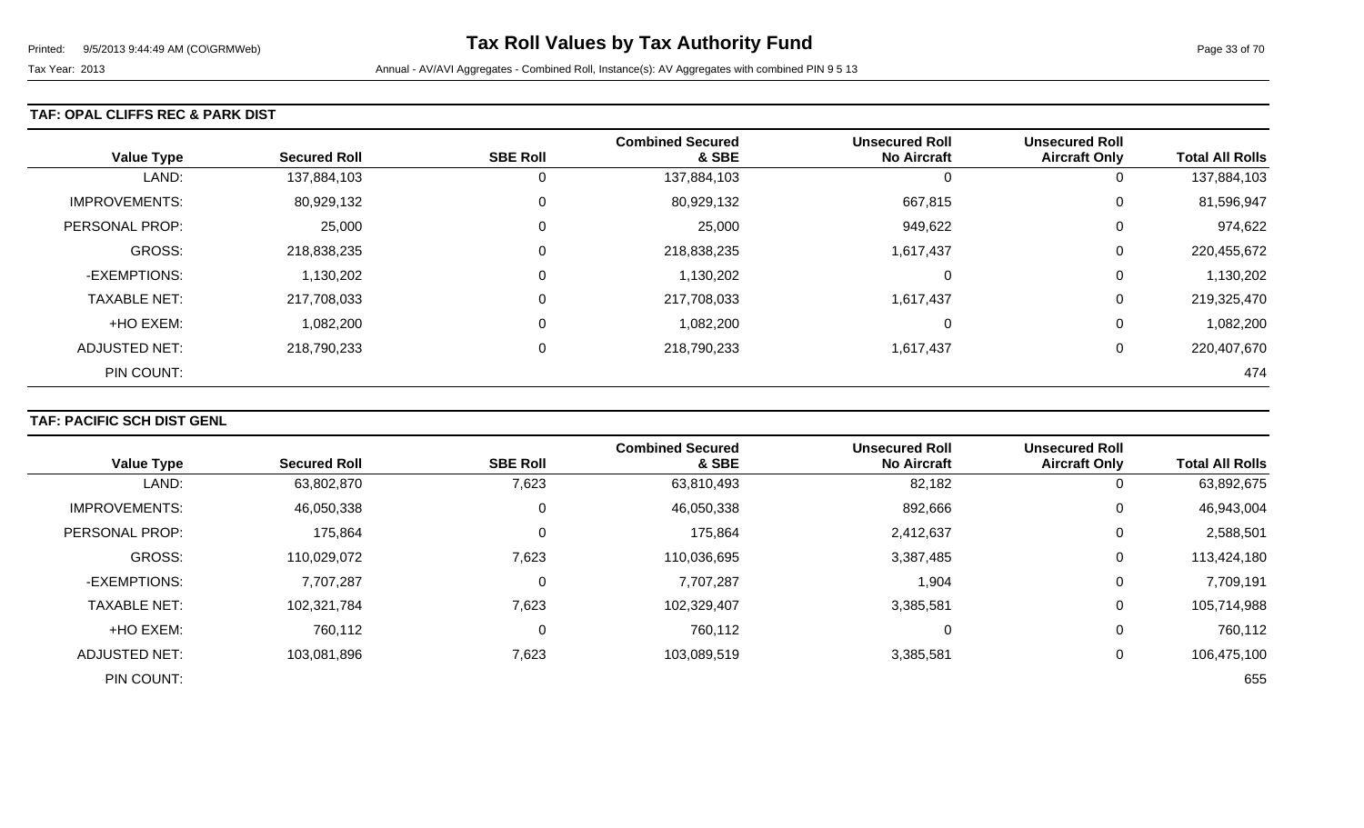**Tax Roll Values by Tax Authority Fund**

Tax Year: 2013

Annual - AV/AVI Aggregates - Combined Roll, Instance(s): AV Aggregates with combined PIN 9 5 13

## TAF: OPAL CLIFFS REC & PARK DIST

| Value Type | Secured Roll | SBE Roll | Combined Secured & SBE | Unsecured Roll No Aircraft | Unsecured Roll Aircraft Only | Total All Rolls |
|---|---|---|---|---|---|---|
| LAND: | 137,884,103 | 0 | 137,884,103 | 0 | 0 | 137,884,103 |
| IMPROVEMENTS: | 80,929,132 | 0 | 80,929,132 | 667,815 | 0 | 81,596,947 |
| PERSONAL PROP: | 25,000 | 0 | 25,000 | 949,622 | 0 | 974,622 |
| GROSS: | 218,838,235 | 0 | 218,838,235 | 1,617,437 | 0 | 220,455,672 |
| -EXEMPTIONS: | 1,130,202 | 0 | 1,130,202 | 0 | 0 | 1,130,202 |
| TAXABLE NET: | 217,708,033 | 0 | 217,708,033 | 1,617,437 | 0 | 219,325,470 |
| +HO EXEM: | 1,082,200 | 0 | 1,082,200 | 0 | 0 | 1,082,200 |
| ADJUSTED NET: | 218,790,233 | 0 | 218,790,233 | 1,617,437 | 0 | 220,407,670 |
| PIN COUNT: | | | | | | 474 |

## TAF: PACIFIC SCH DIST GENL

| Value Type | Secured Roll | SBE Roll | Combined Secured & SBE | Unsecured Roll No Aircraft | Unsecured Roll Aircraft Only | Total All Rolls |
|---|---|---|---|---|---|---|
| LAND: | 63,802,870 | 7,623 | 63,810,493 | 82,182 | 0 | 63,892,675 |
| IMPROVEMENTS: | 46,050,338 | 0 | 46,050,338 | 892,666 | 0 | 46,943,004 |
| PERSONAL PROP: | 175,864 | 0 | 175,864 | 2,412,637 | 0 | 2,588,501 |
| GROSS: | 110,029,072 | 7,623 | 110,036,695 | 3,387,485 | 0 | 113,424,180 |
| -EXEMPTIONS: | 7,707,287 | 0 | 7,707,287 | 1,904 | 0 | 7,709,191 |
| TAXABLE NET: | 102,321,784 | 7,623 | 102,329,407 | 3,385,581 | 0 | 105,714,988 |
| +HO EXEM: | 760,112 | 0 | 760,112 | 0 | 0 | 760,112 |
| ADJUSTED NET: | 103,081,896 | 7,623 | 103,089,519 | 3,385,581 | 0 | 106,475,100 |
| PIN COUNT: | | | | | | 655 |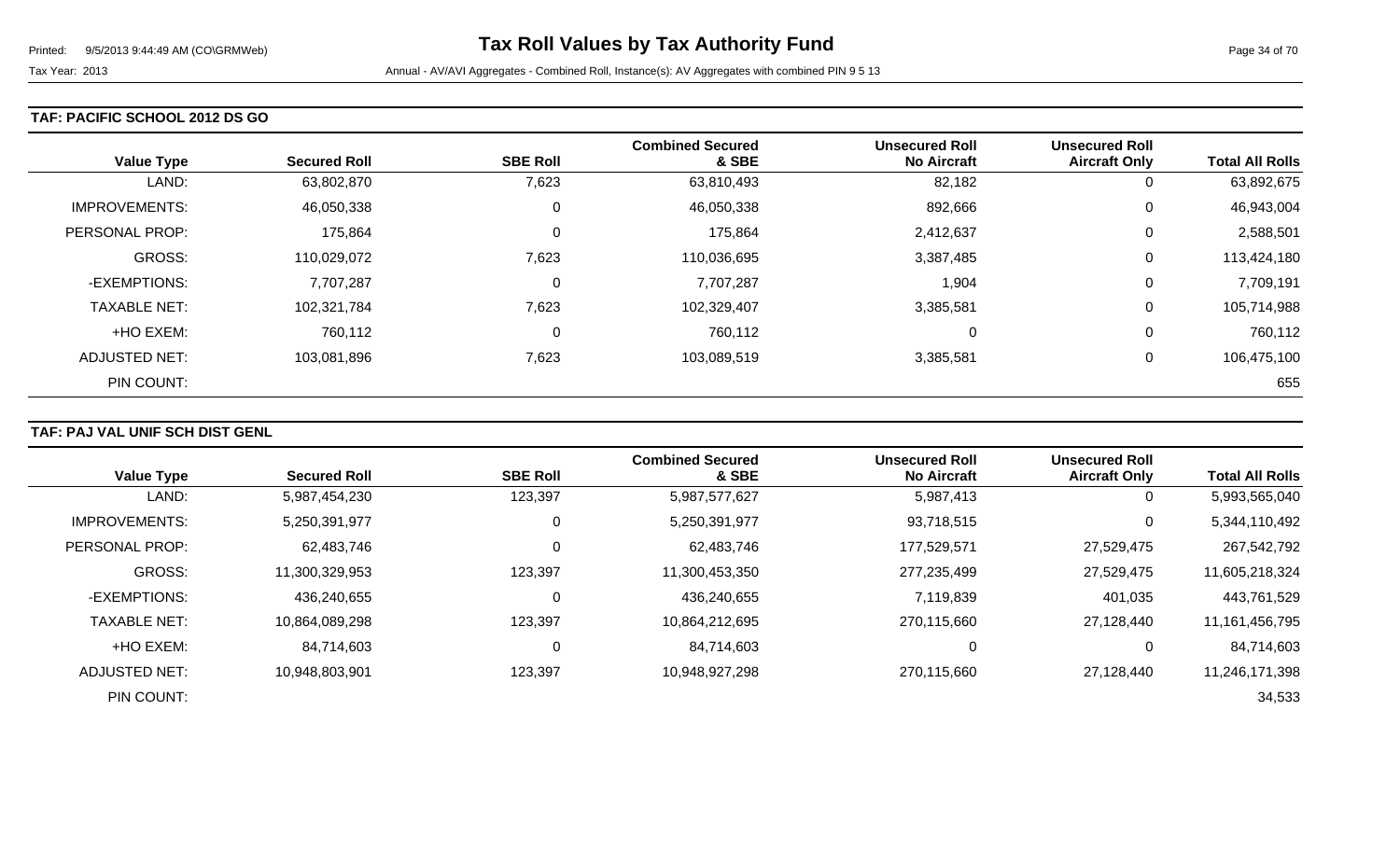# Tax Roll Values by Tax Authority Fund

Tax Year: 2013

Annual - AV/AVI Aggregates - Combined Roll, Instance(s): AV Aggregates with combined PIN 9 5 13

## TAF: PACIFIC SCHOOL 2012 DS GO

| Value Type | Secured Roll | SBE Roll | Combined Secured & SBE | Unsecured Roll No Aircraft | Unsecured Roll Aircraft Only | Total All Rolls |
|---|---|---|---|---|---|---|
| LAND: | 63,802,870 | 7,623 | 63,810,493 | 82,182 | 0 | 63,892,675 |
| IMPROVEMENTS: | 46,050,338 | 0 | 46,050,338 | 892,666 | 0 | 46,943,004 |
| PERSONAL PROP: | 175,864 | 0 | 175,864 | 2,412,637 | 0 | 2,588,501 |
| GROSS: | 110,029,072 | 7,623 | 110,036,695 | 3,387,485 | 0 | 113,424,180 |
| -EXEMPTIONS: | 7,707,287 | 0 | 7,707,287 | 1,904 | 0 | 7,709,191 |
| TAXABLE NET: | 102,321,784 | 7,623 | 102,329,407 | 3,385,581 | 0 | 105,714,988 |
| +HO EXEM: | 760,112 | 0 | 760,112 | 0 | 0 | 760,112 |
| ADJUSTED NET: | 103,081,896 | 7,623 | 103,089,519 | 3,385,581 | 0 | 106,475,100 |
| PIN COUNT: | | | | | | 655 |

## TAF: PAJ VAL UNIF SCH DIST GENL

| Value Type | Secured Roll | SBE Roll | Combined Secured & SBE | Unsecured Roll No Aircraft | Unsecured Roll Aircraft Only | Total All Rolls |
|---|---|---|---|---|---|---|
| LAND: | 5,987,454,230 | 123,397 | 5,987,577,627 | 5,987,413 | 0 | 5,993,565,040 |
| IMPROVEMENTS: | 5,250,391,977 | 0 | 5,250,391,977 | 93,718,515 | 0 | 5,344,110,492 |
| PERSONAL PROP: | 62,483,746 | 0 | 62,483,746 | 177,529,571 | 27,529,475 | 267,542,792 |
| GROSS: | 11,300,329,953 | 123,397 | 11,300,453,350 | 277,235,499 | 27,529,475 | 11,605,218,324 |
| -EXEMPTIONS: | 436,240,655 | 0 | 436,240,655 | 7,119,839 | 401,035 | 443,761,529 |
| TAXABLE NET: | 10,864,089,298 | 123,397 | 10,864,212,695 | 270,115,660 | 27,128,440 | 11,161,456,795 |
| +HO EXEM: | 84,714,603 | 0 | 84,714,603 | 0 | 0 | 84,714,603 |
| ADJUSTED NET: | 10,948,803,901 | 123,397 | 10,948,927,298 | 270,115,660 | 27,128,440 | 11,246,171,398 |
| PIN COUNT: | | | | | | 34,533 |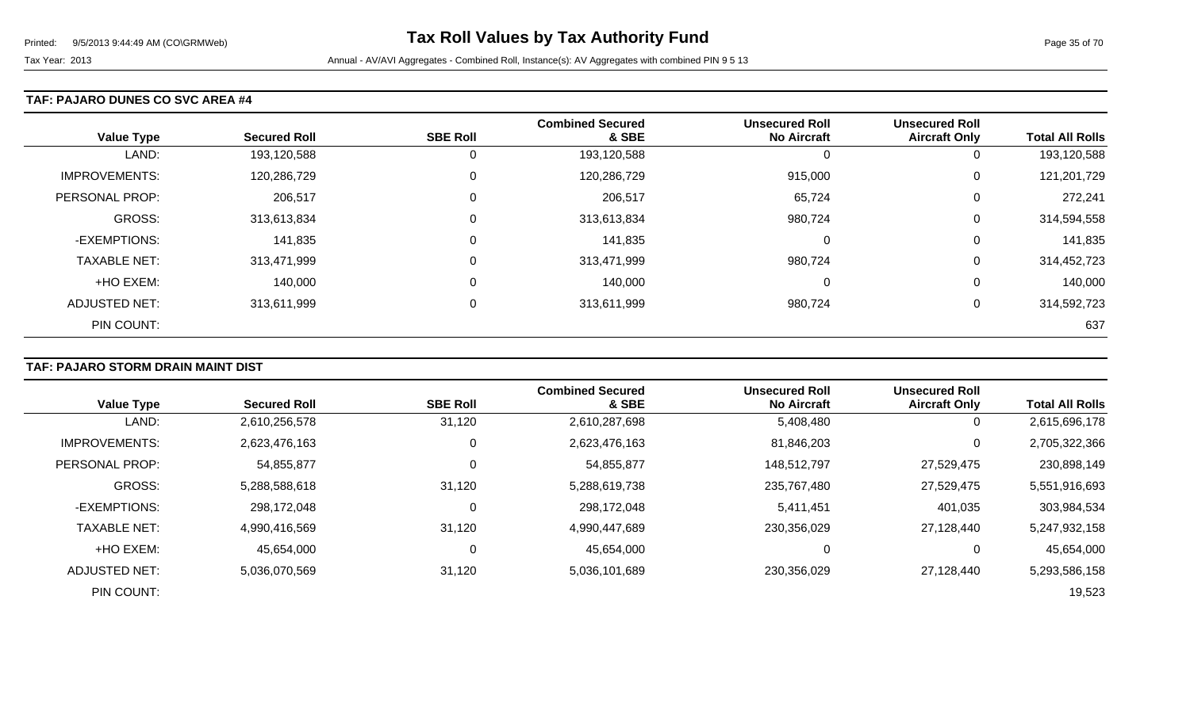Tax Year: 2013 Annual - AV/AVI Aggregates - Combined Roll, Instance(s): AV Aggregates with combined PIN 9 5 13

# Tax Roll Values by Tax Authority Fund

## TAF: PAJARO DUNES CO SVC AREA #4

| Value Type | Secured Roll | SBE Roll | Combined Secured & SBE | Unsecured Roll No Aircraft | Unsecured Roll Aircraft Only | Total All Rolls |
|---|---|---|---|---|---|---|
| LAND: | 193,120,588 | 0 | 193,120,588 | 0 | 0 | 193,120,588 |
| IMPROVEMENTS: | 120,286,729 | 0 | 120,286,729 | 915,000 | 0 | 121,201,729 |
| PERSONAL PROP: | 206,517 | 0 | 206,517 | 65,724 | 0 | 272,241 |
| GROSS: | 313,613,834 | 0 | 313,613,834 | 980,724 | 0 | 314,594,558 |
| -EXEMPTIONS: | 141,835 | 0 | 141,835 | 0 | 0 | 141,835 |
| TAXABLE NET: | 313,471,999 | 0 | 313,471,999 | 980,724 | 0 | 314,452,723 |
| +HO EXEM: | 140,000 | 0 | 140,000 | 0 | 0 | 140,000 |
| ADJUSTED NET: | 313,611,999 | 0 | 313,611,999 | 980,724 | 0 | 314,592,723 |
| PIN COUNT: | | | | | | 637 |

## TAF: PAJARO STORM DRAIN MAINT DIST

| Value Type | Secured Roll | SBE Roll | Combined Secured & SBE | Unsecured Roll No Aircraft | Unsecured Roll Aircraft Only | Total All Rolls |
|---|---|---|---|---|---|---|
| LAND: | 2,610,256,578 | 31,120 | 2,610,287,698 | 5,408,480 | 0 | 2,615,696,178 |
| IMPROVEMENTS: | 2,623,476,163 | 0 | 2,623,476,163 | 81,846,203 | 0 | 2,705,322,366 |
| PERSONAL PROP: | 54,855,877 | 0 | 54,855,877 | 148,512,797 | 27,529,475 | 230,898,149 |
| GROSS: | 5,288,588,618 | 31,120 | 5,288,619,738 | 235,767,480 | 27,529,475 | 5,551,916,693 |
| -EXEMPTIONS: | 298,172,048 | 0 | 298,172,048 | 5,411,451 | 401,035 | 303,984,534 |
| TAXABLE NET: | 4,990,416,569 | 31,120 | 4,990,447,689 | 230,356,029 | 27,128,440 | 5,247,932,158 |
| +HO EXEM: | 45,654,000 | 0 | 45,654,000 | 0 | 0 | 45,654,000 |
| ADJUSTED NET: | 5,036,070,569 | 31,120 | 5,036,101,689 | 230,356,029 | 27,128,440 | 5,293,586,158 |
| PIN COUNT: | | | | | | 19,523 |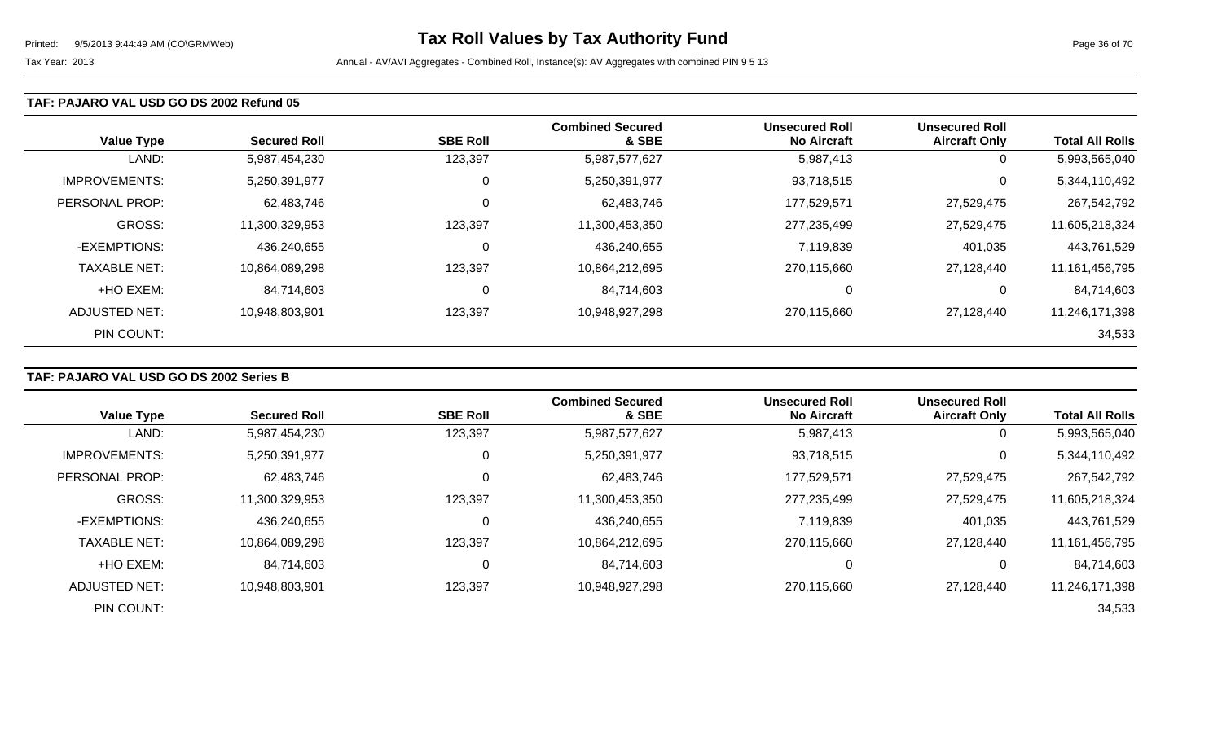### TAF: PAJARO VAL USD GO DS 2002 Refund 05

| Value Type | Secured Roll | SBE Roll | Combined Secured & SBE | Unsecured Roll No Aircraft | Unsecured Roll Aircraft Only | Total All Rolls |
|---|---|---|---|---|---|---|
| LAND: | 5,987,454,230 | 123,397 | 5,987,577,627 | 5,987,413 | 0 | 5,993,565,040 |
| IMPROVEMENTS: | 5,250,391,977 | 0 | 5,250,391,977 | 93,718,515 | 0 | 5,344,110,492 |
| PERSONAL PROP: | 62,483,746 | 0 | 62,483,746 | 177,529,571 | 27,529,475 | 267,542,792 |
| GROSS: | 11,300,329,953 | 123,397 | 11,300,453,350 | 277,235,499 | 27,529,475 | 11,605,218,324 |
| -EXEMPTIONS: | 436,240,655 | 0 | 436,240,655 | 7,119,839 | 401,035 | 443,761,529 |
| TAXABLE NET: | 10,864,089,298 | 123,397 | 10,864,212,695 | 270,115,660 | 27,128,440 | 11,161,456,795 |
| +HO EXEM: | 84,714,603 | 0 | 84,714,603 | 0 | 0 | 84,714,603 |
| ADJUSTED NET: | 10,948,803,901 | 123,397 | 10,948,927,298 | 270,115,660 | 27,128,440 | 11,246,171,398 |
| PIN COUNT: | | | | | | 34,533 |

### TAF: PAJARO VAL USD GO DS 2002 Series B

| Value Type | Secured Roll | SBE Roll | Combined Secured & SBE | Unsecured Roll No Aircraft | Unsecured Roll Aircraft Only | Total All Rolls |
|---|---|---|---|---|---|---|
| LAND: | 5,987,454,230 | 123,397 | 5,987,577,627 | 5,987,413 | 0 | 5,993,565,040 |
| IMPROVEMENTS: | 5,250,391,977 | 0 | 5,250,391,977 | 93,718,515 | 0 | 5,344,110,492 |
| PERSONAL PROP: | 62,483,746 | 0 | 62,483,746 | 177,529,571 | 27,529,475 | 267,542,792 |
| GROSS: | 11,300,329,953 | 123,397 | 11,300,453,350 | 277,235,499 | 27,529,475 | 11,605,218,324 |
| -EXEMPTIONS: | 436,240,655 | 0 | 436,240,655 | 7,119,839 | 401,035 | 443,761,529 |
| TAXABLE NET: | 10,864,089,298 | 123,397 | 10,864,212,695 | 270,115,660 | 27,128,440 | 11,161,456,795 |
| +HO EXEM: | 84,714,603 | 0 | 84,714,603 | 0 | 0 | 84,714,603 |
| ADJUSTED NET: | 10,948,803,901 | 123,397 | 10,948,927,298 | 270,115,660 | 27,128,440 | 11,246,171,398 |
| PIN COUNT: | | | | | | 34,533 |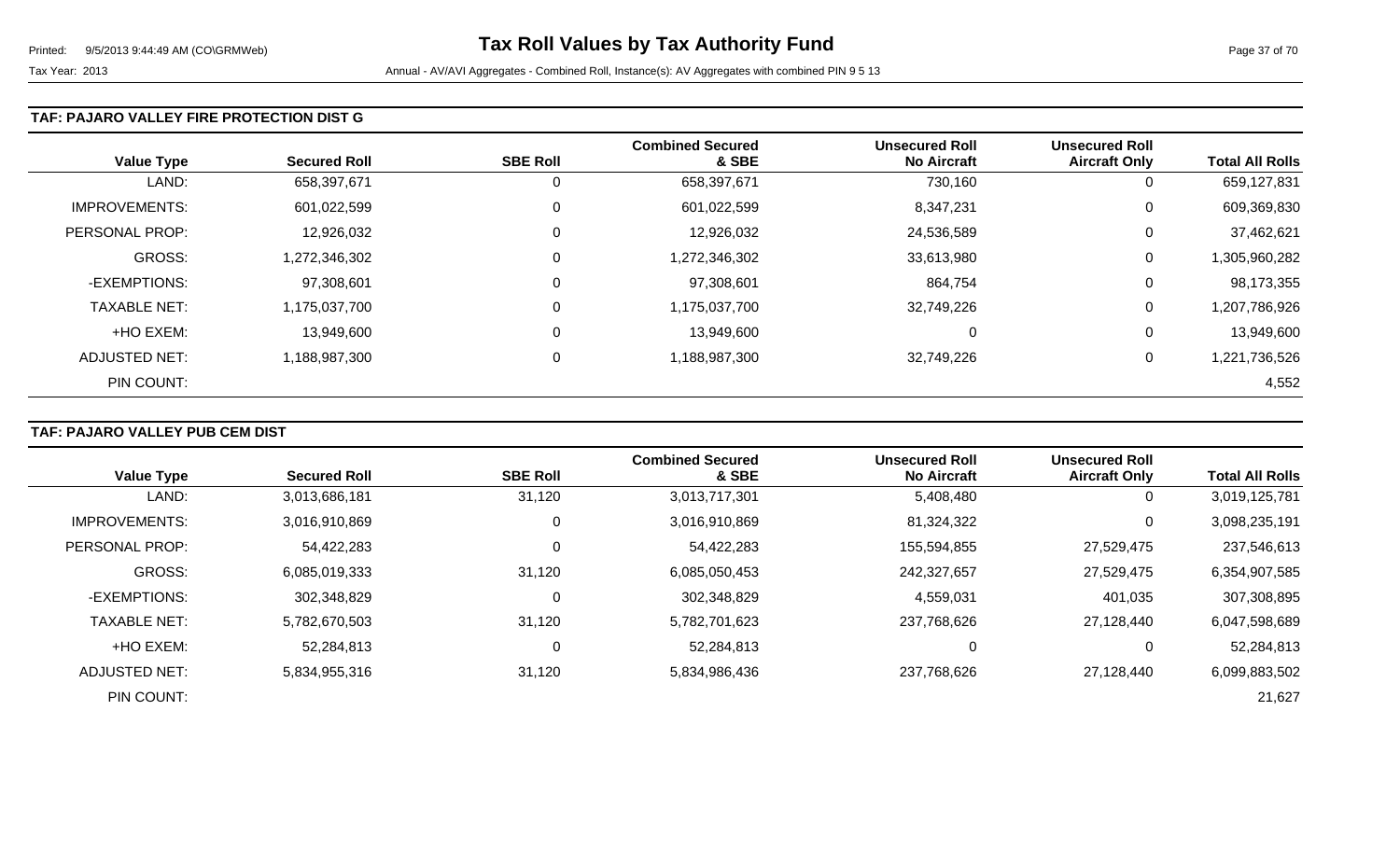### TAF: PAJARO VALLEY FIRE PROTECTION DIST G

| Value Type | Secured Roll | SBE Roll | Combined Secured & SBE | Unsecured Roll No Aircraft | Unsecured Roll Aircraft Only | Total All Rolls |
|---|---|---|---|---|---|---|
| LAND: | 658,397,671 | 0 | 658,397,671 | 730,160 | 0 | 659,127,831 |
| IMPROVEMENTS: | 601,022,599 | 0 | 601,022,599 | 8,347,231 | 0 | 609,369,830 |
| PERSONAL PROP: | 12,926,032 | 0 | 12,926,032 | 24,536,589 | 0 | 37,462,621 |
| GROSS: | 1,272,346,302 | 0 | 1,272,346,302 | 33,613,980 | 0 | 1,305,960,282 |
| -EXEMPTIONS: | 97,308,601 | 0 | 97,308,601 | 864,754 | 0 | 98,173,355 |
| TAXABLE NET: | 1,175,037,700 | 0 | 1,175,037,700 | 32,749,226 | 0 | 1,207,786,926 |
| +HO EXEM: | 13,949,600 | 0 | 13,949,600 | 0 | 0 | 13,949,600 |
| ADJUSTED NET: | 1,188,987,300 | 0 | 1,188,987,300 | 32,749,226 | 0 | 1,221,736,526 |
| PIN COUNT: | | | | | | 4,552 |

### TAF: PAJARO VALLEY PUB CEM DIST

| Value Type | Secured Roll | SBE Roll | Combined Secured & SBE | Unsecured Roll No Aircraft | Unsecured Roll Aircraft Only | Total All Rolls |
|---|---|---|---|---|---|---|
| LAND: | 3,013,686,181 | 31,120 | 3,013,717,301 | 5,408,480 | 0 | 3,019,125,781 |
| IMPROVEMENTS: | 3,016,910,869 | 0 | 3,016,910,869 | 81,324,322 | 0 | 3,098,235,191 |
| PERSONAL PROP: | 54,422,283 | 0 | 54,422,283 | 155,594,855 | 27,529,475 | 237,546,613 |
| GROSS: | 6,085,019,333 | 31,120 | 6,085,050,453 | 242,327,657 | 27,529,475 | 6,354,907,585 |
| -EXEMPTIONS: | 302,348,829 | 0 | 302,348,829 | 4,559,031 | 401,035 | 307,308,895 |
| TAXABLE NET: | 5,782,670,503 | 31,120 | 5,782,701,623 | 237,768,626 | 27,128,440 | 6,047,598,689 |
| +HO EXEM: | 52,284,813 | 0 | 52,284,813 | 0 | 0 | 52,284,813 |
| ADJUSTED NET: | 5,834,955,316 | 31,120 | 5,834,986,436 | 237,768,626 | 27,128,440 | 6,099,883,502 |
| PIN COUNT: | | | | | | 21,627 |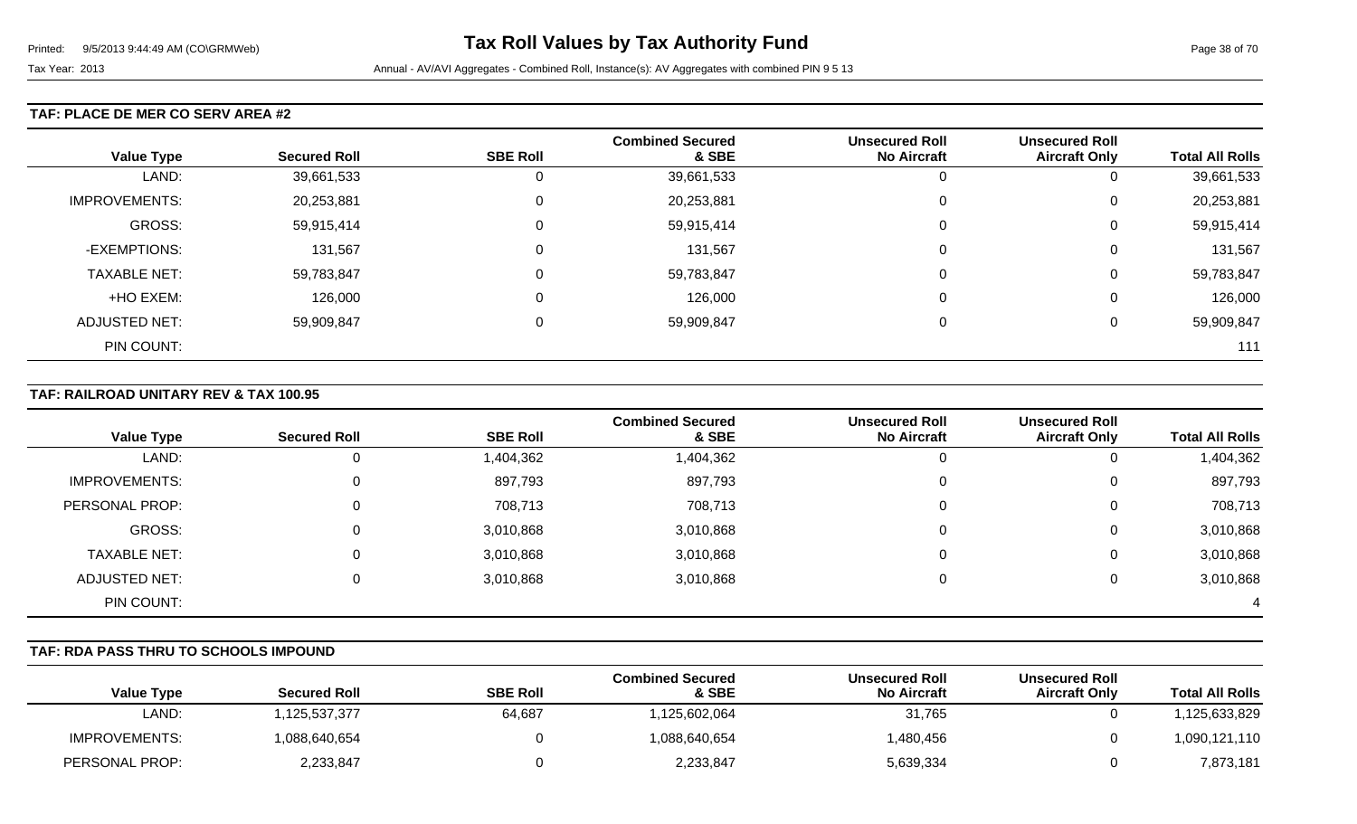**Tax Roll Values by Tax Authority Fund**

Printed: 9/5/2013 9:44:49 AM (CO\GRMWeb)

Tax Year: 2013 Annual - AV/AVI Aggregates - Combined Roll, Instance(s): AV Aggregates with combined PIN 9 5 13

## TAF: PLACE DE MER CO SERV AREA #2

| Value Type | Secured Roll | SBE Roll | Combined Secured & SBE | Unsecured Roll No Aircraft | Unsecured Roll Aircraft Only | Total All Rolls |
|---|---|---|---|---|---|---|
| LAND: | 39,661,533 | 0 | 39,661,533 | 0 | 0 | 39,661,533 |
| IMPROVEMENTS: | 20,253,881 | 0 | 20,253,881 | 0 | 0 | 20,253,881 |
| GROSS: | 59,915,414 | 0 | 59,915,414 | 0 | 0 | 59,915,414 |
| -EXEMPTIONS: | 131,567 | 0 | 131,567 | 0 | 0 | 131,567 |
| TAXABLE NET: | 59,783,847 | 0 | 59,783,847 | 0 | 0 | 59,783,847 |
| +HO EXEM: | 126,000 | 0 | 126,000 | 0 | 0 | 126,000 |
| ADJUSTED NET: | 59,909,847 | 0 | 59,909,847 | 0 | 0 | 59,909,847 |
| PIN COUNT: | | | | | | 111 |

## TAF: RAILROAD UNITARY REV & TAX 100.95

| Value Type | Secured Roll | SBE Roll | Combined Secured & SBE | Unsecured Roll No Aircraft | Unsecured Roll Aircraft Only | Total All Rolls |
|---|---|---|---|---|---|---|
| LAND: | 0 | 1,404,362 | 1,404,362 | 0 | 0 | 1,404,362 |
| IMPROVEMENTS: | 0 | 897,793 | 897,793 | 0 | 0 | 897,793 |
| PERSONAL PROP: | 0 | 708,713 | 708,713 | 0 | 0 | 708,713 |
| GROSS: | 0 | 3,010,868 | 3,010,868 | 0 | 0 | 3,010,868 |
| TAXABLE NET: | 0 | 3,010,868 | 3,010,868 | 0 | 0 | 3,010,868 |
| ADJUSTED NET: | 0 | 3,010,868 | 3,010,868 | 0 | 0 | 3,010,868 |
| PIN COUNT: | | | | | | 4 |

## TAF: RDA PASS THRU TO SCHOOLS IMPOUND

| Value Type | Secured Roll | SBE Roll | Combined Secured & SBE | Unsecured Roll No Aircraft | Unsecured Roll Aircraft Only | Total All Rolls |
|---|---|---|---|---|---|---|
| LAND: | 1,125,537,377 | 64,687 | 1,125,602,064 | 31,765 | 0 | 1,125,633,829 |
| IMPROVEMENTS: | 1,088,640,654 | 0 | 1,088,640,654 | 1,480,456 | 0 | 1,090,121,110 |
| PERSONAL PROP: | 2,233,847 | 0 | 2,233,847 | 5,639,334 | 0 | 7,873,181 |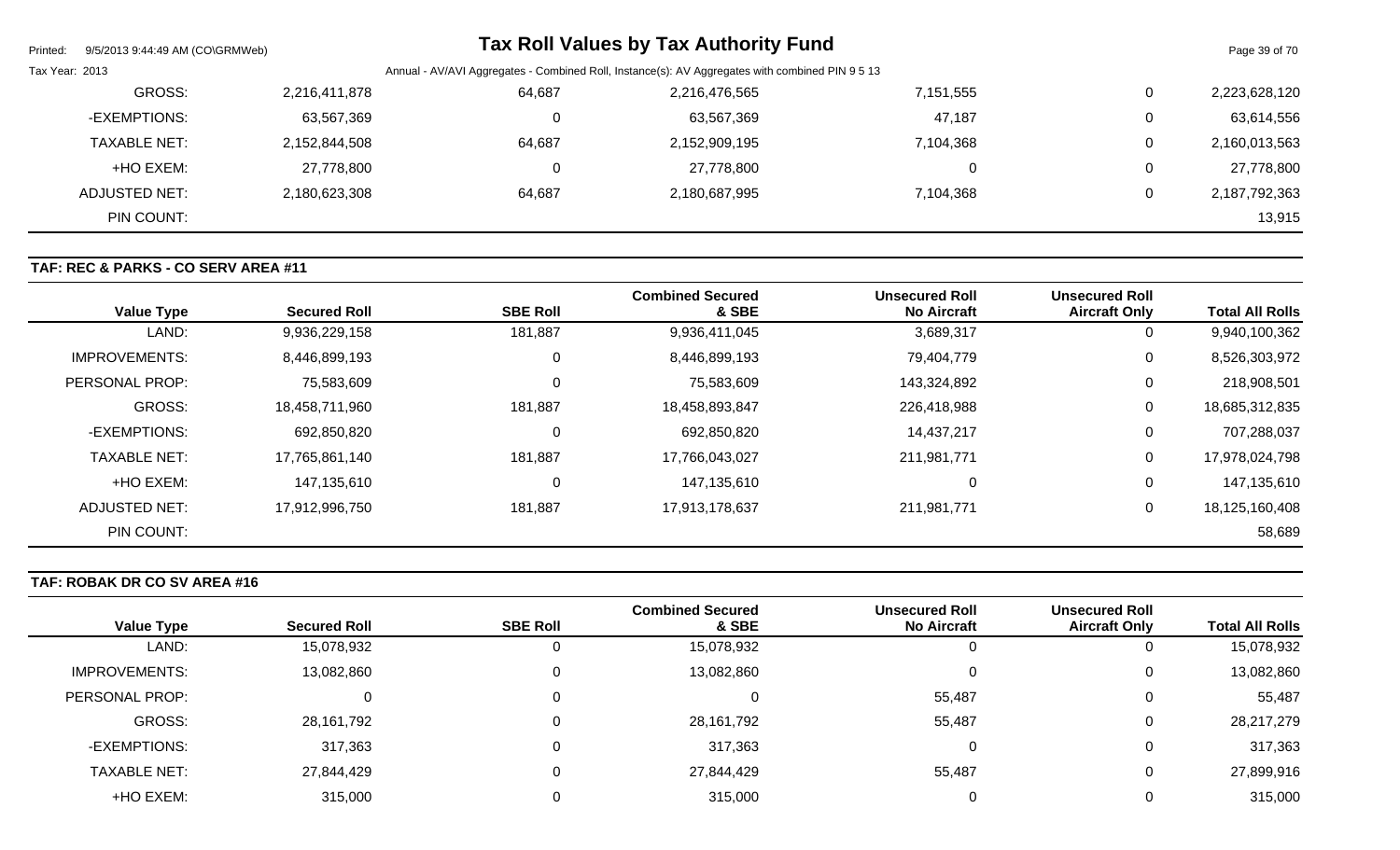| | | | | | | |
|---|---|---|---|---|---|---|
| GROSS: | 2,216,411,878 | 64,687 | 2,216,476,565 | 7,151,555 | 0 | 2,223,628,120 |
| -EXEMPTIONS: | 63,567,369 | 0 | 63,567,369 | 47,187 | 0 | 63,614,556 |
| TAXABLE NET: | 2,152,844,508 | 64,687 | 2,152,909,195 | 7,104,368 | 0 | 2,160,013,563 |
| +HO EXEM: | 27,778,800 | 0 | 27,778,800 | 0 | 0 | 27,778,800 |
| ADJUSTED NET: | 2,180,623,308 | 64,687 | 2,180,687,995 | 7,104,368 | 0 | 2,187,792,363 |
| PIN COUNT: | | | | | | 13,915 |

## TAF: REC & PARKS - CO SERV AREA #11

| Value Type | Secured Roll | SBE Roll | Combined Secured & SBE | Unsecured Roll No Aircraft | Unsecured Roll Aircraft Only | Total All Rolls |
|---|---|---|---|---|---|---|
| LAND: | 9,936,229,158 | 181,887 | 9,936,411,045 | 3,689,317 | 0 | 9,940,100,362 |
| IMPROVEMENTS: | 8,446,899,193 | 0 | 8,446,899,193 | 79,404,779 | 0 | 8,526,303,972 |
| PERSONAL PROP: | 75,583,609 | 0 | 75,583,609 | 143,324,892 | 0 | 218,908,501 |
| GROSS: | 18,458,711,960 | 181,887 | 18,458,893,847 | 226,418,988 | 0 | 18,685,312,835 |
| -EXEMPTIONS: | 692,850,820 | 0 | 692,850,820 | 14,437,217 | 0 | 707,288,037 |
| TAXABLE NET: | 17,765,861,140 | 181,887 | 17,766,043,027 | 211,981,771 | 0 | 17,978,024,798 |
| +HO EXEM: | 147,135,610 | 0 | 147,135,610 | 0 | 0 | 147,135,610 |
| ADJUSTED NET: | 17,912,996,750 | 181,887 | 17,913,178,637 | 211,981,771 | 0 | 18,125,160,408 |
| PIN COUNT: | | | | | | 58,689 |

## TAF: ROBAK DR CO SV AREA #16

| Value Type | Secured Roll | SBE Roll | Combined Secured & SBE | Unsecured Roll No Aircraft | Unsecured Roll Aircraft Only | Total All Rolls |
|---|---|---|---|---|---|---|
| LAND: | 15,078,932 | 0 | 15,078,932 | 0 | 0 | 15,078,932 |
| IMPROVEMENTS: | 13,082,860 | 0 | 13,082,860 | 0 | 0 | 13,082,860 |
| PERSONAL PROP: | 0 | 0 | 0 | 55,487 | 0 | 55,487 |
| GROSS: | 28,161,792 | 0 | 28,161,792 | 55,487 | 0 | 28,217,279 |
| -EXEMPTIONS: | 317,363 | 0 | 317,363 | 0 | 0 | 317,363 |
| TAXABLE NET: | 27,844,429 | 0 | 27,844,429 | 55,487 | 0 | 27,899,916 |
| +HO EXEM: | 315,000 | 0 | 315,000 | 0 | 0 | 315,000 |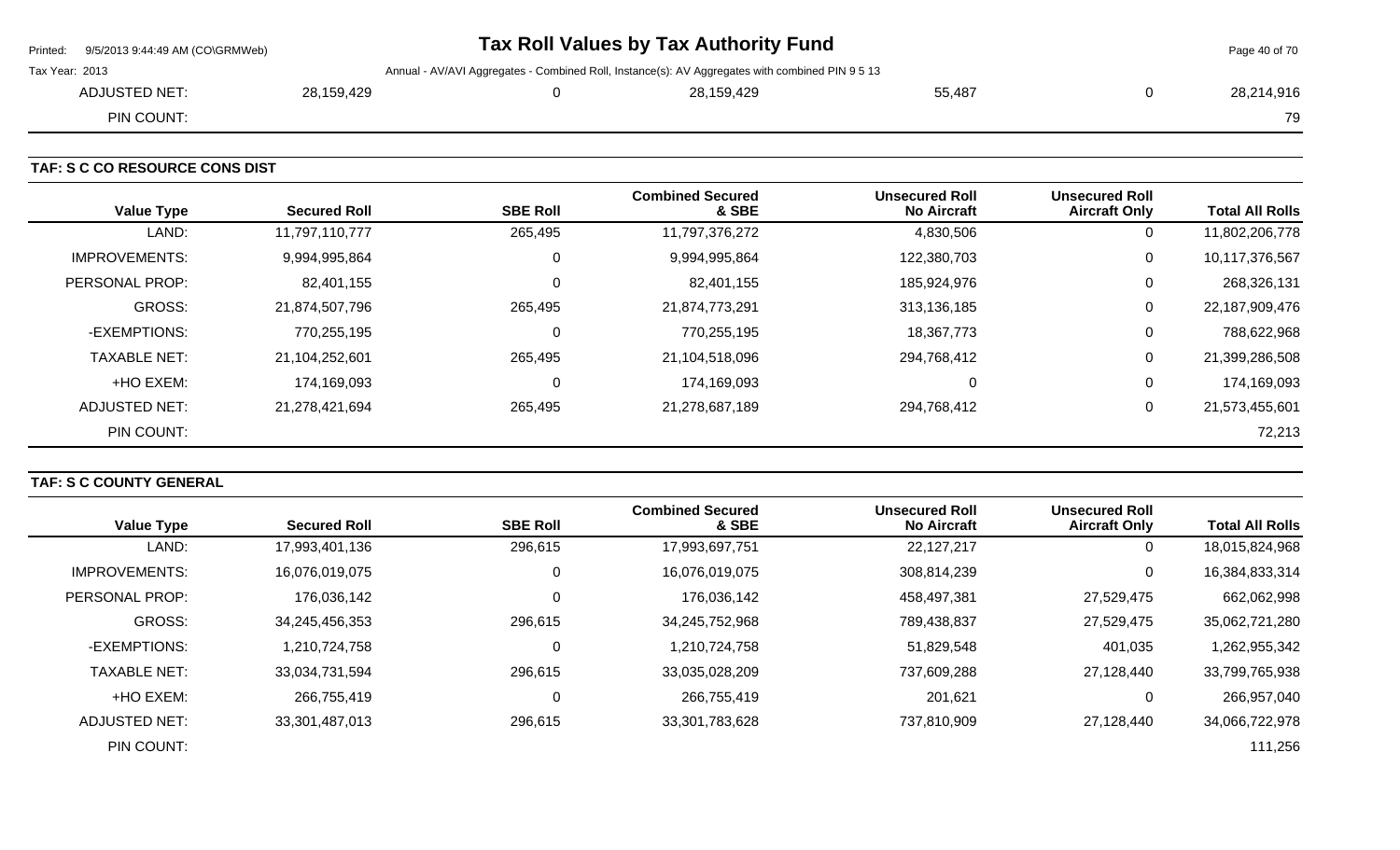| ADJUSTED NET: | 28,159,429 | 0 | 28,159,429 | 55,487 | 0 | 28,214,916 |
|---|---|---|---|---|---|---|
| PIN COUNT: | | | | | | 79 |

**TAF: S C CO RESOURCE CONS DIST**

| Value Type | Secured Roll | SBE Roll | Combined Secured & SBE | Unsecured Roll No Aircraft | Unsecured Roll Aircraft Only | Total All Rolls |
|---|---|---|---|---|---|---|
| LAND: | 11,797,110,777 | 265,495 | 11,797,376,272 | 4,830,506 | 0 | 11,802,206,778 |
| IMPROVEMENTS: | 9,994,995,864 | 0 | 9,994,995,864 | 122,380,703 | 0 | 10,117,376,567 |
| PERSONAL PROP: | 82,401,155 | 0 | 82,401,155 | 185,924,976 | 0 | 268,326,131 |
| GROSS: | 21,874,507,796 | 265,495 | 21,874,773,291 | 313,136,185 | 0 | 22,187,909,476 |
| -EXEMPTIONS: | 770,255,195 | 0 | 770,255,195 | 18,367,773 | 0 | 788,622,968 |
| TAXABLE NET: | 21,104,252,601 | 265,495 | 21,104,518,096 | 294,768,412 | 0 | 21,399,286,508 |
| +HO EXEM: | 174,169,093 | 0 | 174,169,093 | 0 | 0 | 174,169,093 |
| ADJUSTED NET: | 21,278,421,694 | 265,495 | 21,278,687,189 | 294,768,412 | 0 | 21,573,455,601 |
| PIN COUNT: | | | | | | 72,213 |

**TAF: S C COUNTY GENERAL**

| Value Type | Secured Roll | SBE Roll | Combined Secured & SBE | Unsecured Roll No Aircraft | Unsecured Roll Aircraft Only | Total All Rolls |
|---|---|---|---|---|---|---|
| LAND: | 17,993,401,136 | 296,615 | 17,993,697,751 | 22,127,217 | 0 | 18,015,824,968 |
| IMPROVEMENTS: | 16,076,019,075 | 0 | 16,076,019,075 | 308,814,239 | 0 | 16,384,833,314 |
| PERSONAL PROP: | 176,036,142 | 0 | 176,036,142 | 458,497,381 | 27,529,475 | 662,062,998 |
| GROSS: | 34,245,456,353 | 296,615 | 34,245,752,968 | 789,438,837 | 27,529,475 | 35,062,721,280 |
| -EXEMPTIONS: | 1,210,724,758 | 0 | 1,210,724,758 | 51,829,548 | 401,035 | 1,262,955,342 |
| TAXABLE NET: | 33,034,731,594 | 296,615 | 33,035,028,209 | 737,609,288 | 27,128,440 | 33,799,765,938 |
| +HO EXEM: | 266,755,419 | 0 | 266,755,419 | 201,621 | 0 | 266,957,040 |
| ADJUSTED NET: | 33,301,487,013 | 296,615 | 33,301,783,628 | 737,810,909 | 27,128,440 | 34,066,722,978 |
| PIN COUNT: | | | | | | 111,256 |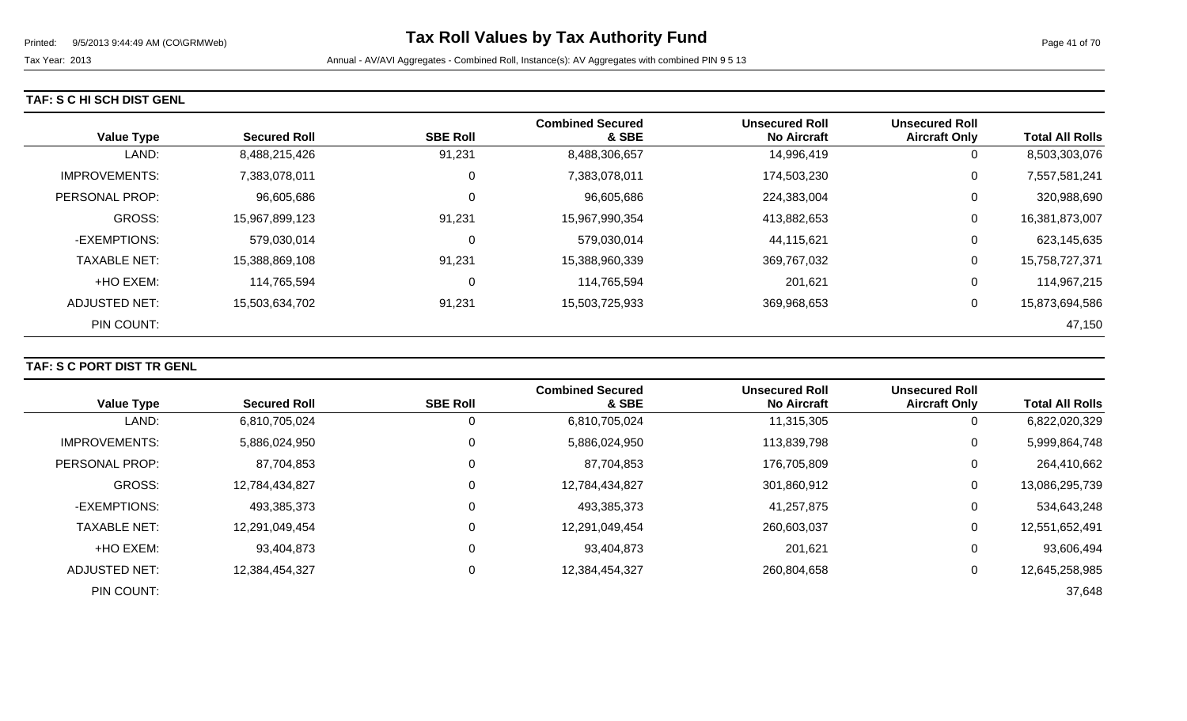# Tax Roll Values by Tax Authority Fund

Tax Year: 2013

Annual - AV/AVI Aggregates - Combined Roll, Instance(s): AV Aggregates with combined PIN 9 5 13

## TAF: S C HI SCH DIST GENL

| Value Type | Secured Roll | SBE Roll | Combined Secured & SBE | Unsecured Roll No Aircraft | Unsecured Roll Aircraft Only | Total All Rolls |
|---|---|---|---|---|---|---|
| LAND: | 8,488,215,426 | 91,231 | 8,488,306,657 | 14,996,419 | 0 | 8,503,303,076 |
| IMPROVEMENTS: | 7,383,078,011 | 0 | 7,383,078,011 | 174,503,230 | 0 | 7,557,581,241 |
| PERSONAL PROP: | 96,605,686 | 0 | 96,605,686 | 224,383,004 | 0 | 320,988,690 |
| GROSS: | 15,967,899,123 | 91,231 | 15,967,990,354 | 413,882,653 | 0 | 16,381,873,007 |
| -EXEMPTIONS: | 579,030,014 | 0 | 579,030,014 | 44,115,621 | 0 | 623,145,635 |
| TAXABLE NET: | 15,388,869,108 | 91,231 | 15,388,960,339 | 369,767,032 | 0 | 15,758,727,371 |
| +HO EXEM: | 114,765,594 | 0 | 114,765,594 | 201,621 | 0 | 114,967,215 |
| ADJUSTED NET: | 15,503,634,702 | 91,231 | 15,503,725,933 | 369,968,653 | 0 | 15,873,694,586 |
| PIN COUNT: | | | | | | 47,150 |

## TAF: S C PORT DIST TR GENL

| Value Type | Secured Roll | SBE Roll | Combined Secured & SBE | Unsecured Roll No Aircraft | Unsecured Roll Aircraft Only | Total All Rolls |
|---|---|---|---|---|---|---|
| LAND: | 6,810,705,024 | 0 | 6,810,705,024 | 11,315,305 | 0 | 6,822,020,329 |
| IMPROVEMENTS: | 5,886,024,950 | 0 | 5,886,024,950 | 113,839,798 | 0 | 5,999,864,748 |
| PERSONAL PROP: | 87,704,853 | 0 | 87,704,853 | 176,705,809 | 0 | 264,410,662 |
| GROSS: | 12,784,434,827 | 0 | 12,784,434,827 | 301,860,912 | 0 | 13,086,295,739 |
| -EXEMPTIONS: | 493,385,373 | 0 | 493,385,373 | 41,257,875 | 0 | 534,643,248 |
| TAXABLE NET: | 12,291,049,454 | 0 | 12,291,049,454 | 260,603,037 | 0 | 12,551,652,491 |
| +HO EXEM: | 93,404,873 | 0 | 93,404,873 | 201,621 | 0 | 93,606,494 |
| ADJUSTED NET: | 12,384,454,327 | 0 | 12,384,454,327 | 260,804,658 | 0 | 12,645,258,985 |
| PIN COUNT: | | | | | | 37,648 |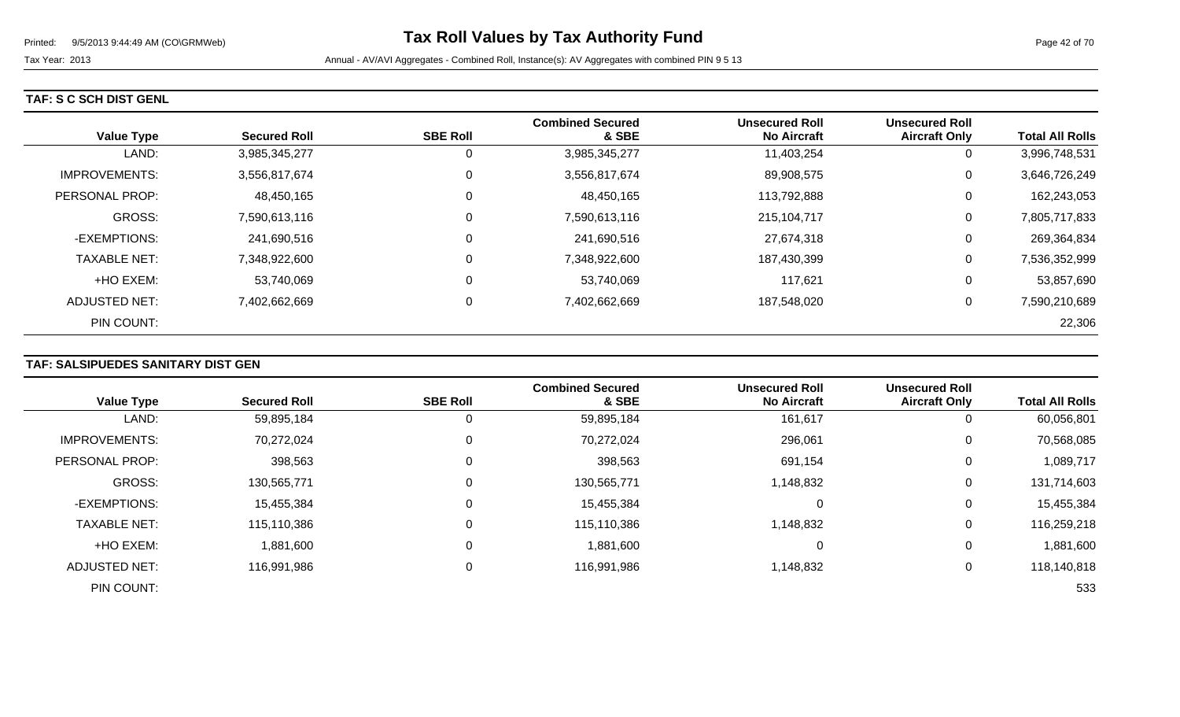## TAF: S C SCH DIST GENL

| Value Type | Secured Roll | SBE Roll | Combined Secured & SBE | Unsecured Roll No Aircraft | Unsecured Roll Aircraft Only | Total All Rolls |
|---|---|---|---|---|---|---|
| LAND: | 3,985,345,277 | 0 | 3,985,345,277 | 11,403,254 | 0 | 3,996,748,531 |
| IMPROVEMENTS: | 3,556,817,674 | 0 | 3,556,817,674 | 89,908,575 | 0 | 3,646,726,249 |
| PERSONAL PROP: | 48,450,165 | 0 | 48,450,165 | 113,792,888 | 0 | 162,243,053 |
| GROSS: | 7,590,613,116 | 0 | 7,590,613,116 | 215,104,717 | 0 | 7,805,717,833 |
| -EXEMPTIONS: | 241,690,516 | 0 | 241,690,516 | 27,674,318 | 0 | 269,364,834 |
| TAXABLE NET: | 7,348,922,600 | 0 | 7,348,922,600 | 187,430,399 | 0 | 7,536,352,999 |
| +HO EXEM: | 53,740,069 | 0 | 53,740,069 | 117,621 | 0 | 53,857,690 |
| ADJUSTED NET: | 7,402,662,669 | 0 | 7,402,662,669 | 187,548,020 | 0 | 7,590,210,689 |
| PIN COUNT: | | | | | | 22,306 |

## TAF: SALSIPUEDES SANITARY DIST GEN

| Value Type | Secured Roll | SBE Roll | Combined Secured & SBE | Unsecured Roll No Aircraft | Unsecured Roll Aircraft Only | Total All Rolls |
|---|---|---|---|---|---|---|
| LAND: | 59,895,184 | 0 | 59,895,184 | 161,617 | 0 | 60,056,801 |
| IMPROVEMENTS: | 70,272,024 | 0 | 70,272,024 | 296,061 | 0 | 70,568,085 |
| PERSONAL PROP: | 398,563 | 0 | 398,563 | 691,154 | 0 | 1,089,717 |
| GROSS: | 130,565,771 | 0 | 130,565,771 | 1,148,832 | 0 | 131,714,603 |
| -EXEMPTIONS: | 15,455,384 | 0 | 15,455,384 | 0 | 0 | 15,455,384 |
| TAXABLE NET: | 115,110,386 | 0 | 115,110,386 | 1,148,832 | 0 | 116,259,218 |
| +HO EXEM: | 1,881,600 | 0 | 1,881,600 | 0 | 0 | 1,881,600 |
| ADJUSTED NET: | 116,991,986 | 0 | 116,991,986 | 1,148,832 | 0 | 118,140,818 |
| PIN COUNT: | | | | | | 533 |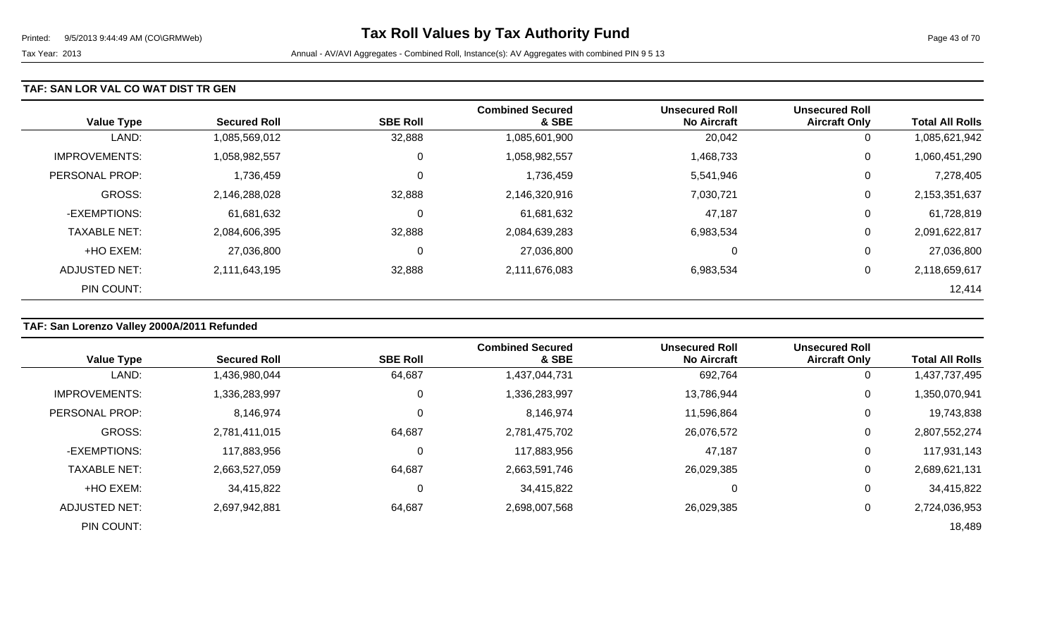## TAF: SAN LOR VAL CO WAT DIST TR GEN

| Value Type | Secured Roll | SBE Roll | Combined Secured & SBE | Unsecured Roll No Aircraft | Unsecured Roll Aircraft Only | Total All Rolls |
|---|---|---|---|---|---|---|
| LAND: | 1,085,569,012 | 32,888 | 1,085,601,900 | 20,042 | 0 | 1,085,621,942 |
| IMPROVEMENTS: | 1,058,982,557 | 0 | 1,058,982,557 | 1,468,733 | 0 | 1,060,451,290 |
| PERSONAL PROP: | 1,736,459 | 0 | 1,736,459 | 5,541,946 | 0 | 7,278,405 |
| GROSS: | 2,146,288,028 | 32,888 | 2,146,320,916 | 7,030,721 | 0 | 2,153,351,637 |
| -EXEMPTIONS: | 61,681,632 | 0 | 61,681,632 | 47,187 | 0 | 61,728,819 |
| TAXABLE NET: | 2,084,606,395 | 32,888 | 2,084,639,283 | 6,983,534 | 0 | 2,091,622,817 |
| +HO EXEM: | 27,036,800 | 0 | 27,036,800 | 0 | 0 | 27,036,800 |
| ADJUSTED NET: | 2,111,643,195 | 32,888 | 2,111,676,083 | 6,983,534 | 0 | 2,118,659,617 |
| PIN COUNT: | | | | | | 12,414 |

## TAF: San Lorenzo Valley 2000A/2011 Refunded

| Value Type | Secured Roll | SBE Roll | Combined Secured & SBE | Unsecured Roll No Aircraft | Unsecured Roll Aircraft Only | Total All Rolls |
|---|---|---|---|---|---|---|
| LAND: | 1,436,980,044 | 64,687 | 1,437,044,731 | 692,764 | 0 | 1,437,737,495 |
| IMPROVEMENTS: | 1,336,283,997 | 0 | 1,336,283,997 | 13,786,944 | 0 | 1,350,070,941 |
| PERSONAL PROP: | 8,146,974 | 0 | 8,146,974 | 11,596,864 | 0 | 19,743,838 |
| GROSS: | 2,781,411,015 | 64,687 | 2,781,475,702 | 26,076,572 | 0 | 2,807,552,274 |
| -EXEMPTIONS: | 117,883,956 | 0 | 117,883,956 | 47,187 | 0 | 117,931,143 |
| TAXABLE NET: | 2,663,527,059 | 64,687 | 2,663,591,746 | 26,029,385 | 0 | 2,689,621,131 |
| +HO EXEM: | 34,415,822 | 0 | 34,415,822 | 0 | 0 | 34,415,822 |
| ADJUSTED NET: | 2,697,942,881 | 64,687 | 2,698,007,568 | 26,029,385 | 0 | 2,724,036,953 |
| PIN COUNT: | | | | | | 18,489 |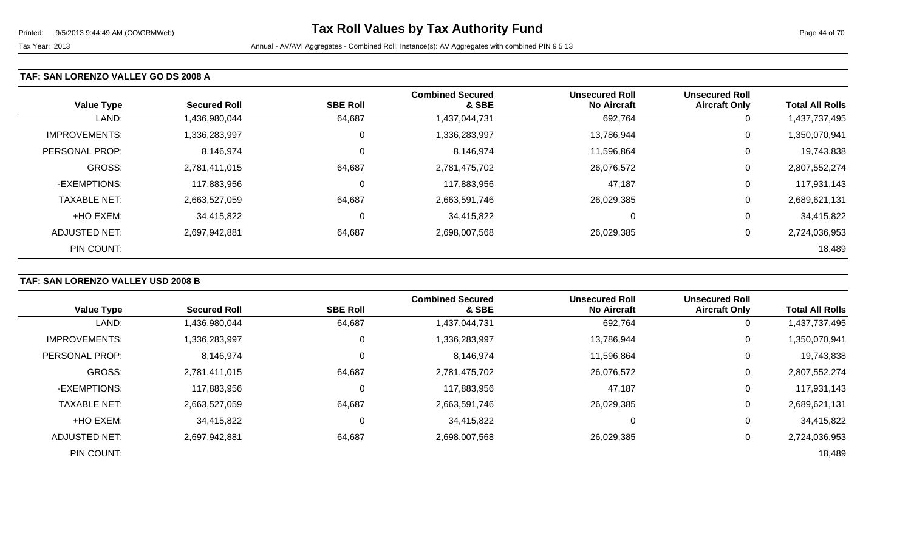# Tax Roll Values by Tax Authority Fund

Tax Year: 2013

Annual - AV/AVI Aggregates - Combined Roll, Instance(s): AV Aggregates with combined PIN 9 5 13

## TAF: SAN LORENZO VALLEY GO DS 2008 A

| Value Type | Secured Roll | SBE Roll | Combined Secured & SBE | Unsecured Roll No Aircraft | Unsecured Roll Aircraft Only | Total All Rolls |
|---|---|---|---|---|---|---|
| LAND: | 1,436,980,044 | 64,687 | 1,437,044,731 | 692,764 | 0 | 1,437,737,495 |
| IMPROVEMENTS: | 1,336,283,997 | 0 | 1,336,283,997 | 13,786,944 | 0 | 1,350,070,941 |
| PERSONAL PROP: | 8,146,974 | 0 | 8,146,974 | 11,596,864 | 0 | 19,743,838 |
| GROSS: | 2,781,411,015 | 64,687 | 2,781,475,702 | 26,076,572 | 0 | 2,807,552,274 |
| -EXEMPTIONS: | 117,883,956 | 0 | 117,883,956 | 47,187 | 0 | 117,931,143 |
| TAXABLE NET: | 2,663,527,059 | 64,687 | 2,663,591,746 | 26,029,385 | 0 | 2,689,621,131 |
| +HO EXEM: | 34,415,822 | 0 | 34,415,822 | 0 | 0 | 34,415,822 |
| ADJUSTED NET: | 2,697,942,881 | 64,687 | 2,698,007,568 | 26,029,385 | 0 | 2,724,036,953 |
| PIN COUNT: | | | | | | 18,489 |

## TAF: SAN LORENZO VALLEY USD 2008 B

| Value Type | Secured Roll | SBE Roll | Combined Secured & SBE | Unsecured Roll No Aircraft | Unsecured Roll Aircraft Only | Total All Rolls |
|---|---|---|---|---|---|---|
| LAND: | 1,436,980,044 | 64,687 | 1,437,044,731 | 692,764 | 0 | 1,437,737,495 |
| IMPROVEMENTS: | 1,336,283,997 | 0 | 1,336,283,997 | 13,786,944 | 0 | 1,350,070,941 |
| PERSONAL PROP: | 8,146,974 | 0 | 8,146,974 | 11,596,864 | 0 | 19,743,838 |
| GROSS: | 2,781,411,015 | 64,687 | 2,781,475,702 | 26,076,572 | 0 | 2,807,552,274 |
| -EXEMPTIONS: | 117,883,956 | 0 | 117,883,956 | 47,187 | 0 | 117,931,143 |
| TAXABLE NET: | 2,663,527,059 | 64,687 | 2,663,591,746 | 26,029,385 | 0 | 2,689,621,131 |
| +HO EXEM: | 34,415,822 | 0 | 34,415,822 | 0 | 0 | 34,415,822 |
| ADJUSTED NET: | 2,697,942,881 | 64,687 | 2,698,007,568 | 26,029,385 | 0 | 2,724,036,953 |
| PIN COUNT: | | | | | | 18,489 |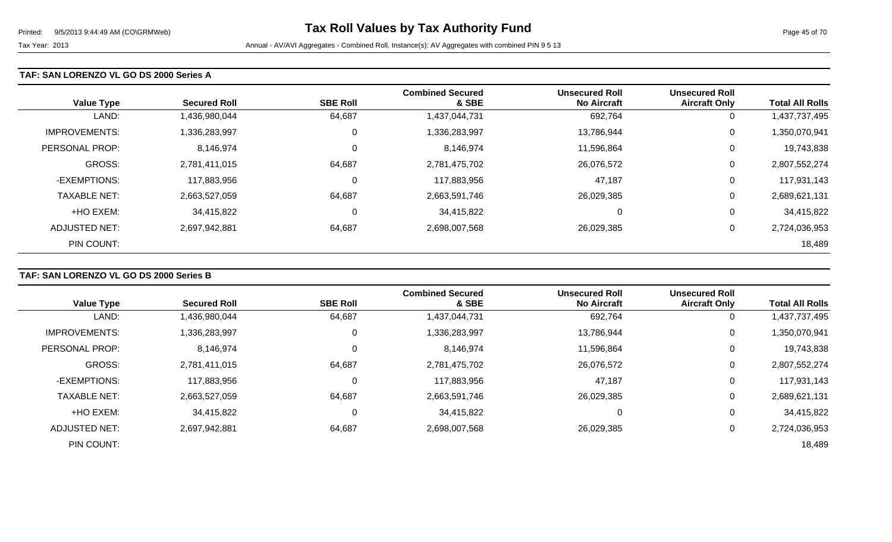# Tax Roll Values by Tax Authority Fund

Tax Year: 2013

Annual - AV/AVI Aggregates - Combined Roll, Instance(s): AV Aggregates with combined PIN 9 5 13

## TAF: SAN LORENZO VL GO DS 2000 Series A

| Value Type | Secured Roll | SBE Roll | Combined Secured & SBE | Unsecured Roll No Aircraft | Unsecured Roll Aircraft Only | Total All Rolls |
|---|---|---|---|---|---|---|
| LAND: | 1,436,980,044 | 64,687 | 1,437,044,731 | 692,764 | 0 | 1,437,737,495 |
| IMPROVEMENTS: | 1,336,283,997 | 0 | 1,336,283,997 | 13,786,944 | 0 | 1,350,070,941 |
| PERSONAL PROP: | 8,146,974 | 0 | 8,146,974 | 11,596,864 | 0 | 19,743,838 |
| GROSS: | 2,781,411,015 | 64,687 | 2,781,475,702 | 26,076,572 | 0 | 2,807,552,274 |
| -EXEMPTIONS: | 117,883,956 | 0 | 117,883,956 | 47,187 | 0 | 117,931,143 |
| TAXABLE NET: | 2,663,527,059 | 64,687 | 2,663,591,746 | 26,029,385 | 0 | 2,689,621,131 |
| +HO EXEM: | 34,415,822 | 0 | 34,415,822 | 0 | 0 | 34,415,822 |
| ADJUSTED NET: | 2,697,942,881 | 64,687 | 2,698,007,568 | 26,029,385 | 0 | 2,724,036,953 |
| PIN COUNT: | | | | | | 18,489 |

## TAF: SAN LORENZO VL GO DS 2000 Series B

| Value Type | Secured Roll | SBE Roll | Combined Secured & SBE | Unsecured Roll No Aircraft | Unsecured Roll Aircraft Only | Total All Rolls |
|---|---|---|---|---|---|---|
| LAND: | 1,436,980,044 | 64,687 | 1,437,044,731 | 692,764 | 0 | 1,437,737,495 |
| IMPROVEMENTS: | 1,336,283,997 | 0 | 1,336,283,997 | 13,786,944 | 0 | 1,350,070,941 |
| PERSONAL PROP: | 8,146,974 | 0 | 8,146,974 | 11,596,864 | 0 | 19,743,838 |
| GROSS: | 2,781,411,015 | 64,687 | 2,781,475,702 | 26,076,572 | 0 | 2,807,552,274 |
| -EXEMPTIONS: | 117,883,956 | 0 | 117,883,956 | 47,187 | 0 | 117,931,143 |
| TAXABLE NET: | 2,663,527,059 | 64,687 | 2,663,591,746 | 26,029,385 | 0 | 2,689,621,131 |
| +HO EXEM: | 34,415,822 | 0 | 34,415,822 | 0 | 0 | 34,415,822 |
| ADJUSTED NET: | 2,697,942,881 | 64,687 | 2,698,007,568 | 26,029,385 | 0 | 2,724,036,953 |
| PIN COUNT: | | | | | | 18,489 |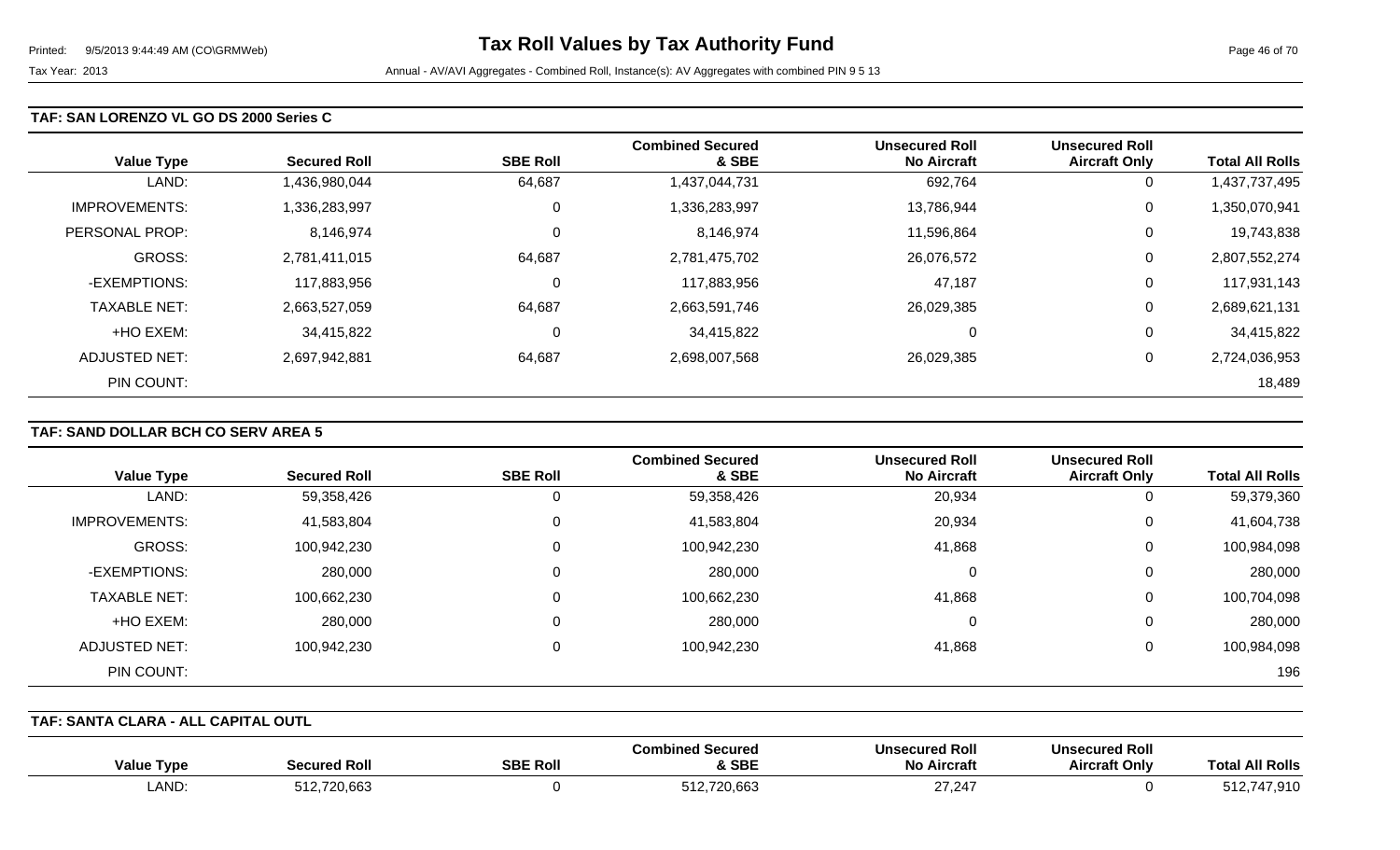### TAF: SAN LORENZO VL GO DS 2000 Series C

| Value Type | Secured Roll | SBE Roll | Combined Secured & SBE | Unsecured Roll No Aircraft | Unsecured Roll Aircraft Only | Total All Rolls |
|---|---|---|---|---|---|---|
| LAND: | 1,436,980,044 | 64,687 | 1,437,044,731 | 692,764 | 0 | 1,437,737,495 |
| IMPROVEMENTS: | 1,336,283,997 | 0 | 1,336,283,997 | 13,786,944 | 0 | 1,350,070,941 |
| PERSONAL PROP: | 8,146,974 | 0 | 8,146,974 | 11,596,864 | 0 | 19,743,838 |
| GROSS: | 2,781,411,015 | 64,687 | 2,781,475,702 | 26,076,572 | 0 | 2,807,552,274 |
| -EXEMPTIONS: | 117,883,956 | 0 | 117,883,956 | 47,187 | 0 | 117,931,143 |
| TAXABLE NET: | 2,663,527,059 | 64,687 | 2,663,591,746 | 26,029,385 | 0 | 2,689,621,131 |
| +HO EXEM: | 34,415,822 | 0 | 34,415,822 | 0 | 0 | 34,415,822 |
| ADJUSTED NET: | 2,697,942,881 | 64,687 | 2,698,007,568 | 26,029,385 | 0 | 2,724,036,953 |
| PIN COUNT: | | | | | | 18,489 |

### TAF: SAND DOLLAR BCH CO SERV AREA 5

| Value Type | Secured Roll | SBE Roll | Combined Secured & SBE | Unsecured Roll No Aircraft | Unsecured Roll Aircraft Only | Total All Rolls |
|---|---|---|---|---|---|---|
| LAND: | 59,358,426 | 0 | 59,358,426 | 20,934 | 0 | 59,379,360 |
| IMPROVEMENTS: | 41,583,804 | 0 | 41,583,804 | 20,934 | 0 | 41,604,738 |
| GROSS: | 100,942,230 | 0 | 100,942,230 | 41,868 | 0 | 100,984,098 |
| -EXEMPTIONS: | 280,000 | 0 | 280,000 | 0 | 0 | 280,000 |
| TAXABLE NET: | 100,662,230 | 0 | 100,662,230 | 41,868 | 0 | 100,704,098 |
| +HO EXEM: | 280,000 | 0 | 280,000 | 0 | 0 | 280,000 |
| ADJUSTED NET: | 100,942,230 | 0 | 100,942,230 | 41,868 | 0 | 100,984,098 |
| PIN COUNT: | | | | | | 196 |

### TAF: SANTA CLARA - ALL CAPITAL OUTL

| Value Type | Secured Roll | SBE Roll | Combined Secured & SBE | Unsecured Roll No Aircraft | Unsecured Roll Aircraft Only | Total All Rolls |
|---|---|---|---|---|---|---|
| LAND: | 512,720,663 | 0 | 512,720,663 | 27,247 | 0 | 512,747,910 |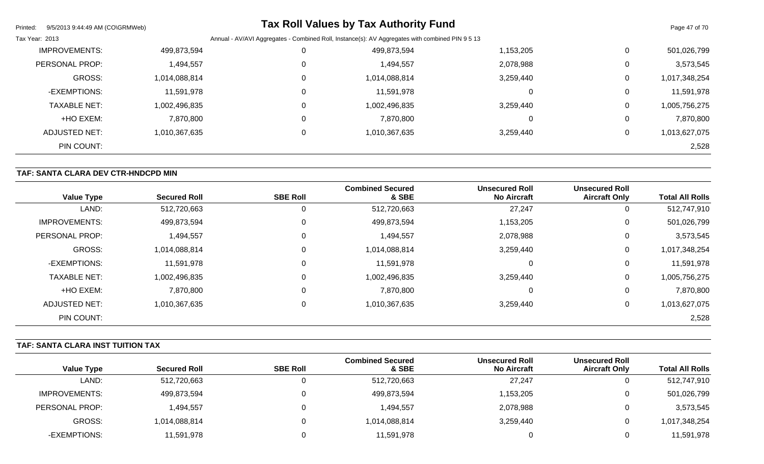| Value Type | Secured Roll | SBE Roll | Combined Secured & SBE | Unsecured Roll No Aircraft | Unsecured Roll Aircraft Only | Total All Rolls |
|---|---|---|---|---|---|---|
| IMPROVEMENTS: | 499,873,594 | 0 | 499,873,594 | 1,153,205 | 0 | 501,026,799 |
| PERSONAL PROP: | 1,494,557 | 0 | 1,494,557 | 2,078,988 | 0 | 3,573,545 |
| GROSS: | 1,014,088,814 | 0 | 1,014,088,814 | 3,259,440 | 0 | 1,017,348,254 |
| -EXEMPTIONS: | 11,591,978 | 0 | 11,591,978 | 0 | 0 | 11,591,978 |
| TAXABLE NET: | 1,002,496,835 | 0 | 1,002,496,835 | 3,259,440 | 0 | 1,005,756,275 |
| +HO EXEM: | 7,870,800 | 0 | 7,870,800 | 0 | 0 | 7,870,800 |
| ADJUSTED NET: | 1,010,367,635 | 0 | 1,010,367,635 | 3,259,440 | 0 | 1,013,627,075 |
| PIN COUNT: | | | | | | 2,528 |

## TAF: SANTA CLARA DEV CTR-HNDCPD MIN

| Value Type | Secured Roll | SBE Roll | Combined Secured & SBE | Unsecured Roll No Aircraft | Unsecured Roll Aircraft Only | Total All Rolls |
|---|---|---|---|---|---|---|
| LAND: | 512,720,663 | 0 | 512,720,663 | 27,247 | 0 | 512,747,910 |
| IMPROVEMENTS: | 499,873,594 | 0 | 499,873,594 | 1,153,205 | 0 | 501,026,799 |
| PERSONAL PROP: | 1,494,557 | 0 | 1,494,557 | 2,078,988 | 0 | 3,573,545 |
| GROSS: | 1,014,088,814 | 0 | 1,014,088,814 | 3,259,440 | 0 | 1,017,348,254 |
| -EXEMPTIONS: | 11,591,978 | 0 | 11,591,978 | 0 | 0 | 11,591,978 |
| TAXABLE NET: | 1,002,496,835 | 0 | 1,002,496,835 | 3,259,440 | 0 | 1,005,756,275 |
| +HO EXEM: | 7,870,800 | 0 | 7,870,800 | 0 | 0 | 7,870,800 |
| ADJUSTED NET: | 1,010,367,635 | 0 | 1,010,367,635 | 3,259,440 | 0 | 1,013,627,075 |
| PIN COUNT: | | | | | | 2,528 |

## TAF: SANTA CLARA INST TUITION TAX

| Value Type | Secured Roll | SBE Roll | Combined Secured & SBE | Unsecured Roll No Aircraft | Unsecured Roll Aircraft Only | Total All Rolls |
|---|---|---|---|---|---|---|
| LAND: | 512,720,663 | 0 | 512,720,663 | 27,247 | 0 | 512,747,910 |
| IMPROVEMENTS: | 499,873,594 | 0 | 499,873,594 | 1,153,205 | 0 | 501,026,799 |
| PERSONAL PROP: | 1,494,557 | 0 | 1,494,557 | 2,078,988 | 0 | 3,573,545 |
| GROSS: | 1,014,088,814 | 0 | 1,014,088,814 | 3,259,440 | 0 | 1,017,348,254 |
| -EXEMPTIONS: | 11,591,978 | 0 | 11,591,978 | 0 | 0 | 11,591,978 |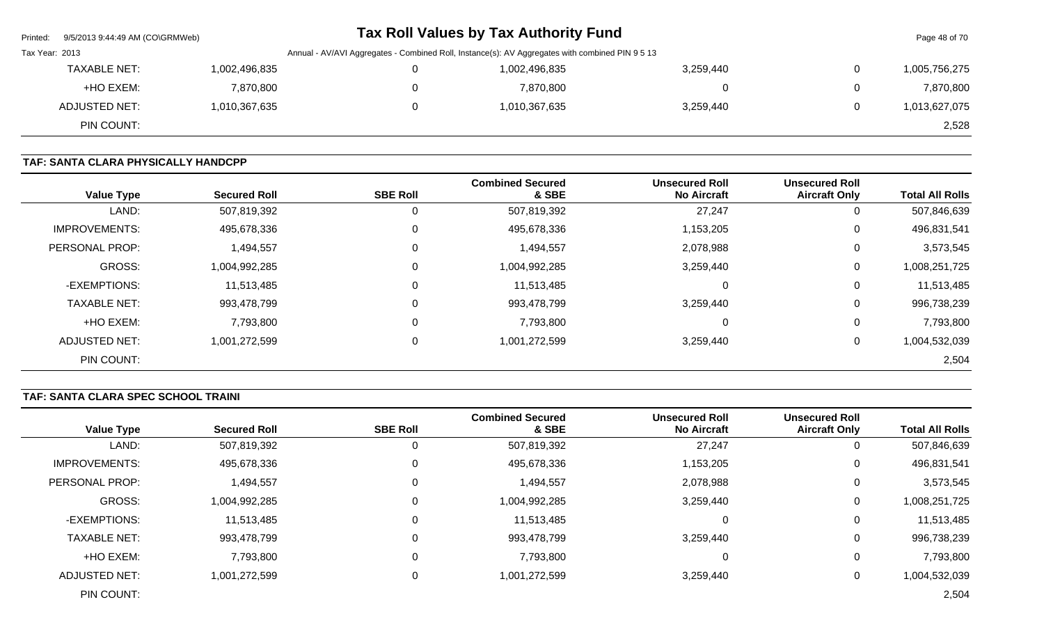| TAXABLE NET: | 1,002,496,835 | 0 | 1,002,496,835 | 3,259,440 | 0 | 1,005,756,275 |
|---|---|---|---|---|---|---|
| +HO EXEM: | 7,870,800 | 0 | 7,870,800 | 0 | 0 | 7,870,800 |
| ADJUSTED NET: | 1,010,367,635 | 0 | 1,010,367,635 | 3,259,440 | 0 | 1,013,627,075 |
| PIN COUNT: | | | | | | 2,528 |

### TAF: SANTA CLARA PHYSICALLY HANDCPP

| Value Type | Secured Roll | SBE Roll | Combined Secured & SBE | Unsecured Roll No Aircraft | Unsecured Roll Aircraft Only | Total All Rolls |
|---|---|---|---|---|---|---|
| LAND: | 507,819,392 | 0 | 507,819,392 | 27,247 | 0 | 507,846,639 |
| IMPROVEMENTS: | 495,678,336 | 0 | 495,678,336 | 1,153,205 | 0 | 496,831,541 |
| PERSONAL PROP: | 1,494,557 | 0 | 1,494,557 | 2,078,988 | 0 | 3,573,545 |
| GROSS: | 1,004,992,285 | 0 | 1,004,992,285 | 3,259,440 | 0 | 1,008,251,725 |
| -EXEMPTIONS: | 11,513,485 | 0 | 11,513,485 | 0 | 0 | 11,513,485 |
| TAXABLE NET: | 993,478,799 | 0 | 993,478,799 | 3,259,440 | 0 | 996,738,239 |
| +HO EXEM: | 7,793,800 | 0 | 7,793,800 | 0 | 0 | 7,793,800 |
| ADJUSTED NET: | 1,001,272,599 | 0 | 1,001,272,599 | 3,259,440 | 0 | 1,004,532,039 |
| PIN COUNT: | | | | | | 2,504 |

### TAF: SANTA CLARA SPEC SCHOOL TRAINI

| Value Type | Secured Roll | SBE Roll | Combined Secured & SBE | Unsecured Roll No Aircraft | Unsecured Roll Aircraft Only | Total All Rolls |
|---|---|---|---|---|---|---|
| LAND: | 507,819,392 | 0 | 507,819,392 | 27,247 | 0 | 507,846,639 |
| IMPROVEMENTS: | 495,678,336 | 0 | 495,678,336 | 1,153,205 | 0 | 496,831,541 |
| PERSONAL PROP: | 1,494,557 | 0 | 1,494,557 | 2,078,988 | 0 | 3,573,545 |
| GROSS: | 1,004,992,285 | 0 | 1,004,992,285 | 3,259,440 | 0 | 1,008,251,725 |
| -EXEMPTIONS: | 11,513,485 | 0 | 11,513,485 | 0 | 0 | 11,513,485 |
| TAXABLE NET: | 993,478,799 | 0 | 993,478,799 | 3,259,440 | 0 | 996,738,239 |
| +HO EXEM: | 7,793,800 | 0 | 7,793,800 | 0 | 0 | 7,793,800 |
| ADJUSTED NET: | 1,001,272,599 | 0 | 1,001,272,599 | 3,259,440 | 0 | 1,004,532,039 |
| PIN COUNT: | | | | | | 2,504 |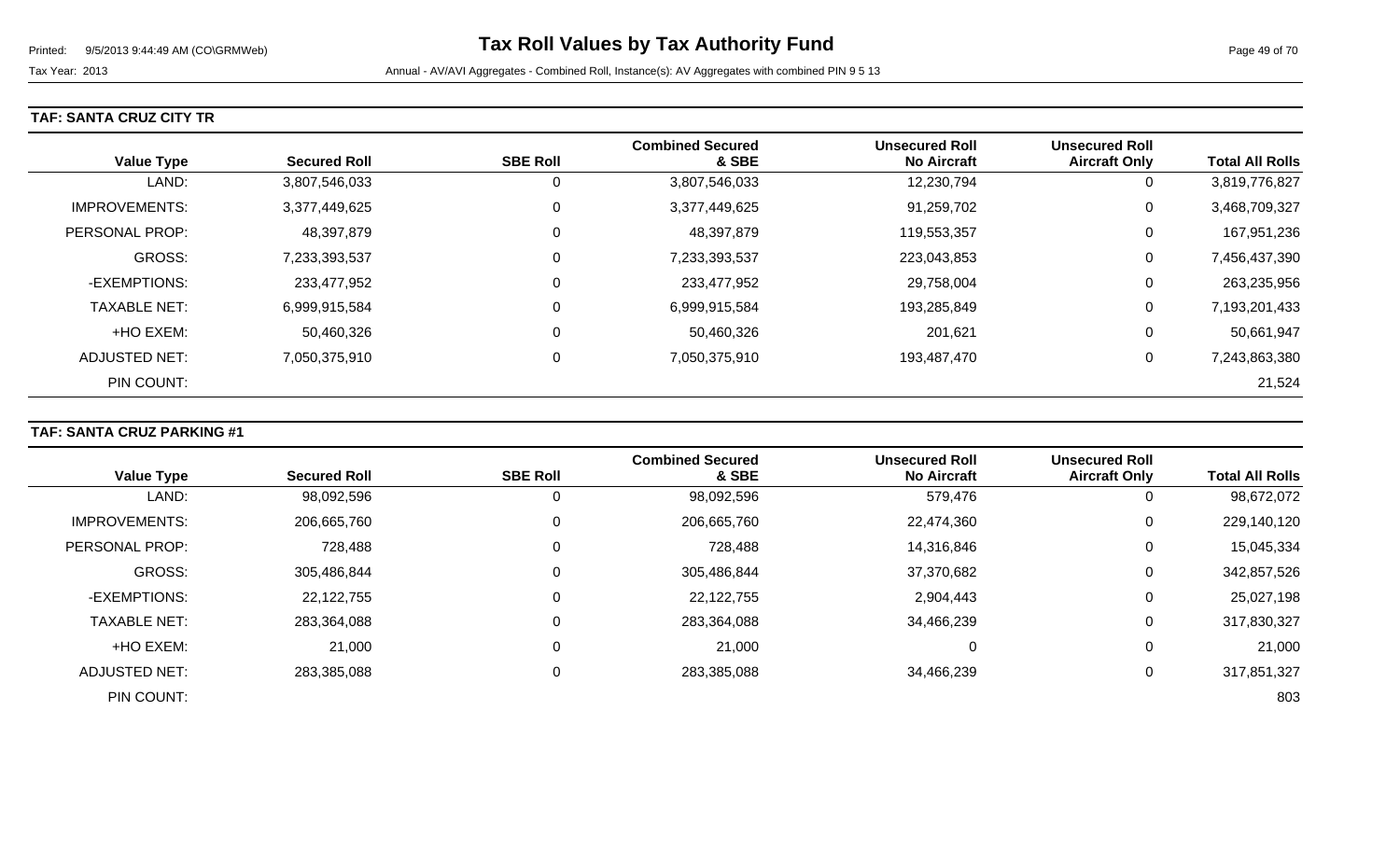# Tax Roll Values by Tax Authority Fund

Tax Year: 2013

Annual - AV/AVI Aggregates - Combined Roll, Instance(s): AV Aggregates with combined PIN 9 5 13

## TAF: SANTA CRUZ CITY TR

| Value Type | Secured Roll | SBE Roll | Combined Secured & SBE | Unsecured Roll No Aircraft | Unsecured Roll Aircraft Only | Total All Rolls |
|---|---|---|---|---|---|---|
| LAND: | 3,807,546,033 | 0 | 3,807,546,033 | 12,230,794 | 0 | 3,819,776,827 |
| IMPROVEMENTS: | 3,377,449,625 | 0 | 3,377,449,625 | 91,259,702 | 0 | 3,468,709,327 |
| PERSONAL PROP: | 48,397,879 | 0 | 48,397,879 | 119,553,357 | 0 | 167,951,236 |
| GROSS: | 7,233,393,537 | 0 | 7,233,393,537 | 223,043,853 | 0 | 7,456,437,390 |
| -EXEMPTIONS: | 233,477,952 | 0 | 233,477,952 | 29,758,004 | 0 | 263,235,956 |
| TAXABLE NET: | 6,999,915,584 | 0 | 6,999,915,584 | 193,285,849 | 0 | 7,193,201,433 |
| +HO EXEM: | 50,460,326 | 0 | 50,460,326 | 201,621 | 0 | 50,661,947 |
| ADJUSTED NET: | 7,050,375,910 | 0 | 7,050,375,910 | 193,487,470 | 0 | 7,243,863,380 |
| PIN COUNT: | | | | | | 21,524 |

## TAF: SANTA CRUZ PARKING #1

| Value Type | Secured Roll | SBE Roll | Combined Secured & SBE | Unsecured Roll No Aircraft | Unsecured Roll Aircraft Only | Total All Rolls |
|---|---|---|---|---|---|---|
| LAND: | 98,092,596 | 0 | 98,092,596 | 579,476 | 0 | 98,672,072 |
| IMPROVEMENTS: | 206,665,760 | 0 | 206,665,760 | 22,474,360 | 0 | 229,140,120 |
| PERSONAL PROP: | 728,488 | 0 | 728,488 | 14,316,846 | 0 | 15,045,334 |
| GROSS: | 305,486,844 | 0 | 305,486,844 | 37,370,682 | 0 | 342,857,526 |
| -EXEMPTIONS: | 22,122,755 | 0 | 22,122,755 | 2,904,443 | 0 | 25,027,198 |
| TAXABLE NET: | 283,364,088 | 0 | 283,364,088 | 34,466,239 | 0 | 317,830,327 |
| +HO EXEM: | 21,000 | 0 | 21,000 | 0 | 0 | 21,000 |
| ADJUSTED NET: | 283,385,088 | 0 | 283,385,088 | 34,466,239 | 0 | 317,851,327 |
| PIN COUNT: | | | | | | 803 |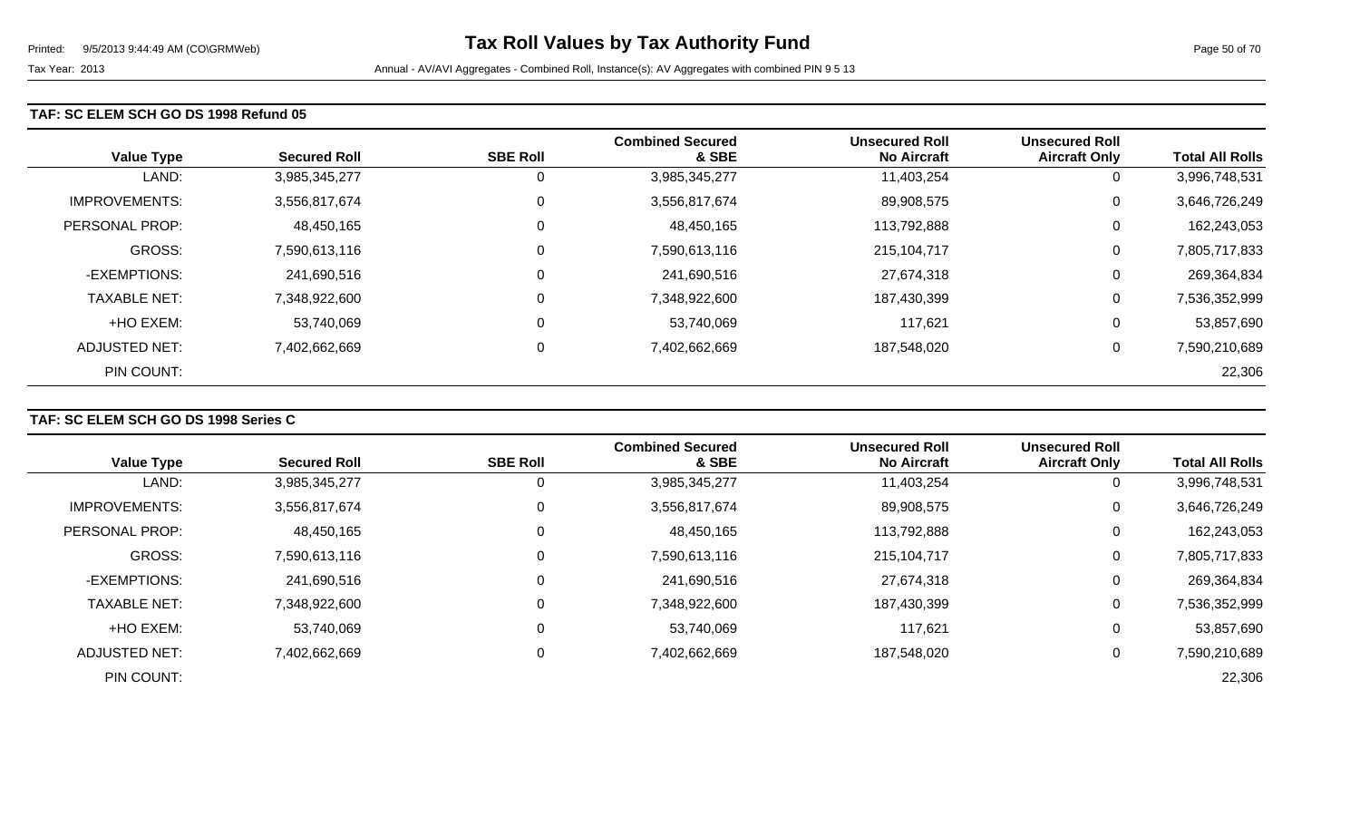# Tax Roll Values by Tax Authority Fund

Tax Year: 2013

Annual - AV/AVI Aggregates - Combined Roll, Instance(s): AV Aggregates with combined PIN 9 5 13

## TAF: SC ELEM SCH GO DS 1998 Refund 05

| Value Type | Secured Roll | SBE Roll | Combined Secured & SBE | Unsecured Roll No Aircraft | Unsecured Roll Aircraft Only | Total All Rolls |
|---|---|---|---|---|---|---|
| LAND: | 3,985,345,277 | 0 | 3,985,345,277 | 11,403,254 | 0 | 3,996,748,531 |
| IMPROVEMENTS: | 3,556,817,674 | 0 | 3,556,817,674 | 89,908,575 | 0 | 3,646,726,249 |
| PERSONAL PROP: | 48,450,165 | 0 | 48,450,165 | 113,792,888 | 0 | 162,243,053 |
| GROSS: | 7,590,613,116 | 0 | 7,590,613,116 | 215,104,717 | 0 | 7,805,717,833 |
| -EXEMPTIONS: | 241,690,516 | 0 | 241,690,516 | 27,674,318 | 0 | 269,364,834 |
| TAXABLE NET: | 7,348,922,600 | 0 | 7,348,922,600 | 187,430,399 | 0 | 7,536,352,999 |
| +HO EXEM: | 53,740,069 | 0 | 53,740,069 | 117,621 | 0 | 53,857,690 |
| ADJUSTED NET: | 7,402,662,669 | 0 | 7,402,662,669 | 187,548,020 | 0 | 7,590,210,689 |
| PIN COUNT: | | | | | | 22,306 |

## TAF: SC ELEM SCH GO DS 1998 Series C

| Value Type | Secured Roll | SBE Roll | Combined Secured & SBE | Unsecured Roll No Aircraft | Unsecured Roll Aircraft Only | Total All Rolls |
|---|---|---|---|---|---|---|
| LAND: | 3,985,345,277 | 0 | 3,985,345,277 | 11,403,254 | 0 | 3,996,748,531 |
| IMPROVEMENTS: | 3,556,817,674 | 0 | 3,556,817,674 | 89,908,575 | 0 | 3,646,726,249 |
| PERSONAL PROP: | 48,450,165 | 0 | 48,450,165 | 113,792,888 | 0 | 162,243,053 |
| GROSS: | 7,590,613,116 | 0 | 7,590,613,116 | 215,104,717 | 0 | 7,805,717,833 |
| -EXEMPTIONS: | 241,690,516 | 0 | 241,690,516 | 27,674,318 | 0 | 269,364,834 |
| TAXABLE NET: | 7,348,922,600 | 0 | 7,348,922,600 | 187,430,399 | 0 | 7,536,352,999 |
| +HO EXEM: | 53,740,069 | 0 | 53,740,069 | 117,621 | 0 | 53,857,690 |
| ADJUSTED NET: | 7,402,662,669 | 0 | 7,402,662,669 | 187,548,020 | 0 | 7,590,210,689 |
| PIN COUNT: | | | | | | 22,306 |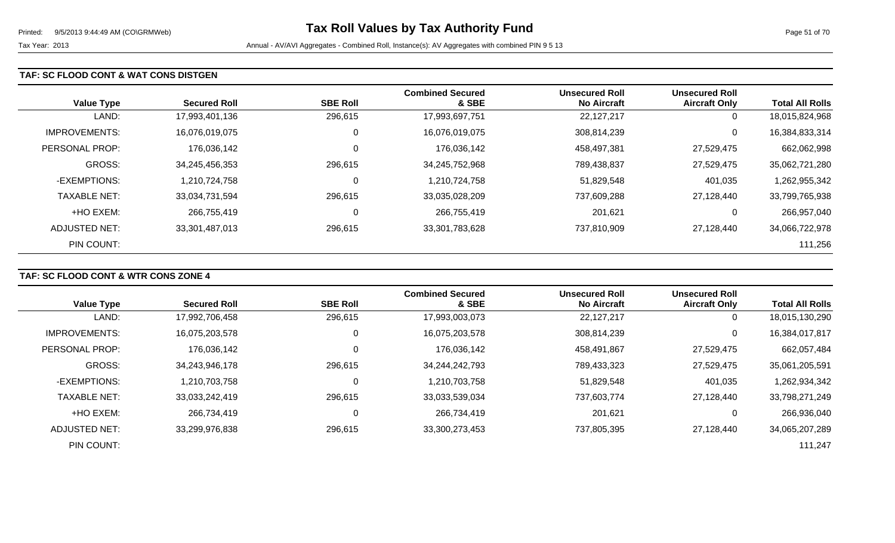# Tax Roll Values by Tax Authority Fund

Tax Year: 2013

Annual - AV/AVI Aggregates - Combined Roll, Instance(s): AV Aggregates with combined PIN 9 5 13

## TAF: SC FLOOD CONT & WAT CONS DISTGEN

| Value Type | Secured Roll | SBE Roll | Combined Secured & SBE | Unsecured Roll No Aircraft | Unsecured Roll Aircraft Only | Total All Rolls |
|---|---|---|---|---|---|---|
| LAND: | 17,993,401,136 | 296,615 | 17,993,697,751 | 22,127,217 | 0 | 18,015,824,968 |
| IMPROVEMENTS: | 16,076,019,075 | 0 | 16,076,019,075 | 308,814,239 | 0 | 16,384,833,314 |
| PERSONAL PROP: | 176,036,142 | 0 | 176,036,142 | 458,497,381 | 27,529,475 | 662,062,998 |
| GROSS: | 34,245,456,353 | 296,615 | 34,245,752,968 | 789,438,837 | 27,529,475 | 35,062,721,280 |
| -EXEMPTIONS: | 1,210,724,758 | 0 | 1,210,724,758 | 51,829,548 | 401,035 | 1,262,955,342 |
| TAXABLE NET: | 33,034,731,594 | 296,615 | 33,035,028,209 | 737,609,288 | 27,128,440 | 33,799,765,938 |
| +HO EXEM: | 266,755,419 | 0 | 266,755,419 | 201,621 | 0 | 266,957,040 |
| ADJUSTED NET: | 33,301,487,013 | 296,615 | 33,301,783,628 | 737,810,909 | 27,128,440 | 34,066,722,978 |
| PIN COUNT: | | | | | | 111,256 |

## TAF: SC FLOOD CONT & WTR CONS ZONE 4

| Value Type | Secured Roll | SBE Roll | Combined Secured & SBE | Unsecured Roll No Aircraft | Unsecured Roll Aircraft Only | Total All Rolls |
|---|---|---|---|---|---|---|
| LAND: | 17,992,706,458 | 296,615 | 17,993,003,073 | 22,127,217 | 0 | 18,015,130,290 |
| IMPROVEMENTS: | 16,075,203,578 | 0 | 16,075,203,578 | 308,814,239 | 0 | 16,384,017,817 |
| PERSONAL PROP: | 176,036,142 | 0 | 176,036,142 | 458,491,867 | 27,529,475 | 662,057,484 |
| GROSS: | 34,243,946,178 | 296,615 | 34,244,242,793 | 789,433,323 | 27,529,475 | 35,061,205,591 |
| -EXEMPTIONS: | 1,210,703,758 | 0 | 1,210,703,758 | 51,829,548 | 401,035 | 1,262,934,342 |
| TAXABLE NET: | 33,033,242,419 | 296,615 | 33,033,539,034 | 737,603,774 | 27,128,440 | 33,798,271,249 |
| +HO EXEM: | 266,734,419 | 0 | 266,734,419 | 201,621 | 0 | 266,936,040 |
| ADJUSTED NET: | 33,299,976,838 | 296,615 | 33,300,273,453 | 737,805,395 | 27,128,440 | 34,065,207,289 |
| PIN COUNT: | | | | | | 111,247 |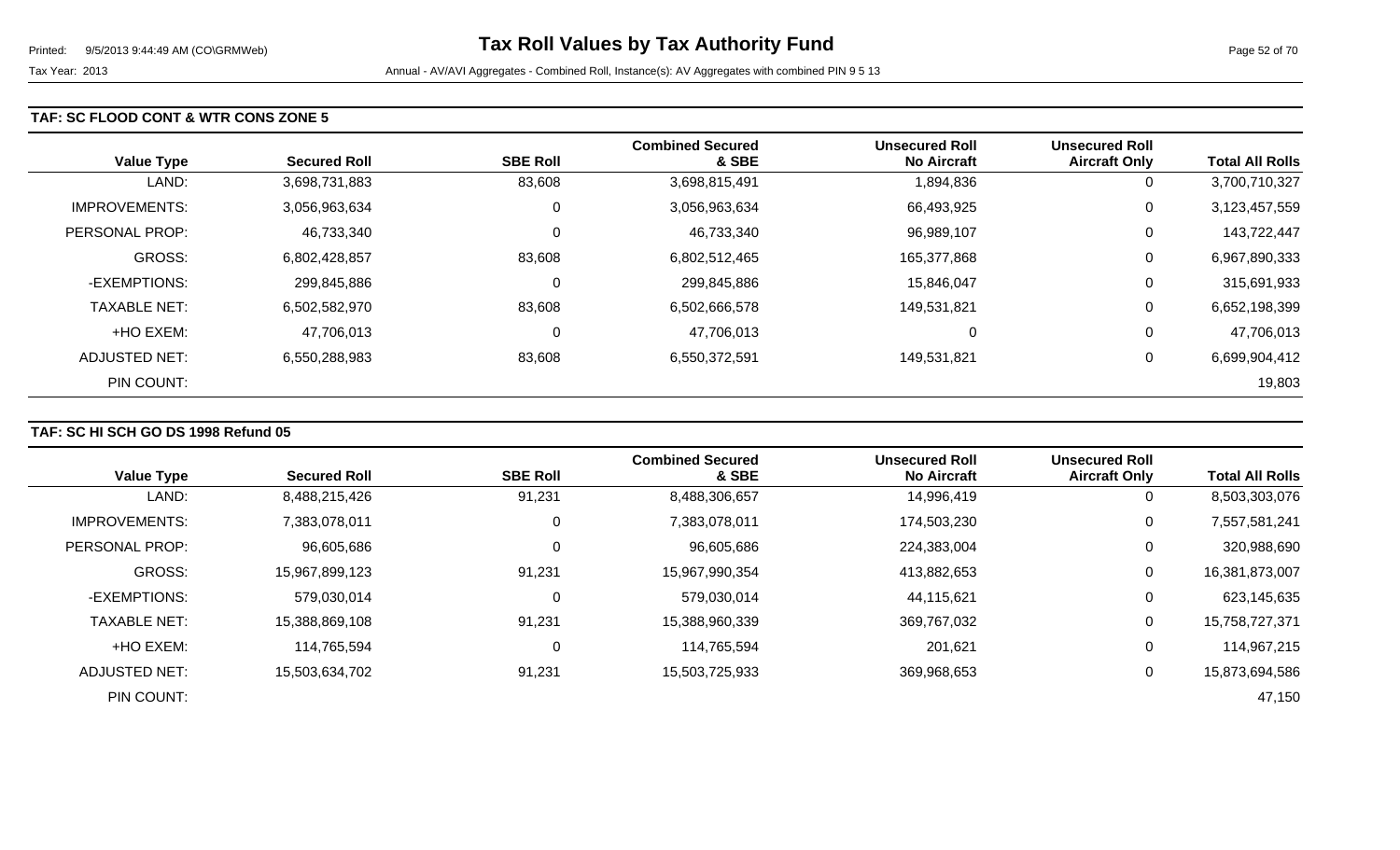# Tax Roll Values by Tax Authority Fund

Tax Year: 2013

Annual - AV/AVI Aggregates - Combined Roll, Instance(s): AV Aggregates with combined PIN 9 5 13

## TAF: SC FLOOD CONT & WTR CONS ZONE 5

| Value Type | Secured Roll | SBE Roll | Combined Secured & SBE | Unsecured Roll No Aircraft | Unsecured Roll Aircraft Only | Total All Rolls |
|---|---|---|---|---|---|---|
| LAND: | 3,698,731,883 | 83,608 | 3,698,815,491 | 1,894,836 | 0 | 3,700,710,327 |
| IMPROVEMENTS: | 3,056,963,634 | 0 | 3,056,963,634 | 66,493,925 | 0 | 3,123,457,559 |
| PERSONAL PROP: | 46,733,340 | 0 | 46,733,340 | 96,989,107 | 0 | 143,722,447 |
| GROSS: | 6,802,428,857 | 83,608 | 6,802,512,465 | 165,377,868 | 0 | 6,967,890,333 |
| -EXEMPTIONS: | 299,845,886 | 0 | 299,845,886 | 15,846,047 | 0 | 315,691,933 |
| TAXABLE NET: | 6,502,582,970 | 83,608 | 6,502,666,578 | 149,531,821 | 0 | 6,652,198,399 |
| +HO EXEM: | 47,706,013 | 0 | 47,706,013 | 0 | 0 | 47,706,013 |
| ADJUSTED NET: | 6,550,288,983 | 83,608 | 6,550,372,591 | 149,531,821 | 0 | 6,699,904,412 |
| PIN COUNT: | | | | | | 19,803 |

## TAF: SC HI SCH GO DS 1998 Refund 05

| Value Type | Secured Roll | SBE Roll | Combined Secured & SBE | Unsecured Roll No Aircraft | Unsecured Roll Aircraft Only | Total All Rolls |
|---|---|---|---|---|---|---|
| LAND: | 8,488,215,426 | 91,231 | 8,488,306,657 | 14,996,419 | 0 | 8,503,303,076 |
| IMPROVEMENTS: | 7,383,078,011 | 0 | 7,383,078,011 | 174,503,230 | 0 | 7,557,581,241 |
| PERSONAL PROP: | 96,605,686 | 0 | 96,605,686 | 224,383,004 | 0 | 320,988,690 |
| GROSS: | 15,967,899,123 | 91,231 | 15,967,990,354 | 413,882,653 | 0 | 16,381,873,007 |
| -EXEMPTIONS: | 579,030,014 | 0 | 579,030,014 | 44,115,621 | 0 | 623,145,635 |
| TAXABLE NET: | 15,388,869,108 | 91,231 | 15,388,960,339 | 369,767,032 | 0 | 15,758,727,371 |
| +HO EXEM: | 114,765,594 | 0 | 114,765,594 | 201,621 | 0 | 114,967,215 |
| ADJUSTED NET: | 15,503,634,702 | 91,231 | 15,503,725,933 | 369,968,653 | 0 | 15,873,694,586 |
| PIN COUNT: | | | | | | 47,150 |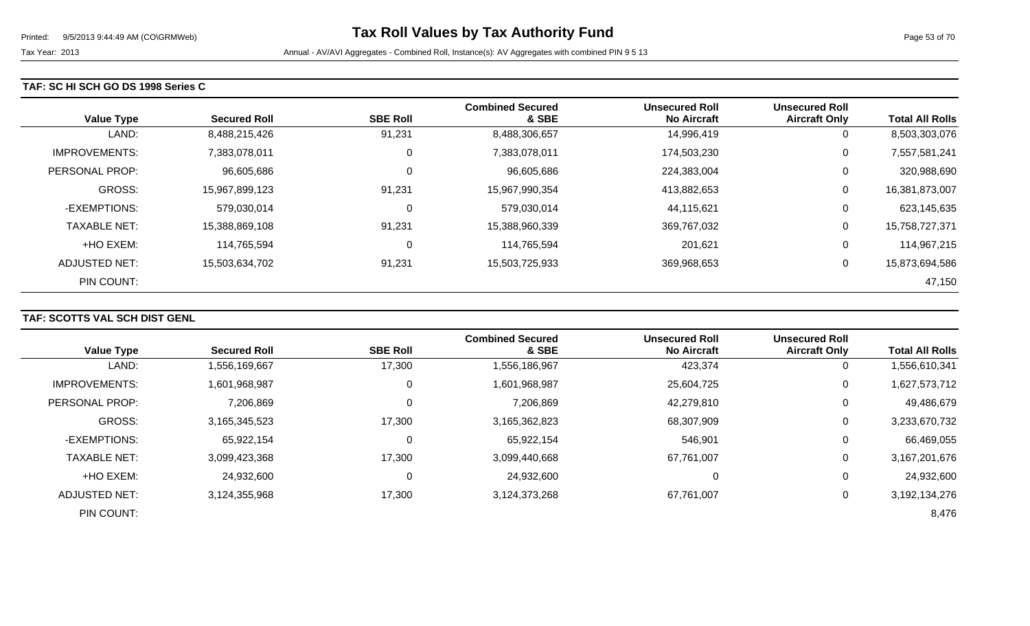# Tax Roll Values by Tax Authority Fund

Tax Year: 2013

Annual - AV/AVI Aggregates - Combined Roll, Instance(s): AV Aggregates with combined PIN 9 5 13

## TAF: SC HI SCH GO DS 1998 Series C

| Value Type | Secured Roll | SBE Roll | Combined Secured & SBE | Unsecured Roll No Aircraft | Unsecured Roll Aircraft Only | Total All Rolls |
|---|---|---|---|---|---|---|
| LAND: | 8,488,215,426 | 91,231 | 8,488,306,657 | 14,996,419 | 0 | 8,503,303,076 |
| IMPROVEMENTS: | 7,383,078,011 | 0 | 7,383,078,011 | 174,503,230 | 0 | 7,557,581,241 |
| PERSONAL PROP: | 96,605,686 | 0 | 96,605,686 | 224,383,004 | 0 | 320,988,690 |
| GROSS: | 15,967,899,123 | 91,231 | 15,967,990,354 | 413,882,653 | 0 | 16,381,873,007 |
| -EXEMPTIONS: | 579,030,014 | 0 | 579,030,014 | 44,115,621 | 0 | 623,145,635 |
| TAXABLE NET: | 15,388,869,108 | 91,231 | 15,388,960,339 | 369,767,032 | 0 | 15,758,727,371 |
| +HO EXEM: | 114,765,594 | 0 | 114,765,594 | 201,621 | 0 | 114,967,215 |
| ADJUSTED NET: | 15,503,634,702 | 91,231 | 15,503,725,933 | 369,968,653 | 0 | 15,873,694,586 |
| PIN COUNT: | | | | | | 47,150 |

## TAF: SCOTTS VAL SCH DIST GENL

| Value Type | Secured Roll | SBE Roll | Combined Secured & SBE | Unsecured Roll No Aircraft | Unsecured Roll Aircraft Only | Total All Rolls |
|---|---|---|---|---|---|---|
| LAND: | 1,556,169,667 | 17,300 | 1,556,186,967 | 423,374 | 0 | 1,556,610,341 |
| IMPROVEMENTS: | 1,601,968,987 | 0 | 1,601,968,987 | 25,604,725 | 0 | 1,627,573,712 |
| PERSONAL PROP: | 7,206,869 | 0 | 7,206,869 | 42,279,810 | 0 | 49,486,679 |
| GROSS: | 3,165,345,523 | 17,300 | 3,165,362,823 | 68,307,909 | 0 | 3,233,670,732 |
| -EXEMPTIONS: | 65,922,154 | 0 | 65,922,154 | 546,901 | 0 | 66,469,055 |
| TAXABLE NET: | 3,099,423,368 | 17,300 | 3,099,440,668 | 67,761,007 | 0 | 3,167,201,676 |
| +HO EXEM: | 24,932,600 | 0 | 24,932,600 | 0 | 0 | 24,932,600 |
| ADJUSTED NET: | 3,124,355,968 | 17,300 | 3,124,373,268 | 67,761,007 | 0 | 3,192,134,276 |
| PIN COUNT: | | | | | | 8,476 |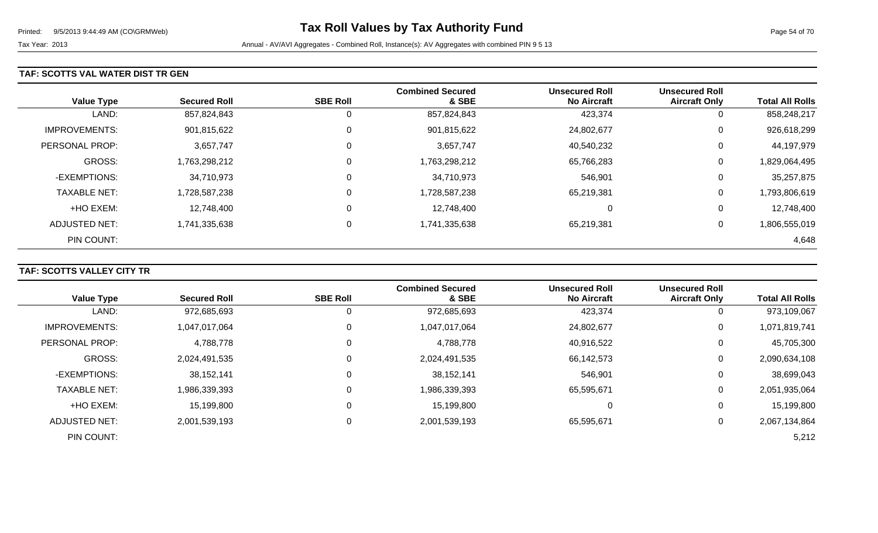# Tax Roll Values by Tax Authority Fund

Tax Year: 2013

Annual - AV/AVI Aggregates - Combined Roll, Instance(s): AV Aggregates with combined PIN 9 5 13

### TAF: SCOTTS VAL WATER DIST TR GEN

| Value Type | Secured Roll | SBE Roll | Combined Secured & SBE | Unsecured Roll No Aircraft | Unsecured Roll Aircraft Only | Total All Rolls |
|---|---|---|---|---|---|---|
| LAND: | 857,824,843 | 0 | 857,824,843 | 423,374 | 0 | 858,248,217 |
| IMPROVEMENTS: | 901,815,622 | 0 | 901,815,622 | 24,802,677 | 0 | 926,618,299 |
| PERSONAL PROP: | 3,657,747 | 0 | 3,657,747 | 40,540,232 | 0 | 44,197,979 |
| GROSS: | 1,763,298,212 | 0 | 1,763,298,212 | 65,766,283 | 0 | 1,829,064,495 |
| -EXEMPTIONS: | 34,710,973 | 0 | 34,710,973 | 546,901 | 0 | 35,257,875 |
| TAXABLE NET: | 1,728,587,238 | 0 | 1,728,587,238 | 65,219,381 | 0 | 1,793,806,619 |
| +HO EXEM: | 12,748,400 | 0 | 12,748,400 | 0 | 0 | 12,748,400 |
| ADJUSTED NET: | 1,741,335,638 | 0 | 1,741,335,638 | 65,219,381 | 0 | 1,806,555,019 |
| PIN COUNT: | | | | | | 4,648 |

### TAF: SCOTTS VALLEY CITY TR

| Value Type | Secured Roll | SBE Roll | Combined Secured & SBE | Unsecured Roll No Aircraft | Unsecured Roll Aircraft Only | Total All Rolls |
|---|---|---|---|---|---|---|
| LAND: | 972,685,693 | 0 | 972,685,693 | 423,374 | 0 | 973,109,067 |
| IMPROVEMENTS: | 1,047,017,064 | 0 | 1,047,017,064 | 24,802,677 | 0 | 1,071,819,741 |
| PERSONAL PROP: | 4,788,778 | 0 | 4,788,778 | 40,916,522 | 0 | 45,705,300 |
| GROSS: | 2,024,491,535 | 0 | 2,024,491,535 | 66,142,573 | 0 | 2,090,634,108 |
| -EXEMPTIONS: | 38,152,141 | 0 | 38,152,141 | 546,901 | 0 | 38,699,043 |
| TAXABLE NET: | 1,986,339,393 | 0 | 1,986,339,393 | 65,595,671 | 0 | 2,051,935,064 |
| +HO EXEM: | 15,199,800 | 0 | 15,199,800 | 0 | 0 | 15,199,800 |
| ADJUSTED NET: | 2,001,539,193 | 0 | 2,001,539,193 | 65,595,671 | 0 | 2,067,134,864 |
| PIN COUNT: | | | | | | 5,212 |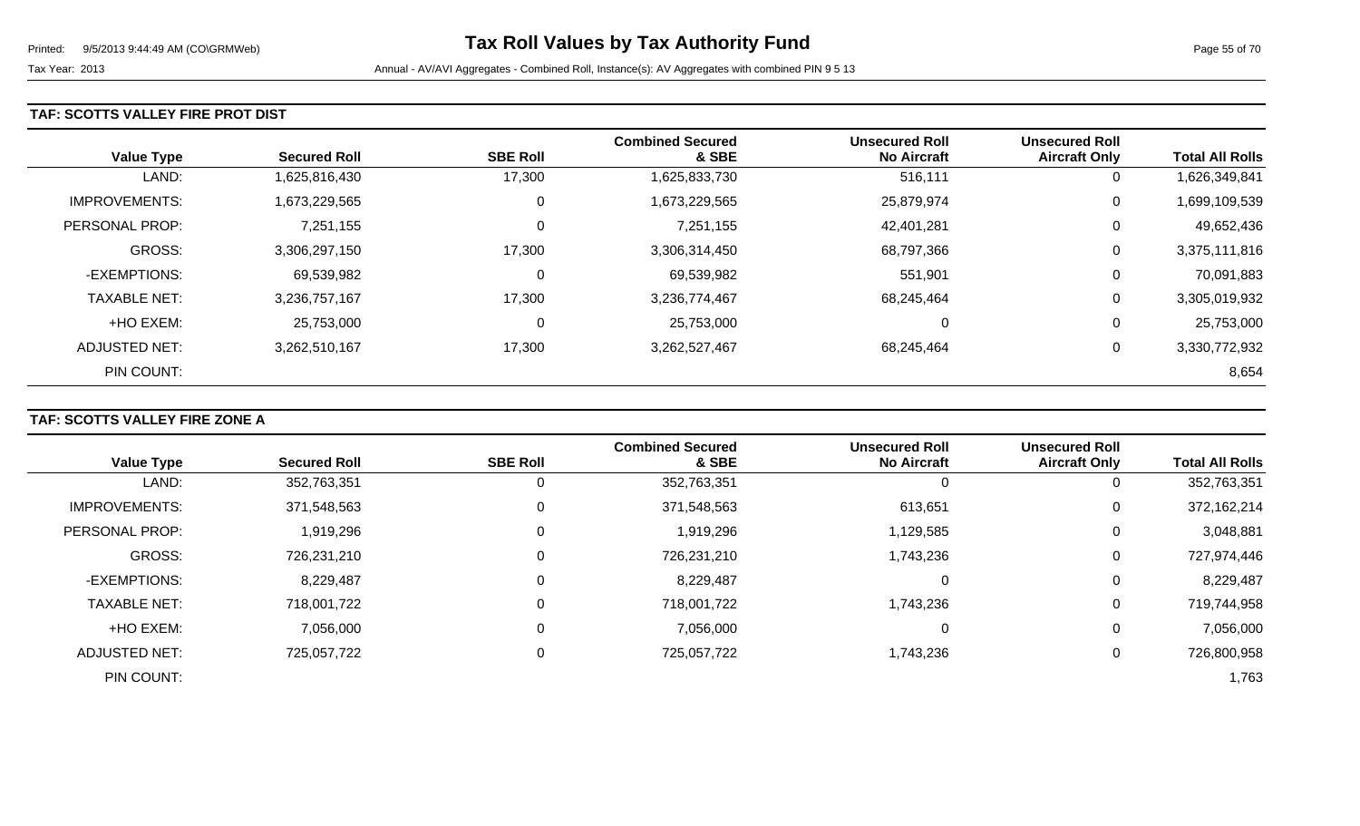# Tax Roll Values by Tax Authority Fund

Tax Year: 2013

Annual - AV/AVI Aggregates - Combined Roll, Instance(s): AV Aggregates with combined PIN 9 5 13

## TAF: SCOTTS VALLEY FIRE PROT DIST

| Value Type | Secured Roll | SBE Roll | Combined Secured & SBE | Unsecured Roll No Aircraft | Unsecured Roll Aircraft Only | Total All Rolls |
|---|---|---|---|---|---|---|
| LAND: | 1,625,816,430 | 17,300 | 1,625,833,730 | 516,111 | 0 | 1,626,349,841 |
| IMPROVEMENTS: | 1,673,229,565 | 0 | 1,673,229,565 | 25,879,974 | 0 | 1,699,109,539 |
| PERSONAL PROP: | 7,251,155 | 0 | 7,251,155 | 42,401,281 | 0 | 49,652,436 |
| GROSS: | 3,306,297,150 | 17,300 | 3,306,314,450 | 68,797,366 | 0 | 3,375,111,816 |
| -EXEMPTIONS: | 69,539,982 | 0 | 69,539,982 | 551,901 | 0 | 70,091,883 |
| TAXABLE NET: | 3,236,757,167 | 17,300 | 3,236,774,467 | 68,245,464 | 0 | 3,305,019,932 |
| +HO EXEM: | 25,753,000 | 0 | 25,753,000 | 0 | 0 | 25,753,000 |
| ADJUSTED NET: | 3,262,510,167 | 17,300 | 3,262,527,467 | 68,245,464 | 0 | 3,330,772,932 |
| PIN COUNT: | | | | | | 8,654 |

## TAF: SCOTTS VALLEY FIRE ZONE A

| Value Type | Secured Roll | SBE Roll | Combined Secured & SBE | Unsecured Roll No Aircraft | Unsecured Roll Aircraft Only | Total All Rolls |
|---|---|---|---|---|---|---|
| LAND: | 352,763,351 | 0 | 352,763,351 | 0 | 0 | 352,763,351 |
| IMPROVEMENTS: | 371,548,563 | 0 | 371,548,563 | 613,651 | 0 | 372,162,214 |
| PERSONAL PROP: | 1,919,296 | 0 | 1,919,296 | 1,129,585 | 0 | 3,048,881 |
| GROSS: | 726,231,210 | 0 | 726,231,210 | 1,743,236 | 0 | 727,974,446 |
| -EXEMPTIONS: | 8,229,487 | 0 | 8,229,487 | 0 | 0 | 8,229,487 |
| TAXABLE NET: | 718,001,722 | 0 | 718,001,722 | 1,743,236 | 0 | 719,744,958 |
| +HO EXEM: | 7,056,000 | 0 | 7,056,000 | 0 | 0 | 7,056,000 |
| ADJUSTED NET: | 725,057,722 | 0 | 725,057,722 | 1,743,236 | 0 | 726,800,958 |
| PIN COUNT: | | | | | | 1,763 |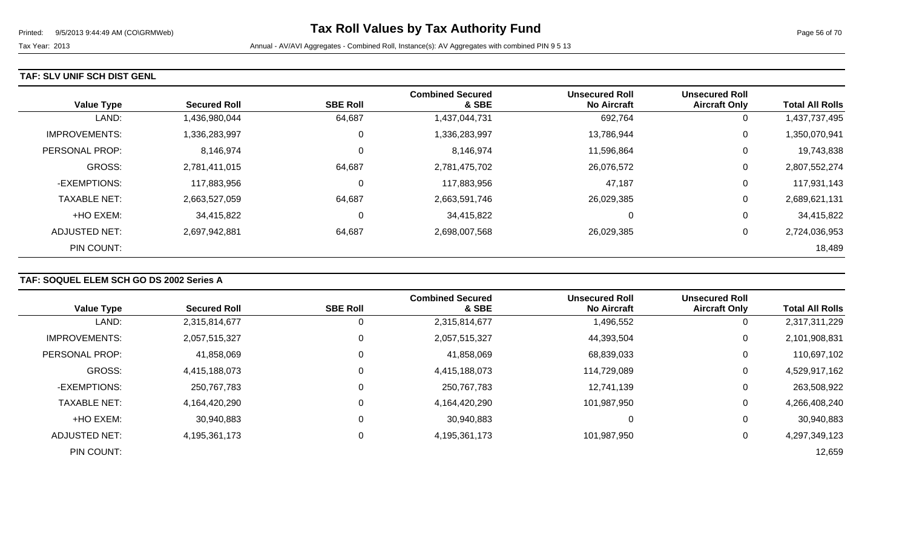**TAF: SLV UNIF SCH DIST GENL**

| Value Type | Secured Roll | SBE Roll | Combined Secured & SBE | Unsecured Roll No Aircraft | Unsecured Roll Aircraft Only | Total All Rolls |
|---|---|---|---|---|---|---|
| LAND: | 1,436,980,044 | 64,687 | 1,437,044,731 | 692,764 | 0 | 1,437,737,495 |
| IMPROVEMENTS: | 1,336,283,997 | 0 | 1,336,283,997 | 13,786,944 | 0 | 1,350,070,941 |
| PERSONAL PROP: | 8,146,974 | 0 | 8,146,974 | 11,596,864 | 0 | 19,743,838 |
| GROSS: | 2,781,411,015 | 64,687 | 2,781,475,702 | 26,076,572 | 0 | 2,807,552,274 |
| -EXEMPTIONS: | 117,883,956 | 0 | 117,883,956 | 47,187 | 0 | 117,931,143 |
| TAXABLE NET: | 2,663,527,059 | 64,687 | 2,663,591,746 | 26,029,385 | 0 | 2,689,621,131 |
| +HO EXEM: | 34,415,822 | 0 | 34,415,822 | 0 | 0 | 34,415,822 |
| ADJUSTED NET: | 2,697,942,881 | 64,687 | 2,698,007,568 | 26,029,385 | 0 | 2,724,036,953 |
| PIN COUNT: | | | | | | 18,489 |

**TAF: SOQUEL ELEM SCH GO DS 2002 Series A**

| Value Type | Secured Roll | SBE Roll | Combined Secured & SBE | Unsecured Roll No Aircraft | Unsecured Roll Aircraft Only | Total All Rolls |
|---|---|---|---|---|---|---|
| LAND: | 2,315,814,677 | 0 | 2,315,814,677 | 1,496,552 | 0 | 2,317,311,229 |
| IMPROVEMENTS: | 2,057,515,327 | 0 | 2,057,515,327 | 44,393,504 | 0 | 2,101,908,831 |
| PERSONAL PROP: | 41,858,069 | 0 | 41,858,069 | 68,839,033 | 0 | 110,697,102 |
| GROSS: | 4,415,188,073 | 0 | 4,415,188,073 | 114,729,089 | 0 | 4,529,917,162 |
| -EXEMPTIONS: | 250,767,783 | 0 | 250,767,783 | 12,741,139 | 0 | 263,508,922 |
| TAXABLE NET: | 4,164,420,290 | 0 | 4,164,420,290 | 101,987,950 | 0 | 4,266,408,240 |
| +HO EXEM: | 30,940,883 | 0 | 30,940,883 | 0 | 0 | 30,940,883 |
| ADJUSTED NET: | 4,195,361,173 | 0 | 4,195,361,173 | 101,987,950 | 0 | 4,297,349,123 |
| PIN COUNT: | | | | | | 12,659 |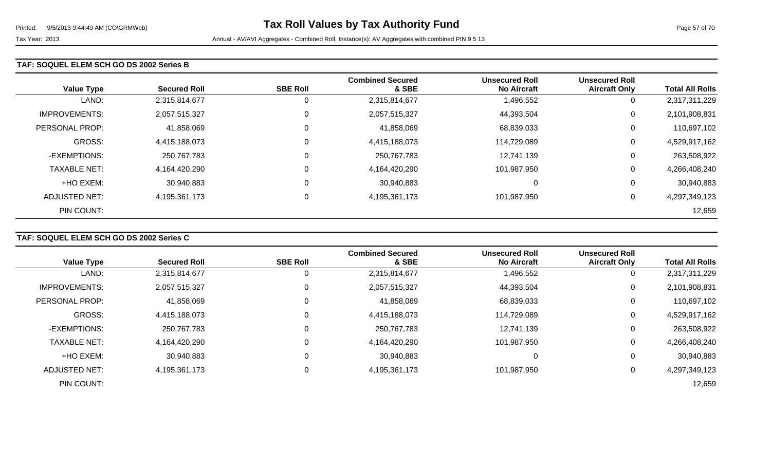# Tax Roll Values by Tax Authority Fund

Tax Year: 2013

Annual - AV/AVI Aggregates - Combined Roll, Instance(s): AV Aggregates with combined PIN 9 5 13

### TAF: SOQUEL ELEM SCH GO DS 2002 Series B

| Value Type | Secured Roll | SBE Roll | Combined Secured & SBE | Unsecured Roll No Aircraft | Unsecured Roll Aircraft Only | Total All Rolls |
|---|---|---|---|---|---|---|
| LAND: | 2,315,814,677 | 0 | 2,315,814,677 | 1,496,552 | 0 | 2,317,311,229 |
| IMPROVEMENTS: | 2,057,515,327 | 0 | 2,057,515,327 | 44,393,504 | 0 | 2,101,908,831 |
| PERSONAL PROP: | 41,858,069 | 0 | 41,858,069 | 68,839,033 | 0 | 110,697,102 |
| GROSS: | 4,415,188,073 | 0 | 4,415,188,073 | 114,729,089 | 0 | 4,529,917,162 |
| -EXEMPTIONS: | 250,767,783 | 0 | 250,767,783 | 12,741,139 | 0 | 263,508,922 |
| TAXABLE NET: | 4,164,420,290 | 0 | 4,164,420,290 | 101,987,950 | 0 | 4,266,408,240 |
| +HO EXEM: | 30,940,883 | 0 | 30,940,883 | 0 | 0 | 30,940,883 |
| ADJUSTED NET: | 4,195,361,173 | 0 | 4,195,361,173 | 101,987,950 | 0 | 4,297,349,123 |
| PIN COUNT: | | | | | | 12,659 |

### TAF: SOQUEL ELEM SCH GO DS 2002 Series C

| Value Type | Secured Roll | SBE Roll | Combined Secured & SBE | Unsecured Roll No Aircraft | Unsecured Roll Aircraft Only | Total All Rolls |
|---|---|---|---|---|---|---|
| LAND: | 2,315,814,677 | 0 | 2,315,814,677 | 1,496,552 | 0 | 2,317,311,229 |
| IMPROVEMENTS: | 2,057,515,327 | 0 | 2,057,515,327 | 44,393,504 | 0 | 2,101,908,831 |
| PERSONAL PROP: | 41,858,069 | 0 | 41,858,069 | 68,839,033 | 0 | 110,697,102 |
| GROSS: | 4,415,188,073 | 0 | 4,415,188,073 | 114,729,089 | 0 | 4,529,917,162 |
| -EXEMPTIONS: | 250,767,783 | 0 | 250,767,783 | 12,741,139 | 0 | 263,508,922 |
| TAXABLE NET: | 4,164,420,290 | 0 | 4,164,420,290 | 101,987,950 | 0 | 4,266,408,240 |
| +HO EXEM: | 30,940,883 | 0 | 30,940,883 | 0 | 0 | 30,940,883 |
| ADJUSTED NET: | 4,195,361,173 | 0 | 4,195,361,173 | 101,987,950 | 0 | 4,297,349,123 |
| PIN COUNT: | | | | | | 12,659 |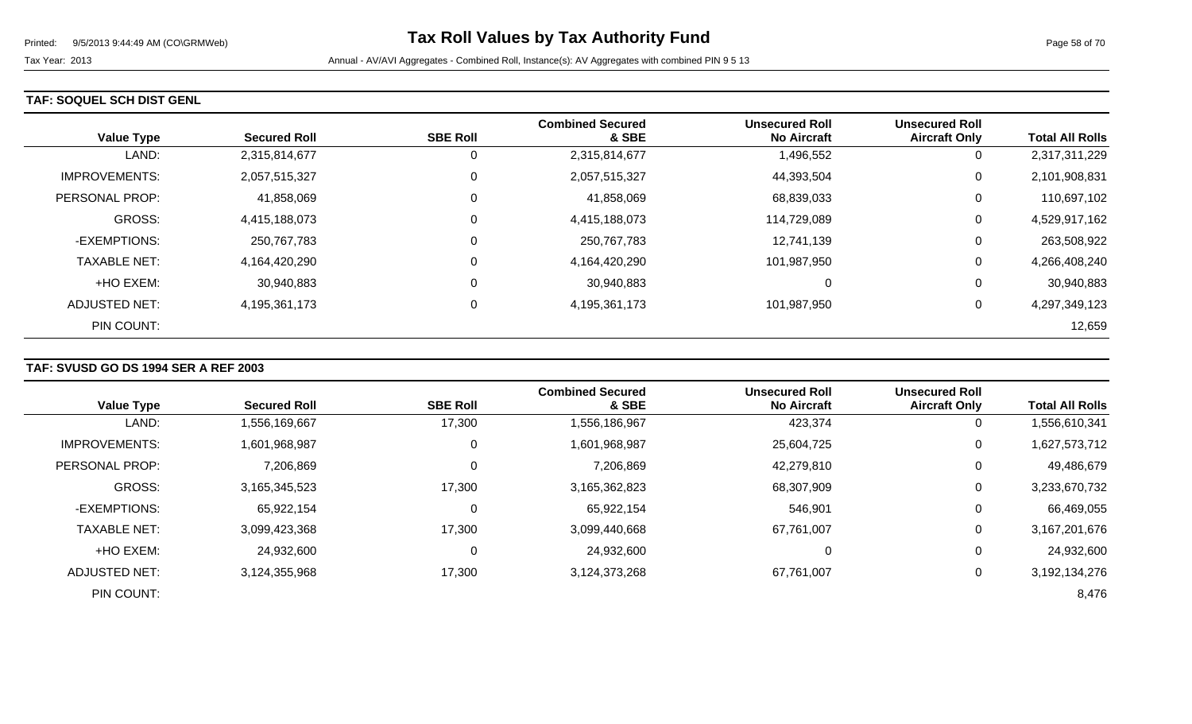**TAF: SOQUEL SCH DIST GENL**

| Value Type | Secured Roll | SBE Roll | Combined Secured & SBE | Unsecured Roll No Aircraft | Unsecured Roll Aircraft Only | Total All Rolls |
|---|---|---|---|---|---|---|
| LAND: | 2,315,814,677 | 0 | 2,315,814,677 | 1,496,552 | 0 | 2,317,311,229 |
| IMPROVEMENTS: | 2,057,515,327 | 0 | 2,057,515,327 | 44,393,504 | 0 | 2,101,908,831 |
| PERSONAL PROP: | 41,858,069 | 0 | 41,858,069 | 68,839,033 | 0 | 110,697,102 |
| GROSS: | 4,415,188,073 | 0 | 4,415,188,073 | 114,729,089 | 0 | 4,529,917,162 |
| -EXEMPTIONS: | 250,767,783 | 0 | 250,767,783 | 12,741,139 | 0 | 263,508,922 |
| TAXABLE NET: | 4,164,420,290 | 0 | 4,164,420,290 | 101,987,950 | 0 | 4,266,408,240 |
| +HO EXEM: | 30,940,883 | 0 | 30,940,883 | 0 | 0 | 30,940,883 |
| ADJUSTED NET: | 4,195,361,173 | 0 | 4,195,361,173 | 101,987,950 | 0 | 4,297,349,123 |
| PIN COUNT: | | | | | | 12,659 |

**TAF: SVUSD GO DS 1994 SER A REF 2003**

| Value Type | Secured Roll | SBE Roll | Combined Secured & SBE | Unsecured Roll No Aircraft | Unsecured Roll Aircraft Only | Total All Rolls |
|---|---|---|---|---|---|---|
| LAND: | 1,556,169,667 | 17,300 | 1,556,186,967 | 423,374 | 0 | 1,556,610,341 |
| IMPROVEMENTS: | 1,601,968,987 | 0 | 1,601,968,987 | 25,604,725 | 0 | 1,627,573,712 |
| PERSONAL PROP: | 7,206,869 | 0 | 7,206,869 | 42,279,810 | 0 | 49,486,679 |
| GROSS: | 3,165,345,523 | 17,300 | 3,165,362,823 | 68,307,909 | 0 | 3,233,670,732 |
| -EXEMPTIONS: | 65,922,154 | 0 | 65,922,154 | 546,901 | 0 | 66,469,055 |
| TAXABLE NET: | 3,099,423,368 | 17,300 | 3,099,440,668 | 67,761,007 | 0 | 3,167,201,676 |
| +HO EXEM: | 24,932,600 | 0 | 24,932,600 | 0 | 0 | 24,932,600 |
| ADJUSTED NET: | 3,124,355,968 | 17,300 | 3,124,373,268 | 67,761,007 | 0 | 3,192,134,276 |
| PIN COUNT: | | | | | | 8,476 |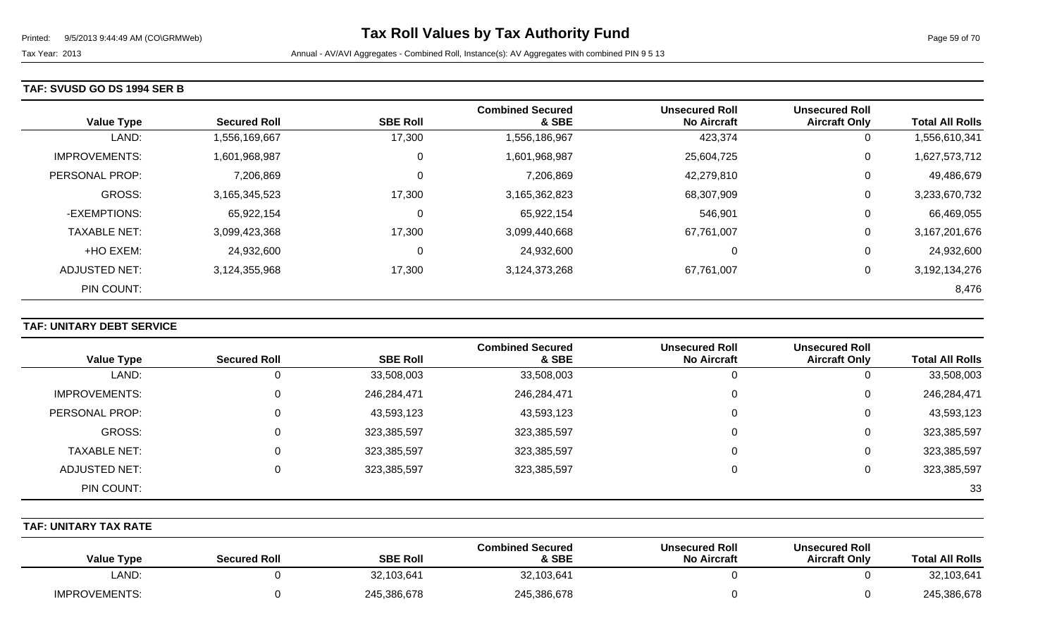### TAF: SVUSD GO DS 1994 SER B

| Value Type | Secured Roll | SBE Roll | Combined Secured & SBE | Unsecured Roll No Aircraft | Unsecured Roll Aircraft Only | Total All Rolls |
|---|---|---|---|---|---|---|
| LAND: | 1,556,169,667 | 17,300 | 1,556,186,967 | 423,374 | 0 | 1,556,610,341 |
| IMPROVEMENTS: | 1,601,968,987 | 0 | 1,601,968,987 | 25,604,725 | 0 | 1,627,573,712 |
| PERSONAL PROP: | 7,206,869 | 0 | 7,206,869 | 42,279,810 | 0 | 49,486,679 |
| GROSS: | 3,165,345,523 | 17,300 | 3,165,362,823 | 68,307,909 | 0 | 3,233,670,732 |
| -EXEMPTIONS: | 65,922,154 | 0 | 65,922,154 | 546,901 | 0 | 66,469,055 |
| TAXABLE NET: | 3,099,423,368 | 17,300 | 3,099,440,668 | 67,761,007 | 0 | 3,167,201,676 |
| +HO EXEM: | 24,932,600 | 0 | 24,932,600 | 0 | 0 | 24,932,600 |
| ADJUSTED NET: | 3,124,355,968 | 17,300 | 3,124,373,268 | 67,761,007 | 0 | 3,192,134,276 |
| PIN COUNT: | | | | | | 8,476 |

### TAF: UNITARY DEBT SERVICE

| Value Type | Secured Roll | SBE Roll | Combined Secured & SBE | Unsecured Roll No Aircraft | Unsecured Roll Aircraft Only | Total All Rolls |
|---|---|---|---|---|---|---|
| LAND: | 0 | 33,508,003 | 33,508,003 | 0 | 0 | 33,508,003 |
| IMPROVEMENTS: | 0 | 246,284,471 | 246,284,471 | 0 | 0 | 246,284,471 |
| PERSONAL PROP: | 0 | 43,593,123 | 43,593,123 | 0 | 0 | 43,593,123 |
| GROSS: | 0 | 323,385,597 | 323,385,597 | 0 | 0 | 323,385,597 |
| TAXABLE NET: | 0 | 323,385,597 | 323,385,597 | 0 | 0 | 323,385,597 |
| ADJUSTED NET: | 0 | 323,385,597 | 323,385,597 | 0 | 0 | 323,385,597 |
| PIN COUNT: | | | | | | 33 |

### TAF: UNITARY TAX RATE

| Value Type | Secured Roll | SBE Roll | Combined Secured & SBE | Unsecured Roll No Aircraft | Unsecured Roll Aircraft Only | Total All Rolls |
|---|---|---|---|---|---|---|
| LAND: | 0 | 32,103,641 | 32,103,641 | 0 | 0 | 32,103,641 |
| IMPROVEMENTS: | 0 | 245,386,678 | 245,386,678 | 0 | 0 | 245,386,678 |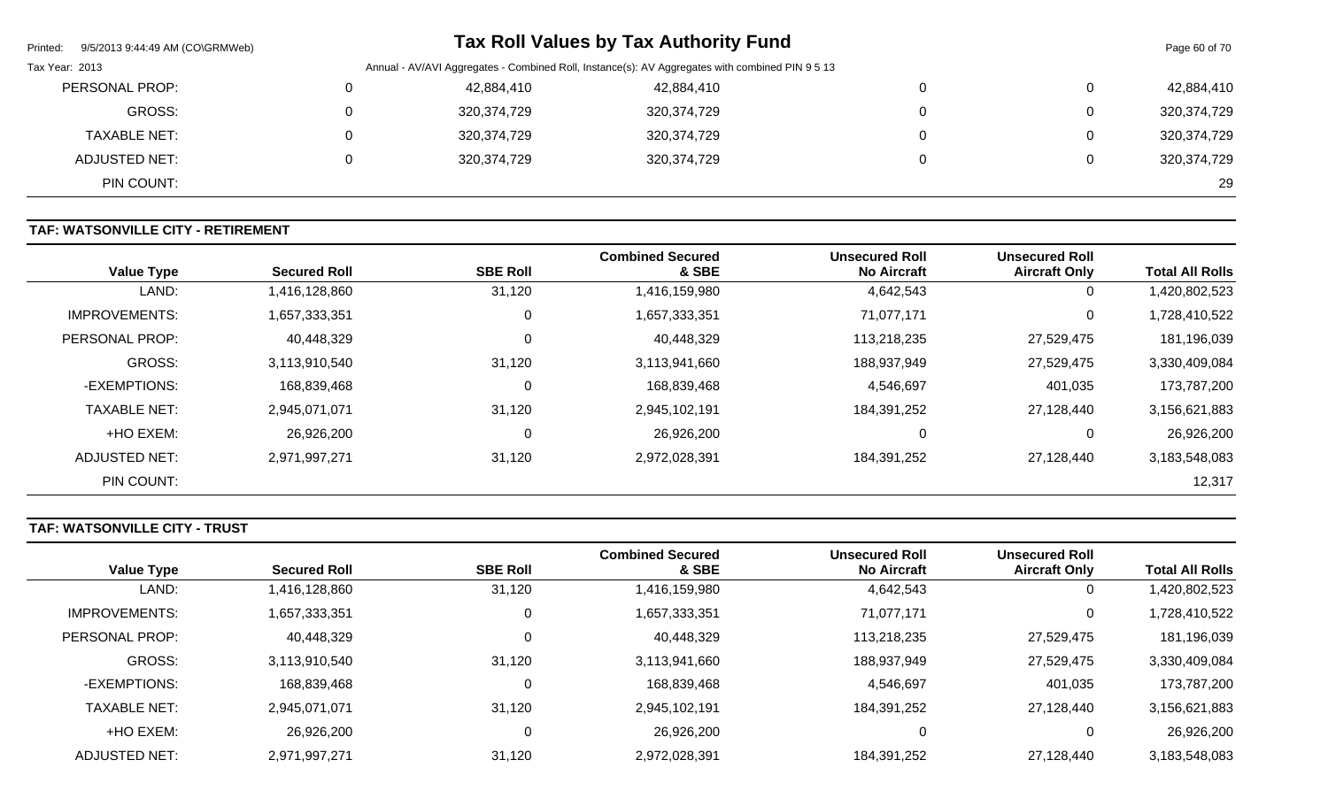| Value Type | Secured Roll | SBE Roll | Combined Secured & SBE | Unsecured Roll No Aircraft | Unsecured Roll Aircraft Only | Total All Rolls |
|---|---|---|---|---|---|---|
| PERSONAL PROP: | 0 | 42,884,410 | 42,884,410 | 0 | 0 | 42,884,410 |
| GROSS: | 0 | 320,374,729 | 320,374,729 | 0 | 0 | 320,374,729 |
| TAXABLE NET: | 0 | 320,374,729 | 320,374,729 | 0 | 0 | 320,374,729 |
| ADJUSTED NET: | 0 | 320,374,729 | 320,374,729 | 0 | 0 | 320,374,729 |
| PIN COUNT: | | | | | | 29 |

### TAF: WATSONVILLE CITY - RETIREMENT

| Value Type | Secured Roll | SBE Roll | Combined Secured & SBE | Unsecured Roll No Aircraft | Unsecured Roll Aircraft Only | Total All Rolls |
|---|---|---|---|---|---|---|
| LAND: | 1,416,128,860 | 31,120 | 1,416,159,980 | 4,642,543 | 0 | 1,420,802,523 |
| IMPROVEMENTS: | 1,657,333,351 | 0 | 1,657,333,351 | 71,077,171 | 0 | 1,728,410,522 |
| PERSONAL PROP: | 40,448,329 | 0 | 40,448,329 | 113,218,235 | 27,529,475 | 181,196,039 |
| GROSS: | 3,113,910,540 | 31,120 | 3,113,941,660 | 188,937,949 | 27,529,475 | 3,330,409,084 |
| -EXEMPTIONS: | 168,839,468 | 0 | 168,839,468 | 4,546,697 | 401,035 | 173,787,200 |
| TAXABLE NET: | 2,945,071,071 | 31,120 | 2,945,102,191 | 184,391,252 | 27,128,440 | 3,156,621,883 |
| +HO EXEM: | 26,926,200 | 0 | 26,926,200 | 0 | 0 | 26,926,200 |
| ADJUSTED NET: | 2,971,997,271 | 31,120 | 2,972,028,391 | 184,391,252 | 27,128,440 | 3,183,548,083 |
| PIN COUNT: | | | | | | 12,317 |

### TAF: WATSONVILLE CITY - TRUST

| Value Type | Secured Roll | SBE Roll | Combined Secured & SBE | Unsecured Roll No Aircraft | Unsecured Roll Aircraft Only | Total All Rolls |
|---|---|---|---|---|---|---|
| LAND: | 1,416,128,860 | 31,120 | 1,416,159,980 | 4,642,543 | 0 | 1,420,802,523 |
| IMPROVEMENTS: | 1,657,333,351 | 0 | 1,657,333,351 | 71,077,171 | 0 | 1,728,410,522 |
| PERSONAL PROP: | 40,448,329 | 0 | 40,448,329 | 113,218,235 | 27,529,475 | 181,196,039 |
| GROSS: | 3,113,910,540 | 31,120 | 3,113,941,660 | 188,937,949 | 27,529,475 | 3,330,409,084 |
| -EXEMPTIONS: | 168,839,468 | 0 | 168,839,468 | 4,546,697 | 401,035 | 173,787,200 |
| TAXABLE NET: | 2,945,071,071 | 31,120 | 2,945,102,191 | 184,391,252 | 27,128,440 | 3,156,621,883 |
| +HO EXEM: | 26,926,200 | 0 | 26,926,200 | 0 | 0 | 26,926,200 |
| ADJUSTED NET: | 2,971,997,271 | 31,120 | 2,972,028,391 | 184,391,252 | 27,128,440 | 3,183,548,083 |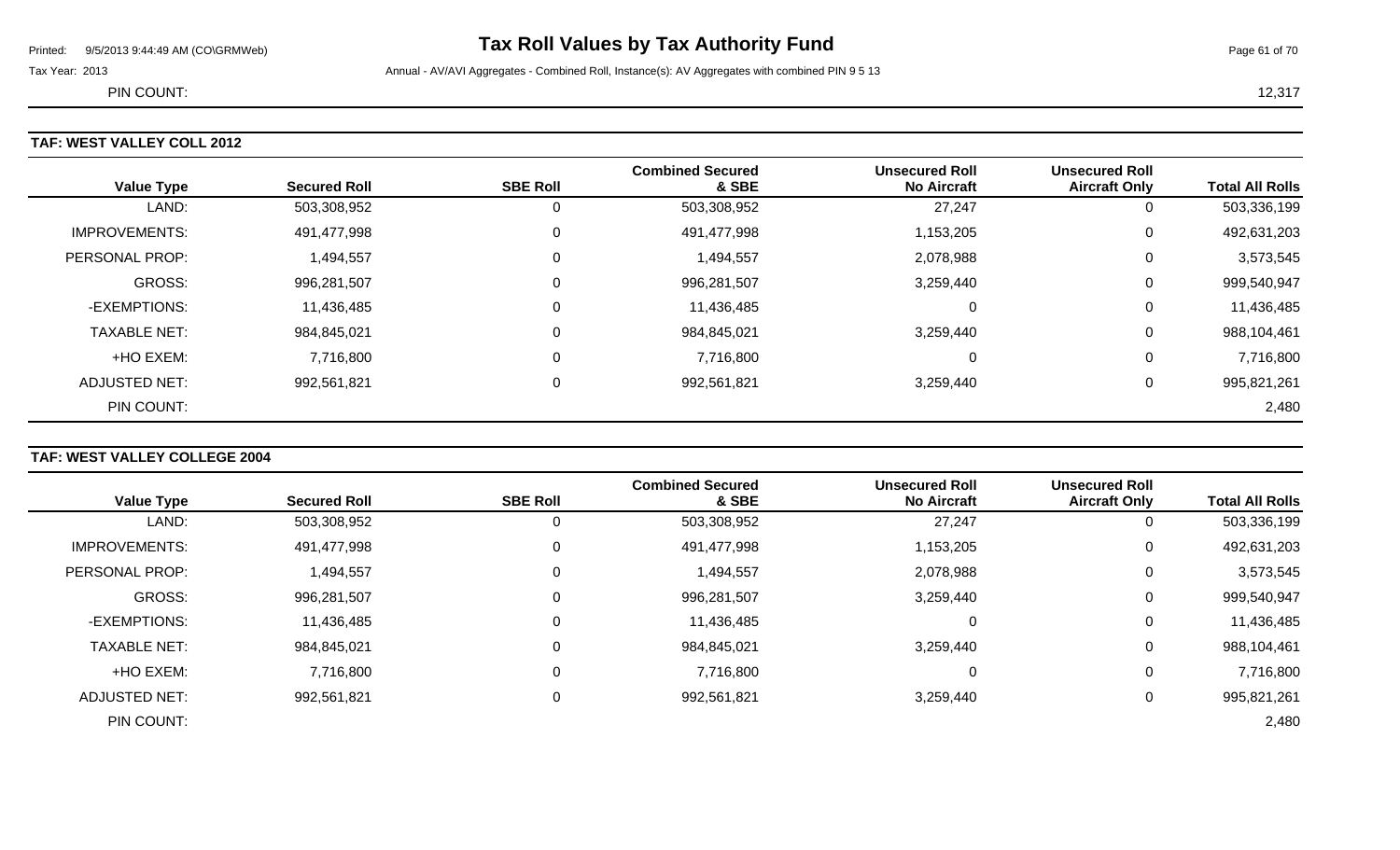PIN COUNT: 12,317

## TAF: WEST VALLEY COLL 2012

| Value Type | Secured Roll | SBE Roll | Combined Secured & SBE | Unsecured Roll No Aircraft | Unsecured Roll Aircraft Only | Total All Rolls |
|---|---|---|---|---|---|---|
| LAND: | 503,308,952 | 0 | 503,308,952 | 27,247 | 0 | 503,336,199 |
| IMPROVEMENTS: | 491,477,998 | 0 | 491,477,998 | 1,153,205 | 0 | 492,631,203 |
| PERSONAL PROP: | 1,494,557 | 0 | 1,494,557 | 2,078,988 | 0 | 3,573,545 |
| GROSS: | 996,281,507 | 0 | 996,281,507 | 3,259,440 | 0 | 999,540,947 |
| -EXEMPTIONS: | 11,436,485 | 0 | 11,436,485 | 0 | 0 | 11,436,485 |
| TAXABLE NET: | 984,845,021 | 0 | 984,845,021 | 3,259,440 | 0 | 988,104,461 |
| +HO EXEM: | 7,716,800 | 0 | 7,716,800 | 0 | 0 | 7,716,800 |
| ADJUSTED NET: | 992,561,821 | 0 | 992,561,821 | 3,259,440 | 0 | 995,821,261 |
| PIN COUNT: | | | | | | 2,480 |

## TAF: WEST VALLEY COLLEGE 2004

| Value Type | Secured Roll | SBE Roll | Combined Secured & SBE | Unsecured Roll No Aircraft | Unsecured Roll Aircraft Only | Total All Rolls |
|---|---|---|---|---|---|---|
| LAND: | 503,308,952 | 0 | 503,308,952 | 27,247 | 0 | 503,336,199 |
| IMPROVEMENTS: | 491,477,998 | 0 | 491,477,998 | 1,153,205 | 0 | 492,631,203 |
| PERSONAL PROP: | 1,494,557 | 0 | 1,494,557 | 2,078,988 | 0 | 3,573,545 |
| GROSS: | 996,281,507 | 0 | 996,281,507 | 3,259,440 | 0 | 999,540,947 |
| -EXEMPTIONS: | 11,436,485 | 0 | 11,436,485 | 0 | 0 | 11,436,485 |
| TAXABLE NET: | 984,845,021 | 0 | 984,845,021 | 3,259,440 | 0 | 988,104,461 |
| +HO EXEM: | 7,716,800 | 0 | 7,716,800 | 0 | 0 | 7,716,800 |
| ADJUSTED NET: | 992,561,821 | 0 | 992,561,821 | 3,259,440 | 0 | 995,821,261 |
| PIN COUNT: | | | | | | 2,480 |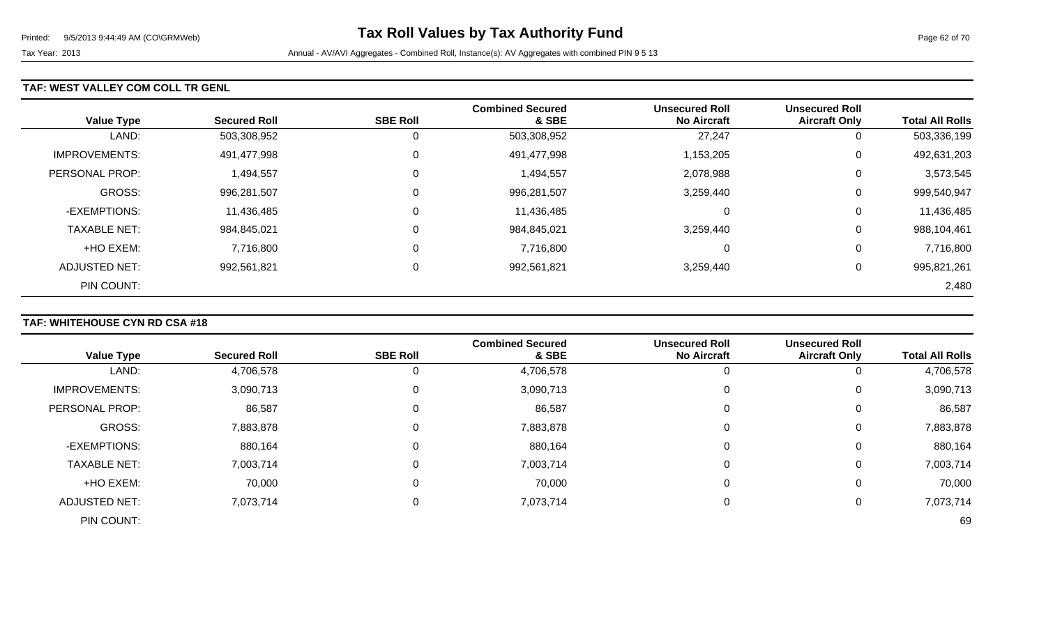# Tax Roll Values by Tax Authority Fund

Tax Year: 2013

Annual - AV/AVI Aggregates - Combined Roll, Instance(s): AV Aggregates with combined PIN 9 5 13

## TAF: WEST VALLEY COM COLL TR GENL

| Value Type | Secured Roll | SBE Roll | Combined Secured & SBE | Unsecured Roll No Aircraft | Unsecured Roll Aircraft Only | Total All Rolls |
|---|---|---|---|---|---|---|
| LAND: | 503,308,952 | 0 | 503,308,952 | 27,247 | 0 | 503,336,199 |
| IMPROVEMENTS: | 491,477,998 | 0 | 491,477,998 | 1,153,205 | 0 | 492,631,203 |
| PERSONAL PROP: | 1,494,557 | 0 | 1,494,557 | 2,078,988 | 0 | 3,573,545 |
| GROSS: | 996,281,507 | 0 | 996,281,507 | 3,259,440 | 0 | 999,540,947 |
| -EXEMPTIONS: | 11,436,485 | 0 | 11,436,485 | 0 | 0 | 11,436,485 |
| TAXABLE NET: | 984,845,021 | 0 | 984,845,021 | 3,259,440 | 0 | 988,104,461 |
| +HO EXEM: | 7,716,800 | 0 | 7,716,800 | 0 | 0 | 7,716,800 |
| ADJUSTED NET: | 992,561,821 | 0 | 992,561,821 | 3,259,440 | 0 | 995,821,261 |
| PIN COUNT: | | | | | | 2,480 |

## TAF: WHITEHOUSE CYN RD CSA #18

| Value Type | Secured Roll | SBE Roll | Combined Secured & SBE | Unsecured Roll No Aircraft | Unsecured Roll Aircraft Only | Total All Rolls |
|---|---|---|---|---|---|---|
| LAND: | 4,706,578 | 0 | 4,706,578 | 0 | 0 | 4,706,578 |
| IMPROVEMENTS: | 3,090,713 | 0 | 3,090,713 | 0 | 0 | 3,090,713 |
| PERSONAL PROP: | 86,587 | 0 | 86,587 | 0 | 0 | 86,587 |
| GROSS: | 7,883,878 | 0 | 7,883,878 | 0 | 0 | 7,883,878 |
| -EXEMPTIONS: | 880,164 | 0 | 880,164 | 0 | 0 | 880,164 |
| TAXABLE NET: | 7,003,714 | 0 | 7,003,714 | 0 | 0 | 7,003,714 |
| +HO EXEM: | 70,000 | 0 | 70,000 | 0 | 0 | 70,000 |
| ADJUSTED NET: | 7,073,714 | 0 | 7,073,714 | 0 | 0 | 7,073,714 |
| PIN COUNT: | | | | | | 69 |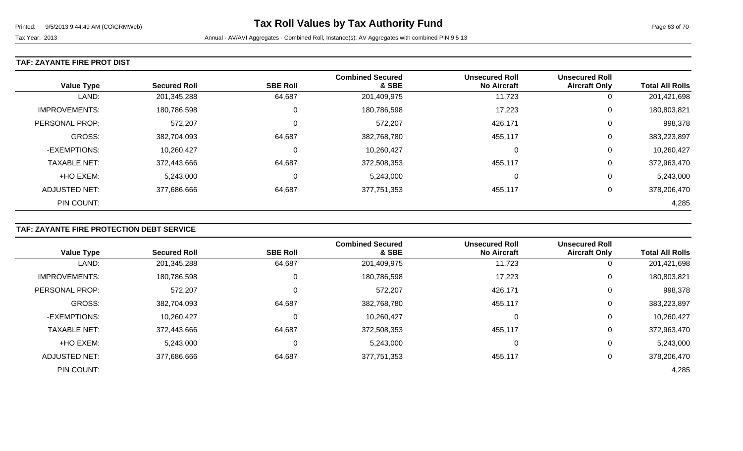# Tax Roll Values by Tax Authority Fund

Tax Year: 2013

Annual - AV/AVI Aggregates - Combined Roll, Instance(s): AV Aggregates with combined PIN 9 5 13

## TAF: ZAYANTE FIRE PROT DIST

| Value Type | Secured Roll | SBE Roll | Combined Secured & SBE | Unsecured Roll No Aircraft | Unsecured Roll Aircraft Only | Total All Rolls |
|---|---|---|---|---|---|---|
| LAND: | 201,345,288 | 64,687 | 201,409,975 | 11,723 | 0 | 201,421,698 |
| IMPROVEMENTS: | 180,786,598 | 0 | 180,786,598 | 17,223 | 0 | 180,803,821 |
| PERSONAL PROP: | 572,207 | 0 | 572,207 | 426,171 | 0 | 998,378 |
| GROSS: | 382,704,093 | 64,687 | 382,768,780 | 455,117 | 0 | 383,223,897 |
| -EXEMPTIONS: | 10,260,427 | 0 | 10,260,427 | 0 | 0 | 10,260,427 |
| TAXABLE NET: | 372,443,666 | 64,687 | 372,508,353 | 455,117 | 0 | 372,963,470 |
| +HO EXEM: | 5,243,000 | 0 | 5,243,000 | 0 | 0 | 5,243,000 |
| ADJUSTED NET: | 377,686,666 | 64,687 | 377,751,353 | 455,117 | 0 | 378,206,470 |
| PIN COUNT: | | | | | | 4,285 |

## TAF: ZAYANTE FIRE PROTECTION DEBT SERVICE

| Value Type | Secured Roll | SBE Roll | Combined Secured & SBE | Unsecured Roll No Aircraft | Unsecured Roll Aircraft Only | Total All Rolls |
|---|---|---|---|---|---|---|
| LAND: | 201,345,288 | 64,687 | 201,409,975 | 11,723 | 0 | 201,421,698 |
| IMPROVEMENTS: | 180,786,598 | 0 | 180,786,598 | 17,223 | 0 | 180,803,821 |
| PERSONAL PROP: | 572,207 | 0 | 572,207 | 426,171 | 0 | 998,378 |
| GROSS: | 382,704,093 | 64,687 | 382,768,780 | 455,117 | 0 | 383,223,897 |
| -EXEMPTIONS: | 10,260,427 | 0 | 10,260,427 | 0 | 0 | 10,260,427 |
| TAXABLE NET: | 372,443,666 | 64,687 | 372,508,353 | 455,117 | 0 | 372,963,470 |
| +HO EXEM: | 5,243,000 | 0 | 5,243,000 | 0 | 0 | 5,243,000 |
| ADJUSTED NET: | 377,686,666 | 64,687 | 377,751,353 | 455,117 | 0 | 378,206,470 |
| PIN COUNT: | | | | | | 4,285 |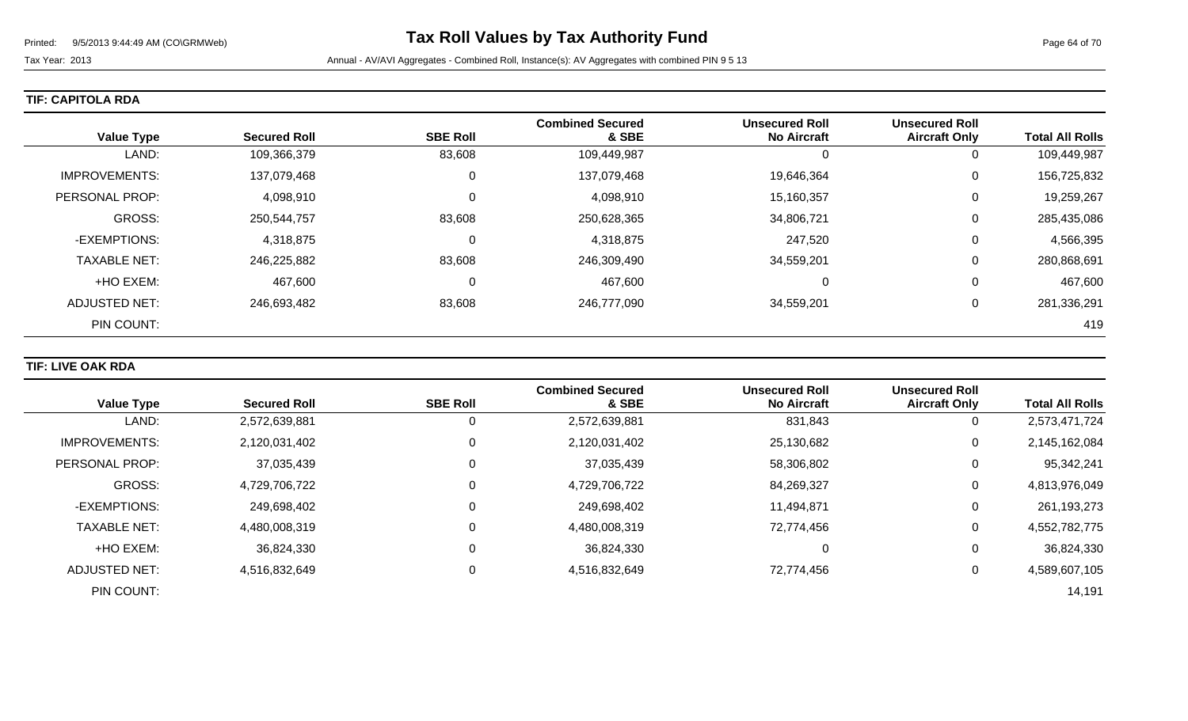# Tax Roll Values by Tax Authority Fund

Tax Year: 2013

Annual - AV/AVI Aggregates - Combined Roll, Instance(s): AV Aggregates with combined PIN 9 5 13

## TIF: CAPITOLA RDA

| Value Type | Secured Roll | SBE Roll | Combined Secured & SBE | Unsecured Roll No Aircraft | Unsecured Roll Aircraft Only | Total All Rolls |
|---|---|---|---|---|---|---|
| LAND: | 109,366,379 | 83,608 | 109,449,987 | 0 | 0 | 109,449,987 |
| IMPROVEMENTS: | 137,079,468 | 0 | 137,079,468 | 19,646,364 | 0 | 156,725,832 |
| PERSONAL PROP: | 4,098,910 | 0 | 4,098,910 | 15,160,357 | 0 | 19,259,267 |
| GROSS: | 250,544,757 | 83,608 | 250,628,365 | 34,806,721 | 0 | 285,435,086 |
| -EXEMPTIONS: | 4,318,875 | 0 | 4,318,875 | 247,520 | 0 | 4,566,395 |
| TAXABLE NET: | 246,225,882 | 83,608 | 246,309,490 | 34,559,201 | 0 | 280,868,691 |
| +HO EXEM: | 467,600 | 0 | 467,600 | 0 | 0 | 467,600 |
| ADJUSTED NET: | 246,693,482 | 83,608 | 246,777,090 | 34,559,201 | 0 | 281,336,291 |
| PIN COUNT: | | | | | | 419 |

## TIF: LIVE OAK RDA

| Value Type | Secured Roll | SBE Roll | Combined Secured & SBE | Unsecured Roll No Aircraft | Unsecured Roll Aircraft Only | Total All Rolls |
|---|---|---|---|---|---|---|
| LAND: | 2,572,639,881 | 0 | 2,572,639,881 | 831,843 | 0 | 2,573,471,724 |
| IMPROVEMENTS: | 2,120,031,402 | 0 | 2,120,031,402 | 25,130,682 | 0 | 2,145,162,084 |
| PERSONAL PROP: | 37,035,439 | 0 | 37,035,439 | 58,306,802 | 0 | 95,342,241 |
| GROSS: | 4,729,706,722 | 0 | 4,729,706,722 | 84,269,327 | 0 | 4,813,976,049 |
| -EXEMPTIONS: | 249,698,402 | 0 | 249,698,402 | 11,494,871 | 0 | 261,193,273 |
| TAXABLE NET: | 4,480,008,319 | 0 | 4,480,008,319 | 72,774,456 | 0 | 4,552,782,775 |
| +HO EXEM: | 36,824,330 | 0 | 36,824,330 | 0 | 0 | 36,824,330 |
| ADJUSTED NET: | 4,516,832,649 | 0 | 4,516,832,649 | 72,774,456 | 0 | 4,589,607,105 |
| PIN COUNT: | | | | | | 14,191 |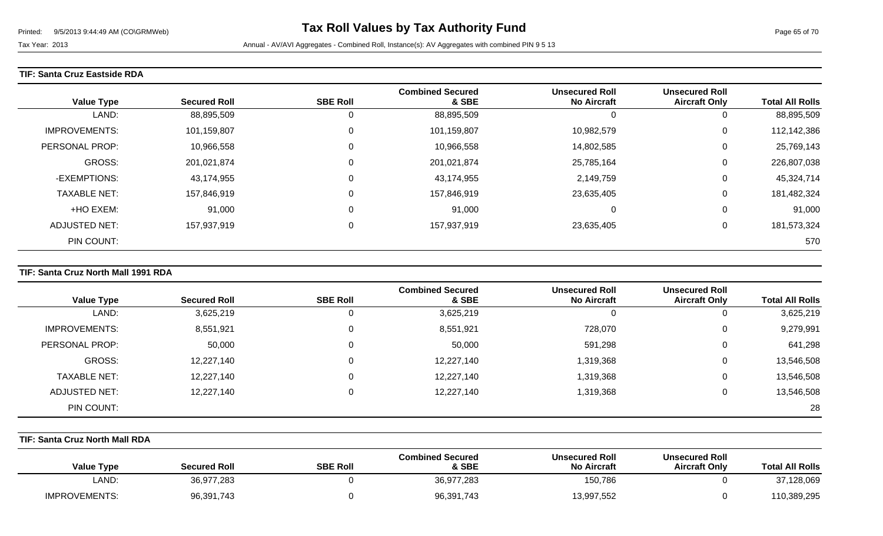# Tax Roll Values by Tax Authority Fund

Tax Year: 2013

Annual - AV/AVI Aggregates - Combined Roll, Instance(s): AV Aggregates with combined PIN 9 5 13

**TIF: Santa Cruz Eastside RDA**

| Value Type | Secured Roll | SBE Roll | Combined Secured & SBE | Unsecured Roll No Aircraft | Unsecured Roll Aircraft Only | Total All Rolls |
|---|---|---|---|---|---|---|
| LAND: | 88,895,509 | 0 | 88,895,509 | 0 | 0 | 88,895,509 |
| IMPROVEMENTS: | 101,159,807 | 0 | 101,159,807 | 10,982,579 | 0 | 112,142,386 |
| PERSONAL PROP: | 10,966,558 | 0 | 10,966,558 | 14,802,585 | 0 | 25,769,143 |
| GROSS: | 201,021,874 | 0 | 201,021,874 | 25,785,164 | 0 | 226,807,038 |
| -EXEMPTIONS: | 43,174,955 | 0 | 43,174,955 | 2,149,759 | 0 | 45,324,714 |
| TAXABLE NET: | 157,846,919 | 0 | 157,846,919 | 23,635,405 | 0 | 181,482,324 |
| +HO EXEM: | 91,000 | 0 | 91,000 | 0 | 0 | 91,000 |
| ADJUSTED NET: | 157,937,919 | 0 | 157,937,919 | 23,635,405 | 0 | 181,573,324 |
| PIN COUNT: | | | | | | 570 |

**TIF: Santa Cruz North Mall 1991 RDA**

| Value Type | Secured Roll | SBE Roll | Combined Secured & SBE | Unsecured Roll No Aircraft | Unsecured Roll Aircraft Only | Total All Rolls |
|---|---|---|---|---|---|---|
| LAND: | 3,625,219 | 0 | 3,625,219 | 0 | 0 | 3,625,219 |
| IMPROVEMENTS: | 8,551,921 | 0 | 8,551,921 | 728,070 | 0 | 9,279,991 |
| PERSONAL PROP: | 50,000 | 0 | 50,000 | 591,298 | 0 | 641,298 |
| GROSS: | 12,227,140 | 0 | 12,227,140 | 1,319,368 | 0 | 13,546,508 |
| TAXABLE NET: | 12,227,140 | 0 | 12,227,140 | 1,319,368 | 0 | 13,546,508 |
| ADJUSTED NET: | 12,227,140 | 0 | 12,227,140 | 1,319,368 | 0 | 13,546,508 |
| PIN COUNT: | | | | | | 28 |

**TIF: Santa Cruz North Mall RDA**

| Value Type | Secured Roll | SBE Roll | Combined Secured & SBE | Unsecured Roll No Aircraft | Unsecured Roll Aircraft Only | Total All Rolls |
|---|---|---|---|---|---|---|
| LAND: | 36,977,283 | 0 | 36,977,283 | 150,786 | 0 | 37,128,069 |
| IMPROVEMENTS: | 96,391,743 | 0 | 96,391,743 | 13,997,552 | 0 | 110,389,295 |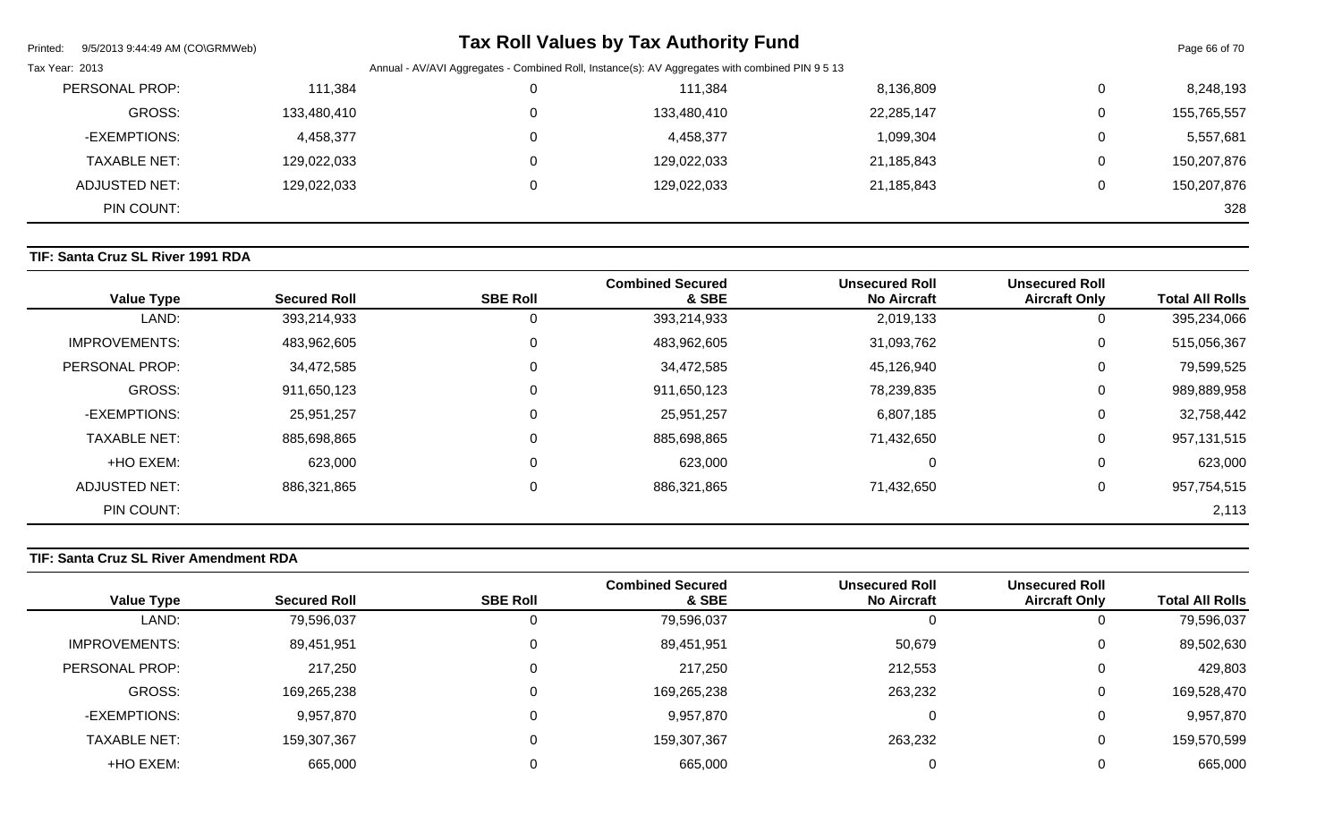| | | | | | | |
|---|---|---|---|---|---|---|
| PERSONAL PROP: | 111,384 | 0 | 111,384 | 8,136,809 | 0 | 8,248,193 |
| GROSS: | 133,480,410 | 0 | 133,480,410 | 22,285,147 | 0 | 155,765,557 |
| -EXEMPTIONS: | 4,458,377 | 0 | 4,458,377 | 1,099,304 | 0 | 5,557,681 |
| TAXABLE NET: | 129,022,033 | 0 | 129,022,033 | 21,185,843 | 0 | 150,207,876 |
| ADJUSTED NET: | 129,022,033 | 0 | 129,022,033 | 21,185,843 | 0 | 150,207,876 |
| PIN COUNT: | | | | | | 328 |

**TIF: Santa Cruz SL River 1991 RDA**

| Value Type | Secured Roll | SBE Roll | Combined Secured & SBE | Unsecured Roll No Aircraft | Unsecured Roll Aircraft Only | Total All Rolls |
|---|---|---|---|---|---|---|
| LAND: | 393,214,933 | 0 | 393,214,933 | 2,019,133 | 0 | 395,234,066 |
| IMPROVEMENTS: | 483,962,605 | 0 | 483,962,605 | 31,093,762 | 0 | 515,056,367 |
| PERSONAL PROP: | 34,472,585 | 0 | 34,472,585 | 45,126,940 | 0 | 79,599,525 |
| GROSS: | 911,650,123 | 0 | 911,650,123 | 78,239,835 | 0 | 989,889,958 |
| -EXEMPTIONS: | 25,951,257 | 0 | 25,951,257 | 6,807,185 | 0 | 32,758,442 |
| TAXABLE NET: | 885,698,865 | 0 | 885,698,865 | 71,432,650 | 0 | 957,131,515 |
| +HO EXEM: | 623,000 | 0 | 623,000 | 0 | 0 | 623,000 |
| ADJUSTED NET: | 886,321,865 | 0 | 886,321,865 | 71,432,650 | 0 | 957,754,515 |
| PIN COUNT: | | | | | | 2,113 |

**TIF: Santa Cruz SL River Amendment RDA**

| Value Type | Secured Roll | SBE Roll | Combined Secured & SBE | Unsecured Roll No Aircraft | Unsecured Roll Aircraft Only | Total All Rolls |
|---|---|---|---|---|---|---|
| LAND: | 79,596,037 | 0 | 79,596,037 | 0 | 0 | 79,596,037 |
| IMPROVEMENTS: | 89,451,951 | 0 | 89,451,951 | 50,679 | 0 | 89,502,630 |
| PERSONAL PROP: | 217,250 | 0 | 217,250 | 212,553 | 0 | 429,803 |
| GROSS: | 169,265,238 | 0 | 169,265,238 | 263,232 | 0 | 169,528,470 |
| -EXEMPTIONS: | 9,957,870 | 0 | 9,957,870 | 0 | 0 | 9,957,870 |
| TAXABLE NET: | 159,307,367 | 0 | 159,307,367 | 263,232 | 0 | 159,570,599 |
| +HO EXEM: | 665,000 | 0 | 665,000 | 0 | 0 | 665,000 |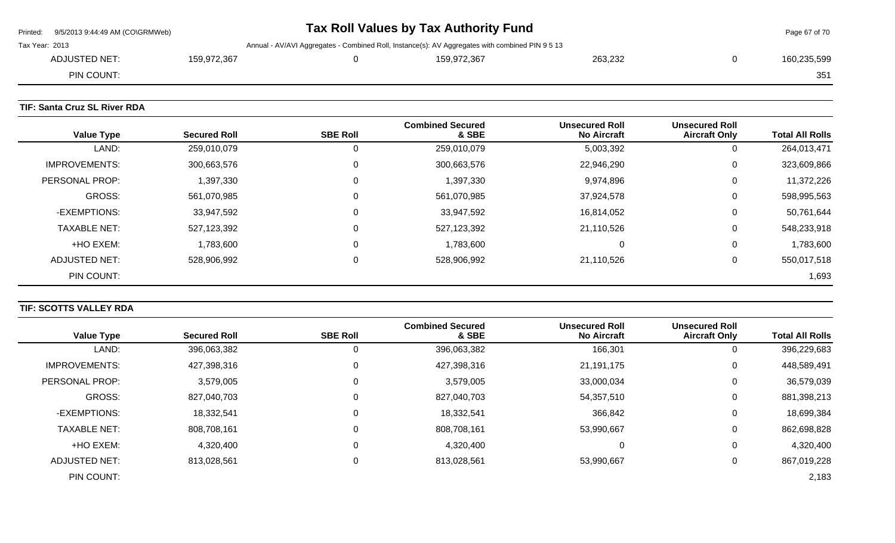| | | | | | | |
|---|---|---|---|---|---|---|
| ADJUSTED NET: | 159,972,367 | 0 | 159,972,367 | 263,232 | 0 | 160,235,599 |
| PIN COUNT: | | | | | | 351 |

**TIF: Santa Cruz SL River RDA**

| Value Type | Secured Roll | SBE Roll | Combined Secured & SBE | Unsecured Roll No Aircraft | Unsecured Roll Aircraft Only | Total All Rolls |
|---|---|---|---|---|---|---|
| LAND: | 259,010,079 | 0 | 259,010,079 | 5,003,392 | 0 | 264,013,471 |
| IMPROVEMENTS: | 300,663,576 | 0 | 300,663,576 | 22,946,290 | 0 | 323,609,866 |
| PERSONAL PROP: | 1,397,330 | 0 | 1,397,330 | 9,974,896 | 0 | 11,372,226 |
| GROSS: | 561,070,985 | 0 | 561,070,985 | 37,924,578 | 0 | 598,995,563 |
| -EXEMPTIONS: | 33,947,592 | 0 | 33,947,592 | 16,814,052 | 0 | 50,761,644 |
| TAXABLE NET: | 527,123,392 | 0 | 527,123,392 | 21,110,526 | 0 | 548,233,918 |
| +HO EXEM: | 1,783,600 | 0 | 1,783,600 | 0 | 0 | 1,783,600 |
| ADJUSTED NET: | 528,906,992 | 0 | 528,906,992 | 21,110,526 | 0 | 550,017,518 |
| PIN COUNT: | | | | | | 1,693 |

**TIF: SCOTTS VALLEY RDA**

| Value Type | Secured Roll | SBE Roll | Combined Secured & SBE | Unsecured Roll No Aircraft | Unsecured Roll Aircraft Only | Total All Rolls |
|---|---|---|---|---|---|---|
| LAND: | 396,063,382 | 0 | 396,063,382 | 166,301 | 0 | 396,229,683 |
| IMPROVEMENTS: | 427,398,316 | 0 | 427,398,316 | 21,191,175 | 0 | 448,589,491 |
| PERSONAL PROP: | 3,579,005 | 0 | 3,579,005 | 33,000,034 | 0 | 36,579,039 |
| GROSS: | 827,040,703 | 0 | 827,040,703 | 54,357,510 | 0 | 881,398,213 |
| -EXEMPTIONS: | 18,332,541 | 0 | 18,332,541 | 366,842 | 0 | 18,699,384 |
| TAXABLE NET: | 808,708,161 | 0 | 808,708,161 | 53,990,667 | 0 | 862,698,828 |
| +HO EXEM: | 4,320,400 | 0 | 4,320,400 | 0 | 0 | 4,320,400 |
| ADJUSTED NET: | 813,028,561 | 0 | 813,028,561 | 53,990,667 | 0 | 867,019,228 |
| PIN COUNT: | | | | | | 2,183 |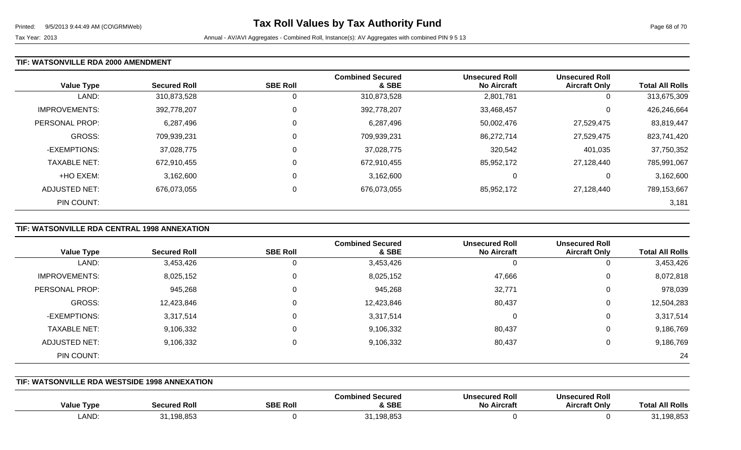## TIF: WATSONVILLE RDA 2000 AMENDMENT

| Value Type | Secured Roll | SBE Roll | Combined Secured & SBE | Unsecured Roll No Aircraft | Unsecured Roll Aircraft Only | Total All Rolls |
|---|---|---|---|---|---|---|
| LAND: | 310,873,528 | 0 | 310,873,528 | 2,801,781 | 0 | 313,675,309 |
| IMPROVEMENTS: | 392,778,207 | 0 | 392,778,207 | 33,468,457 | 0 | 426,246,664 |
| PERSONAL PROP: | 6,287,496 | 0 | 6,287,496 | 50,002,476 | 27,529,475 | 83,819,447 |
| GROSS: | 709,939,231 | 0 | 709,939,231 | 86,272,714 | 27,529,475 | 823,741,420 |
| -EXEMPTIONS: | 37,028,775 | 0 | 37,028,775 | 320,542 | 401,035 | 37,750,352 |
| TAXABLE NET: | 672,910,455 | 0 | 672,910,455 | 85,952,172 | 27,128,440 | 785,991,067 |
| +HO EXEM: | 3,162,600 | 0 | 3,162,600 | 0 | 0 | 3,162,600 |
| ADJUSTED NET: | 676,073,055 | 0 | 676,073,055 | 85,952,172 | 27,128,440 | 789,153,667 |
| PIN COUNT: | | | | | | 3,181 |

## TIF: WATSONVILLE RDA CENTRAL 1998 ANNEXATION

| Value Type | Secured Roll | SBE Roll | Combined Secured & SBE | Unsecured Roll No Aircraft | Unsecured Roll Aircraft Only | Total All Rolls |
|---|---|---|---|---|---|---|
| LAND: | 3,453,426 | 0 | 3,453,426 | 0 | 0 | 3,453,426 |
| IMPROVEMENTS: | 8,025,152 | 0 | 8,025,152 | 47,666 | 0 | 8,072,818 |
| PERSONAL PROP: | 945,268 | 0 | 945,268 | 32,771 | 0 | 978,039 |
| GROSS: | 12,423,846 | 0 | 12,423,846 | 80,437 | 0 | 12,504,283 |
| -EXEMPTIONS: | 3,317,514 | 0 | 3,317,514 | 0 | 0 | 3,317,514 |
| TAXABLE NET: | 9,106,332 | 0 | 9,106,332 | 80,437 | 0 | 9,186,769 |
| ADJUSTED NET: | 9,106,332 | 0 | 9,106,332 | 80,437 | 0 | 9,186,769 |
| PIN COUNT: | | | | | | 24 |

## TIF: WATSONVILLE RDA WESTSIDE 1998 ANNEXATION

| Value Type | Secured Roll | SBE Roll | Combined Secured & SBE | Unsecured Roll No Aircraft | Unsecured Roll Aircraft Only | Total All Rolls |
|---|---|---|---|---|---|---|
| LAND: | 31,198,853 | 0 | 31,198,853 | 0 | 0 | 31,198,853 |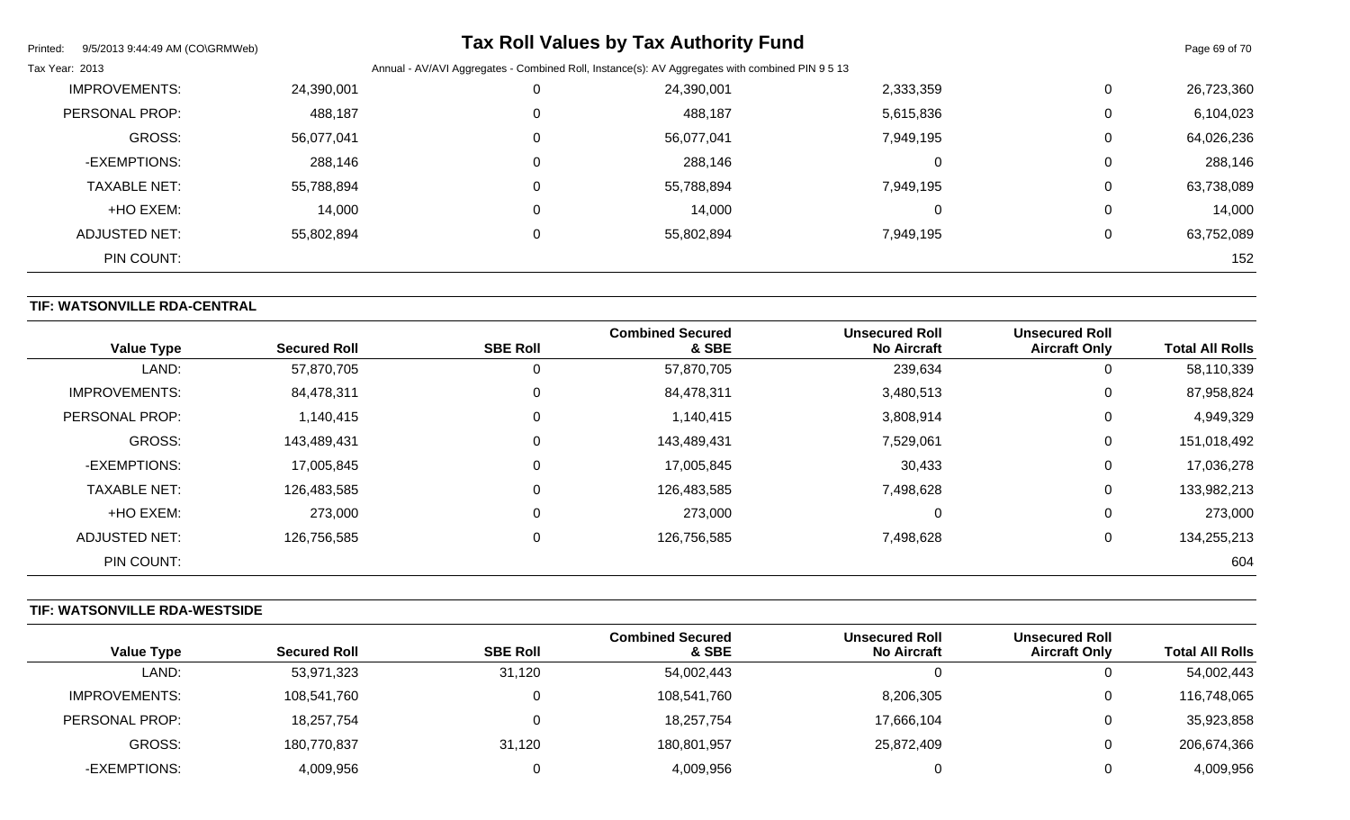| Value Type | Secured Roll | SBE Roll | Combined Secured & SBE | Unsecured Roll No Aircraft | Unsecured Roll Aircraft Only | Total All Rolls |
|---|---|---|---|---|---|---|
| IMPROVEMENTS: | 24,390,001 | 0 | 24,390,001 | 2,333,359 | 0 | 26,723,360 |
| PERSONAL PROP: | 488,187 | 0 | 488,187 | 5,615,836 | 0 | 6,104,023 |
| GROSS: | 56,077,041 | 0 | 56,077,041 | 7,949,195 | 0 | 64,026,236 |
| -EXEMPTIONS: | 288,146 | 0 | 288,146 | 0 | 0 | 288,146 |
| TAXABLE NET: | 55,788,894 | 0 | 55,788,894 | 7,949,195 | 0 | 63,738,089 |
| +HO EXEM: | 14,000 | 0 | 14,000 | 0 | 0 | 14,000 |
| ADJUSTED NET: | 55,802,894 | 0 | 55,802,894 | 7,949,195 | 0 | 63,752,089 |
| PIN COUNT: | | | | | | 152 |

## TIF: WATSONVILLE RDA-CENTRAL

| Value Type | Secured Roll | SBE Roll | Combined Secured & SBE | Unsecured Roll No Aircraft | Unsecured Roll Aircraft Only | Total All Rolls |
|---|---|---|---|---|---|---|
| LAND: | 57,870,705 | 0 | 57,870,705 | 239,634 | 0 | 58,110,339 |
| IMPROVEMENTS: | 84,478,311 | 0 | 84,478,311 | 3,480,513 | 0 | 87,958,824 |
| PERSONAL PROP: | 1,140,415 | 0 | 1,140,415 | 3,808,914 | 0 | 4,949,329 |
| GROSS: | 143,489,431 | 0 | 143,489,431 | 7,529,061 | 0 | 151,018,492 |
| -EXEMPTIONS: | 17,005,845 | 0 | 17,005,845 | 30,433 | 0 | 17,036,278 |
| TAXABLE NET: | 126,483,585 | 0 | 126,483,585 | 7,498,628 | 0 | 133,982,213 |
| +HO EXEM: | 273,000 | 0 | 273,000 | 0 | 0 | 273,000 |
| ADJUSTED NET: | 126,756,585 | 0 | 126,756,585 | 7,498,628 | 0 | 134,255,213 |
| PIN COUNT: | | | | | | 604 |

## TIF: WATSONVILLE RDA-WESTSIDE

| Value Type | Secured Roll | SBE Roll | Combined Secured & SBE | Unsecured Roll No Aircraft | Unsecured Roll Aircraft Only | Total All Rolls |
|---|---|---|---|---|---|---|
| LAND: | 53,971,323 | 31,120 | 54,002,443 | 0 | 0 | 54,002,443 |
| IMPROVEMENTS: | 108,541,760 | 0 | 108,541,760 | 8,206,305 | 0 | 116,748,065 |
| PERSONAL PROP: | 18,257,754 | 0 | 18,257,754 | 17,666,104 | 0 | 35,923,858 |
| GROSS: | 180,770,837 | 31,120 | 180,801,957 | 25,872,409 | 0 | 206,674,366 |
| -EXEMPTIONS: | 4,009,956 | 0 | 4,009,956 | 0 | 0 | 4,009,956 |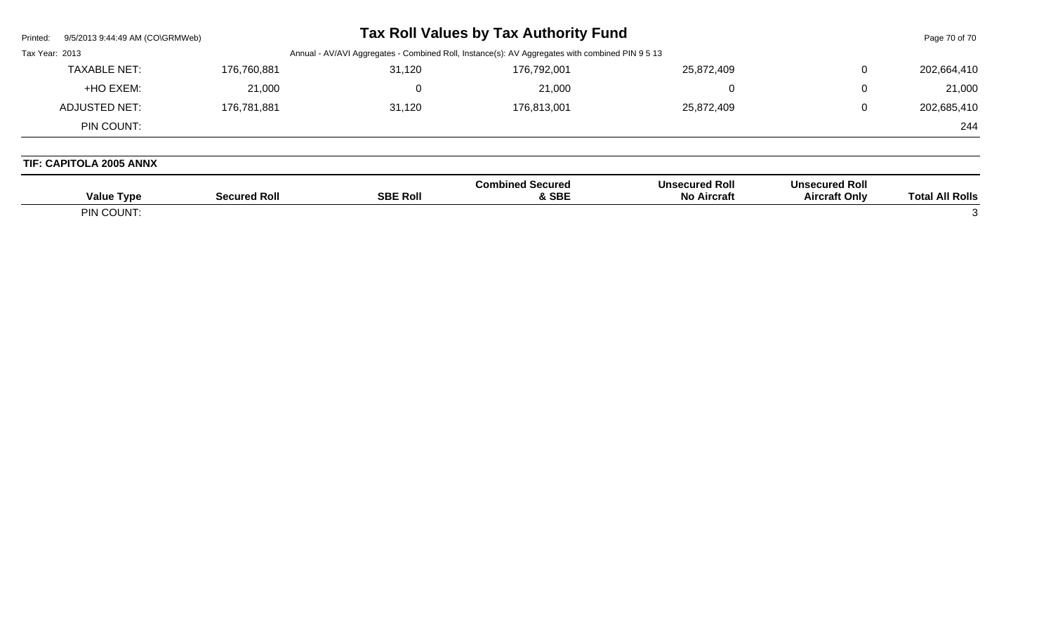| | | | | | | |
|---|---|---|---|---|---|---|
| TAXABLE NET: | 176,760,881 | 31,120 | 176,792,001 | 25,872,409 | 0 | 202,664,410 |
| +HO EXEM: | 21,000 | 0 | 21,000 | 0 | 0 | 21,000 |
| ADJUSTED NET: | 176,781,881 | 31,120 | 176,813,001 | 25,872,409 | 0 | 202,685,410 |
| PIN COUNT: | | | | | | 244 |

**TIF: CAPITOLA 2005 ANNX**

| Value Type | Secured Roll | SBE Roll | Combined Secured & SBE | Unsecured Roll No Aircraft | Unsecured Roll Aircraft Only | Total All Rolls |
|---|---|---|---|---|---|---|
| PIN COUNT: | | | | | | 3 |